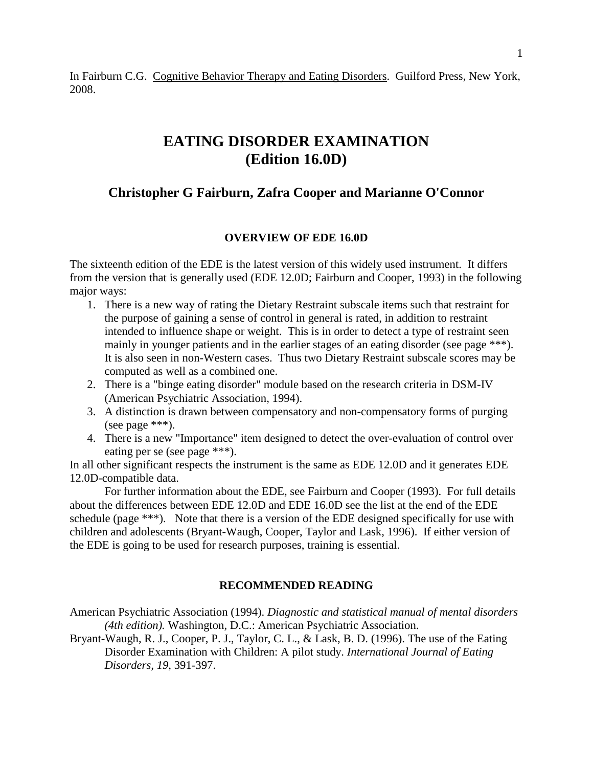In Fairburn C.G. Cognitive Behavior Therapy and Eating Disorders. Guilford Press, New York, 2008.

# EATING DISORDER EXAMINATION (Edition 16.0D)

## Christopher G Fairburn, Zafra Cooper and Marianne O'Connor

### OVERVIEW OF EDE 16.0D

The sixteenth edition of the EDE is the latest version of this widely used instrument. It differs from the version that is generally used (EDE 12.0D; Fairburn and Cooper, 1993) in the following major ways:

1. There is a new way of rating the Dietary Restraint subscale items such that restraint for the purpose of gaining a sense of control in general is rated, in addition to restraint intended to influence shape or weight. This is in order to detect a type of restraint seen mainly in younger patients and in the earlier stages of an eating disorder (see page ***). It is also seen in non-Western cases. Thus two Dietary Restraint subscale scores may be computed as well as a combined one.
2. There is a "binge eating disorder" module based on the research criteria in DSM-IV (American Psychiatric Association, 1994).
3. A distinction is drawn between compensatory and non-compensatory forms of purging (see page ***).
4. There is a new "Importance" item designed to detect the over-evaluation of control over eating per se (see page ***).

In all other significant respects the instrument is the same as EDE 12.0D and it generates EDE 12.0D-compatible data.

For further information about the EDE, see Fairburn and Cooper (1993). For full details about the differences between EDE 12.0D and EDE 16.0D see the list at the end of the EDE schedule (page ***). Note that there is a version of the EDE designed specifically for use with children and adolescents (Bryant-Waugh, Cooper, Taylor and Lask, 1996). If either version of the EDE is going to be used for research purposes, training is essential.

### RECOMMENDED READING

American Psychiatric Association (1994). *Diagnostic and statistical manual of mental disorders (4th edition).* Washington, D.C.: American Psychiatric Association.

Bryant-Waugh, R. J., Cooper, P. J., Taylor, C. L., & Lask, B. D. (1996). The use of the Eating Disorder Examination with Children: A pilot study. *International Journal of Eating Disorders, 19*, 391-397.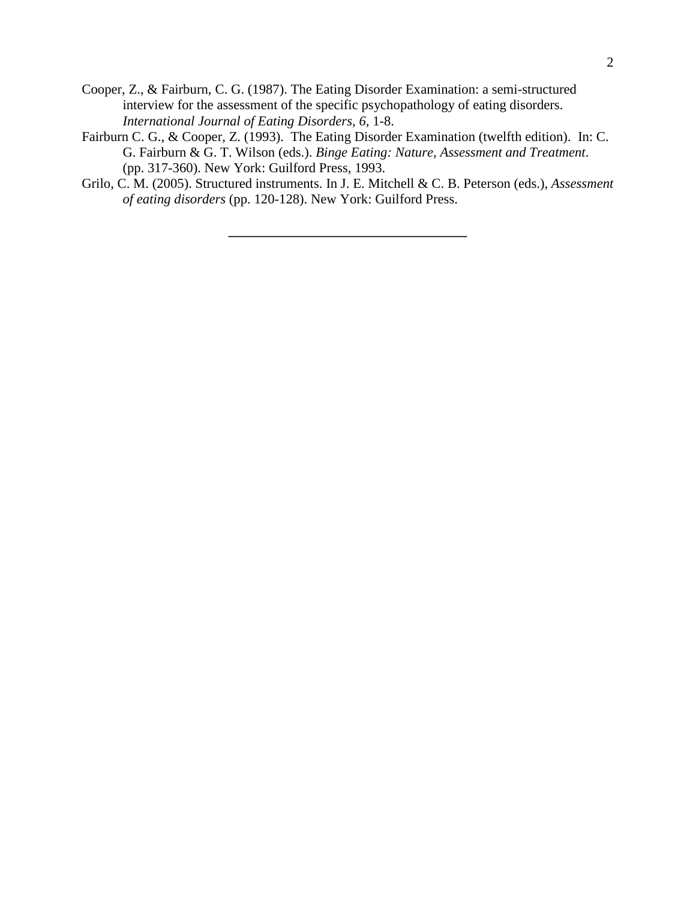Cooper, Z., & Fairburn, C. G. (1987). The Eating Disorder Examination: a semi-structured interview for the assessment of the specific psychopathology of eating disorders. *International Journal of Eating Disorders, 6*, 1-8.

Fairburn C. G., & Cooper, Z. (1993). The Eating Disorder Examination (twelfth edition). In: C. G. Fairburn & G. T. Wilson (eds.). *Binge Eating: Nature, Assessment and Treatment*. (pp. 317-360). New York: Guilford Press, 1993.

Grilo, C. M. (2005). Structured instruments. In J. E. Mitchell & C. B. Peterson (eds.), *Assessment of eating disorders* (pp. 120-128). New York: Guilford Press.

---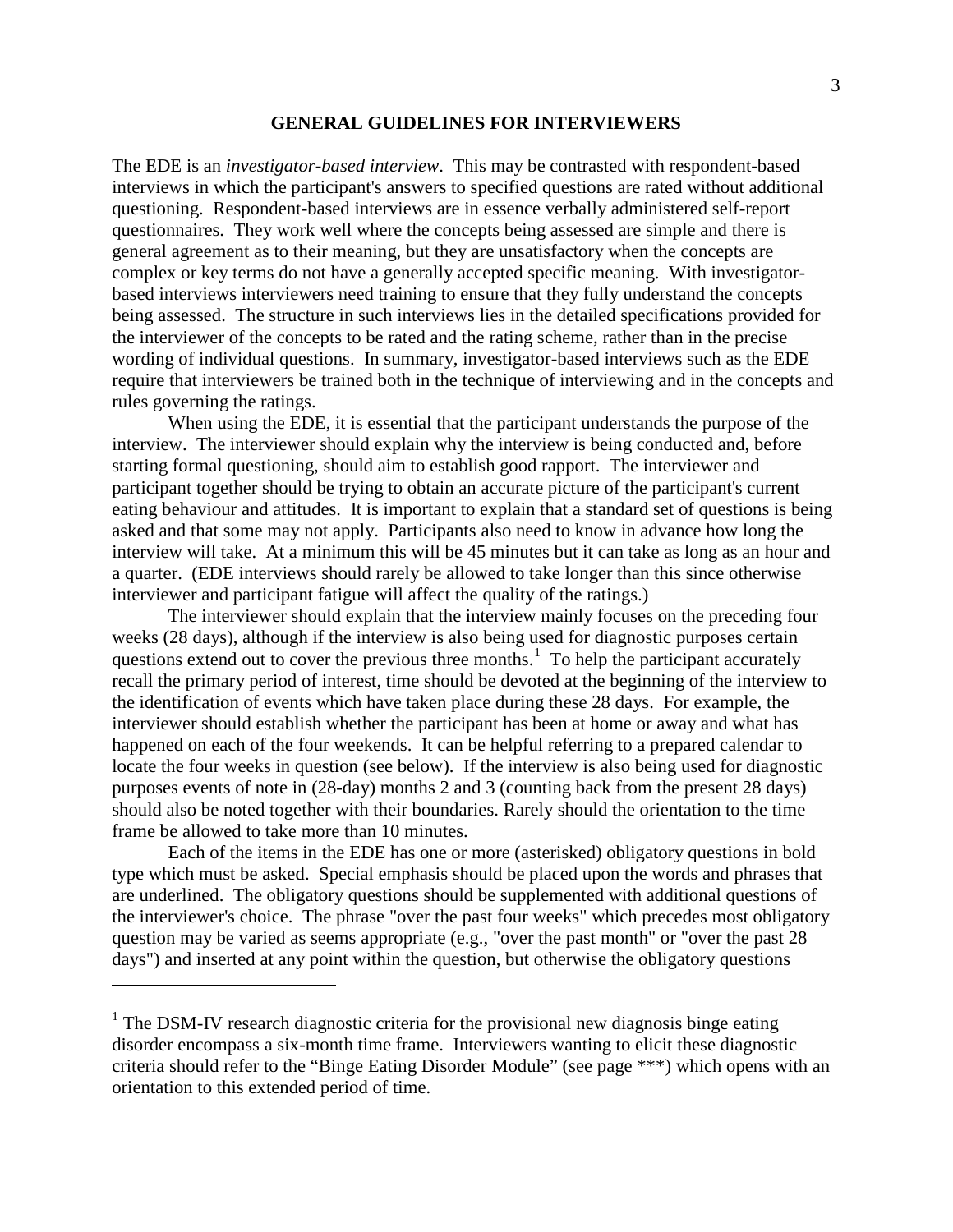## GENERAL GUIDELINES FOR INTERVIEWERS

The EDE is an *investigator-based interview*. This may be contrasted with respondent-based interviews in which the participant's answers to specified questions are rated without additional questioning. Respondent-based interviews are in essence verbally administered self-report questionnaires. They work well where the concepts being assessed are simple and there is general agreement as to their meaning, but they are unsatisfactory when the concepts are complex or key terms do not have a generally accepted specific meaning. With investigator-based interviews interviewers need training to ensure that they fully understand the concepts being assessed. The structure in such interviews lies in the detailed specifications provided for the interviewer of the concepts to be rated and the rating scheme, rather than in the precise wording of individual questions. In summary, investigator-based interviews such as the EDE require that interviewers be trained both in the technique of interviewing and in the concepts and rules governing the ratings.

When using the EDE, it is essential that the participant understands the purpose of the interview. The interviewer should explain why the interview is being conducted and, before starting formal questioning, should aim to establish good rapport. The interviewer and participant together should be trying to obtain an accurate picture of the participant's current eating behaviour and attitudes. It is important to explain that a standard set of questions is being asked and that some may not apply. Participants also need to know in advance how long the interview will take. At a minimum this will be 45 minutes but it can take as long as an hour and a quarter. (EDE interviews should rarely be allowed to take longer than this since otherwise interviewer and participant fatigue will affect the quality of the ratings.)

The interviewer should explain that the interview mainly focuses on the preceding four weeks (28 days), although if the interview is also being used for diagnostic purposes certain questions extend out to cover the previous three months.[1] To help the participant accurately recall the primary period of interest, time should be devoted at the beginning of the interview to the identification of events which have taken place during these 28 days. For example, the interviewer should establish whether the participant has been at home or away and what has happened on each of the four weekends. It can be helpful referring to a prepared calendar to locate the four weeks in question (see below). If the interview is also being used for diagnostic purposes events of note in (28-day) months 2 and 3 (counting back from the present 28 days) should also be noted together with their boundaries. Rarely should the orientation to the time frame be allowed to take more than 10 minutes.

Each of the items in the EDE has one or more (asterisked) obligatory questions in bold type which must be asked. Special emphasis should be placed upon the words and phrases that are underlined. The obligatory questions should be supplemented with additional questions of the interviewer's choice. The phrase "over the past four weeks" which precedes most obligatory question may be varied as seems appropriate (e.g., "over the past month" or "over the past 28 days") and inserted at any point within the question, but otherwise the obligatory questions

---

[1] The DSM-IV research diagnostic criteria for the provisional new diagnosis binge eating disorder encompass a six-month time frame. Interviewers wanting to elicit these diagnostic criteria should refer to the "Binge Eating Disorder Module" (see page ***) which opens with an orientation to this extended period of time.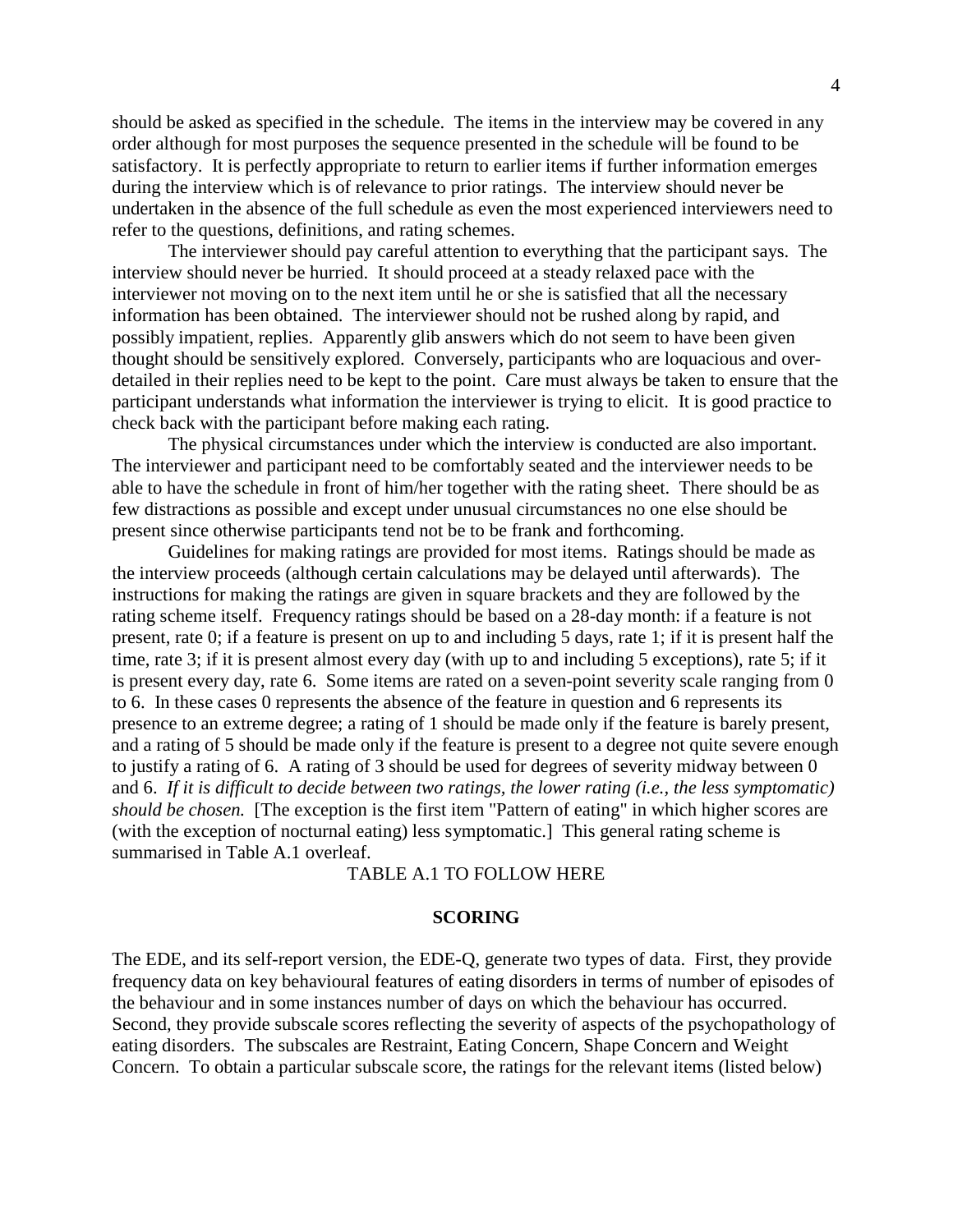should be asked as specified in the schedule. The items in the interview may be covered in any order although for most purposes the sequence presented in the schedule will be found to be satisfactory. It is perfectly appropriate to return to earlier items if further information emerges during the interview which is of relevance to prior ratings. The interview should never be undertaken in the absence of the full schedule as even the most experienced interviewers need to refer to the questions, definitions, and rating schemes.

The interviewer should pay careful attention to everything that the participant says. The interview should never be hurried. It should proceed at a steady relaxed pace with the interviewer not moving on to the next item until he or she is satisfied that all the necessary information has been obtained. The interviewer should not be rushed along by rapid, and possibly impatient, replies. Apparently glib answers which do not seem to have been given thought should be sensitively explored. Conversely, participants who are loquacious and over-detailed in their replies need to be kept to the point. Care must always be taken to ensure that the participant understands what information the interviewer is trying to elicit. It is good practice to check back with the participant before making each rating.

The physical circumstances under which the interview is conducted are also important. The interviewer and participant need to be comfortably seated and the interviewer needs to be able to have the schedule in front of him/her together with the rating sheet. There should be as few distractions as possible and except under unusual circumstances no one else should be present since otherwise participants tend not be to be frank and forthcoming.

Guidelines for making ratings are provided for most items. Ratings should be made as the interview proceeds (although certain calculations may be delayed until afterwards). The instructions for making the ratings are given in square brackets and they are followed by the rating scheme itself. Frequency ratings should be based on a 28-day month: if a feature is not present, rate 0; if a feature is present on up to and including 5 days, rate 1; if it is present half the time, rate 3; if it is present almost every day (with up to and including 5 exceptions), rate 5; if it is present every day, rate 6. Some items are rated on a seven-point severity scale ranging from 0 to 6. In these cases 0 represents the absence of the feature in question and 6 represents its presence to an extreme degree; a rating of 1 should be made only if the feature is barely present, and a rating of 5 should be made only if the feature is present to a degree not quite severe enough to justify a rating of 6. A rating of 3 should be used for degrees of severity midway between 0 and 6. *If it is difficult to decide between two ratings, the lower rating (i.e., the less symptomatic) should be chosen.* [The exception is the first item "Pattern of eating" in which higher scores are (with the exception of nocturnal eating) less symptomatic.] This general rating scheme is summarised in Table A.1 overleaf.

TABLE A.1 TO FOLLOW HERE

## SCORING

The EDE, and its self-report version, the EDE-Q, generate two types of data. First, they provide frequency data on key behavioural features of eating disorders in terms of number of episodes of the behaviour and in some instances number of days on which the behaviour has occurred. Second, they provide subscale scores reflecting the severity of aspects of the psychopathology of eating disorders. The subscales are Restraint, Eating Concern, Shape Concern and Weight Concern. To obtain a particular subscale score, the ratings for the relevant items (listed below)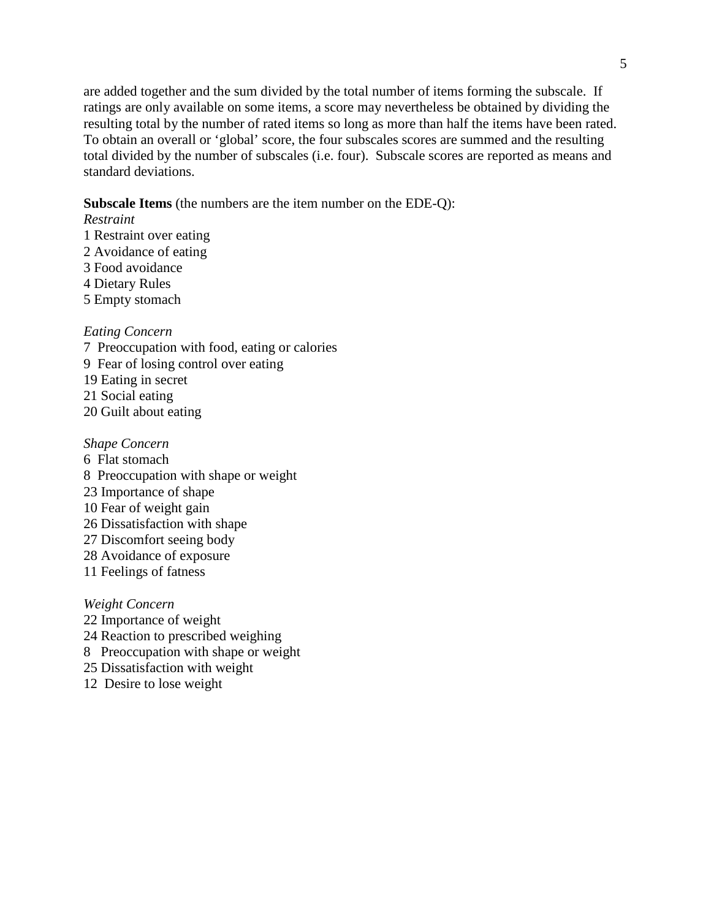are added together and the sum divided by the total number of items forming the subscale. If ratings are only available on some items, a score may nevertheless be obtained by dividing the resulting total by the number of rated items so long as more than half the items have been rated. To obtain an overall or 'global' score, the four subscales scores are summed and the resulting total divided by the number of subscales (i.e. four). Subscale scores are reported as means and standard deviations.

**Subscale Items** (the numbers are the item number on the EDE-Q):

*Restraint*

1 Restraint over eating
2 Avoidance of eating
3 Food avoidance
4 Dietary Rules
5 Empty stomach

*Eating Concern*

7 Preoccupation with food, eating or calories
9 Fear of losing control over eating
19 Eating in secret
21 Social eating
20 Guilt about eating

*Shape Concern*

6 Flat stomach
8 Preoccupation with shape or weight
23 Importance of shape
10 Fear of weight gain
26 Dissatisfaction with shape
27 Discomfort seeing body
28 Avoidance of exposure
11 Feelings of fatness

*Weight Concern*

22 Importance of weight
24 Reaction to prescribed weighing
8 Preoccupation with shape or weight
25 Dissatisfaction with weight
12 Desire to lose weight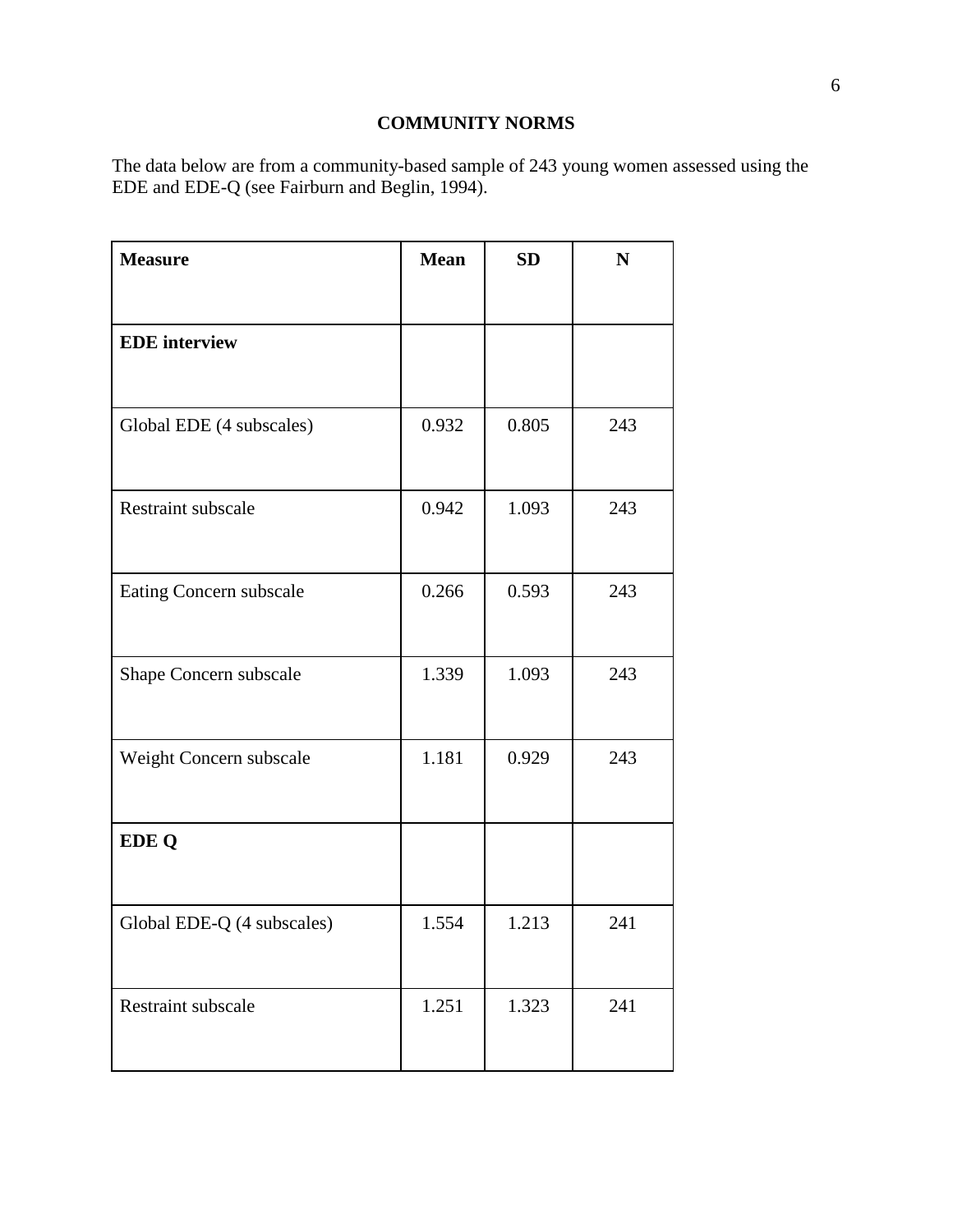## COMMUNITY NORMS

The data below are from a community-based sample of 243 young women assessed using the EDE and EDE-Q (see Fairburn and Beglin, 1994).

| Measure | Mean | SD | N |
|---|---|---|---|
| **EDE interview** | | | |
| Global EDE (4 subscales) | 0.932 | 0.805 | 243 |
| Restraint subscale | 0.942 | 1.093 | 243 |
| Eating Concern subscale | 0.266 | 0.593 | 243 |
| Shape Concern subscale | 1.339 | 1.093 | 243 |
| Weight Concern subscale | 1.181 | 0.929 | 243 |
| **EDE Q** | | | |
| Global EDE-Q (4 subscales) | 1.554 | 1.213 | 241 |
| Restraint subscale | 1.251 | 1.323 | 241 |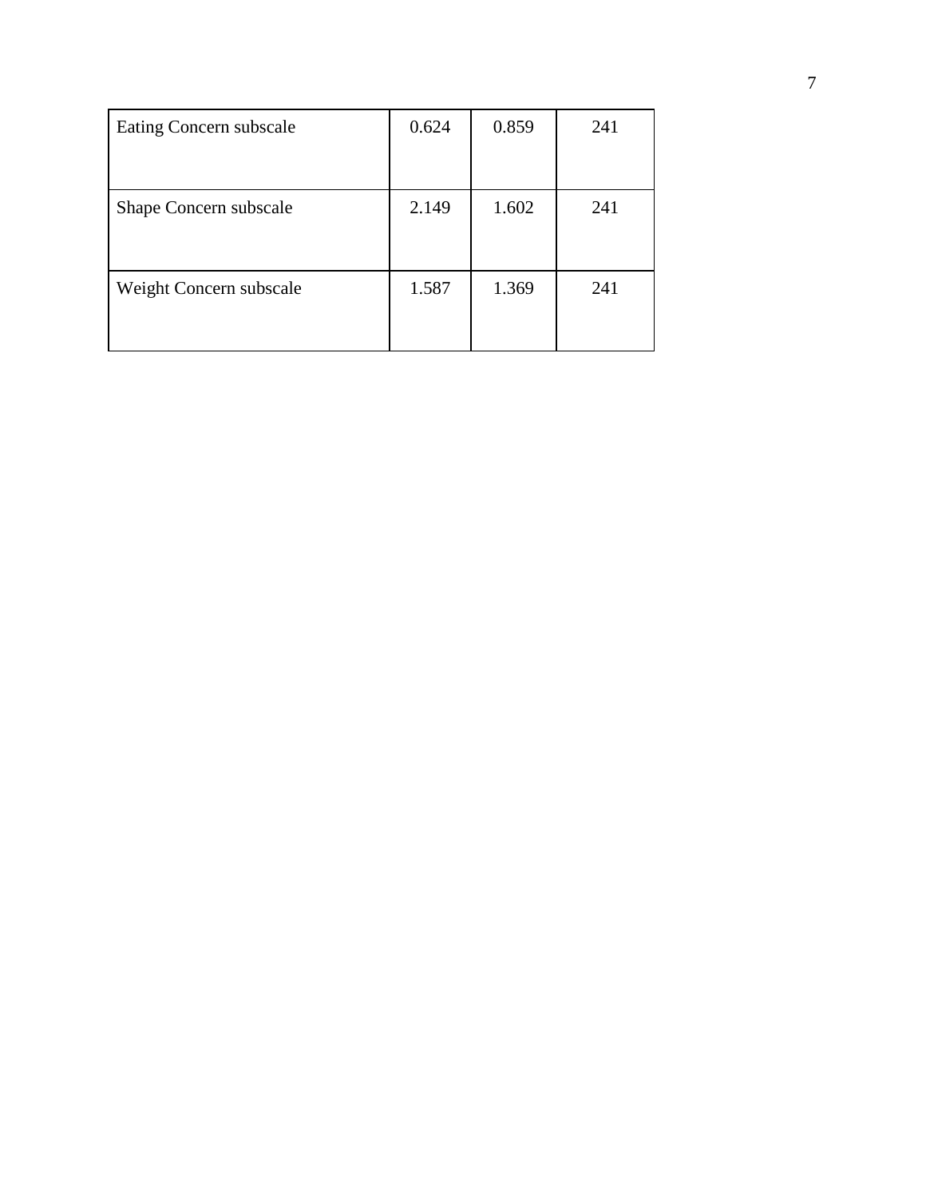| | | | |
|---|---|---|---|
| Eating Concern subscale | 0.624 | 0.859 | 241 |
| Shape Concern subscale | 2.149 | 1.602 | 241 |
| Weight Concern subscale | 1.587 | 1.369 | 241 |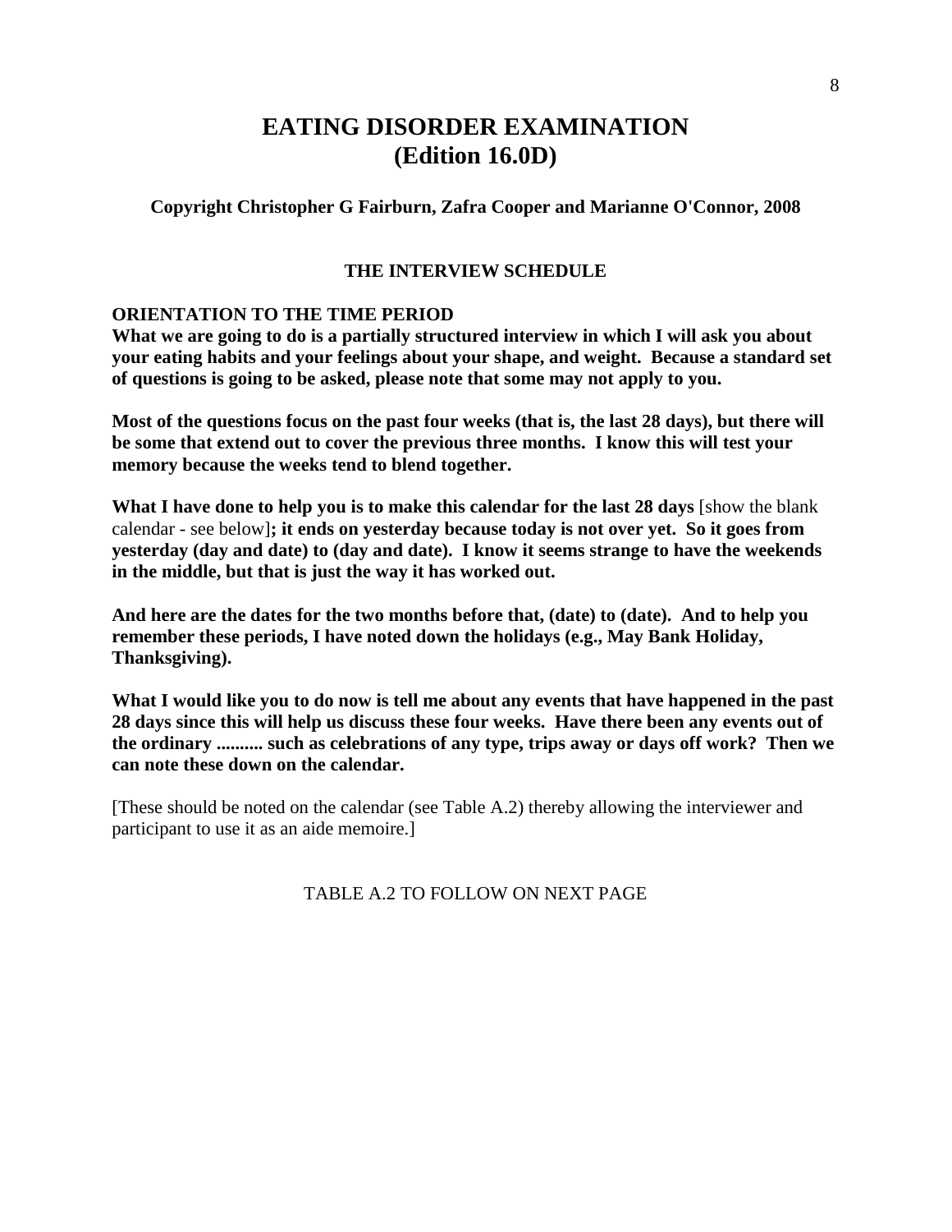# EATING DISORDER EXAMINATION
# (Edition 16.0D)

**Copyright Christopher G Fairburn, Zafra Cooper and Marianne O'Connor, 2008**

**THE INTERVIEW SCHEDULE**

**ORIENTATION TO THE TIME PERIOD**

**What we are going to do is a partially structured interview in which I will ask you about your eating habits and your feelings about your shape, and weight. Because a standard set of questions is going to be asked, please note that some may not apply to you.**

**Most of the questions focus on the past four weeks (that is, the last 28 days), but there will be some that extend out to cover the previous three months. I know this will test your memory because the weeks tend to blend together.**

**What I have done to help you is to make this calendar for the last 28 days** [show the blank calendar - see below]**; it ends on yesterday because today is not over yet. So it goes from yesterday (day and date) to (day and date). I know it seems strange to have the weekends in the middle, but that is just the way it has worked out.**

**And here are the dates for the two months before that, (date) to (date). And to help you remember these periods, I have noted down the holidays (e.g., May Bank Holiday, Thanksgiving).**

**What I would like you to do now is tell me about any events that have happened in the past 28 days since this will help us discuss these four weeks. Have there been any events out of the ordinary .......... such as celebrations of any type, trips away or days off work? Then we can note these down on the calendar.**

[These should be noted on the calendar (see Table A.2) thereby allowing the interviewer and participant to use it as an aide memoire.]

TABLE A.2 TO FOLLOW ON NEXT PAGE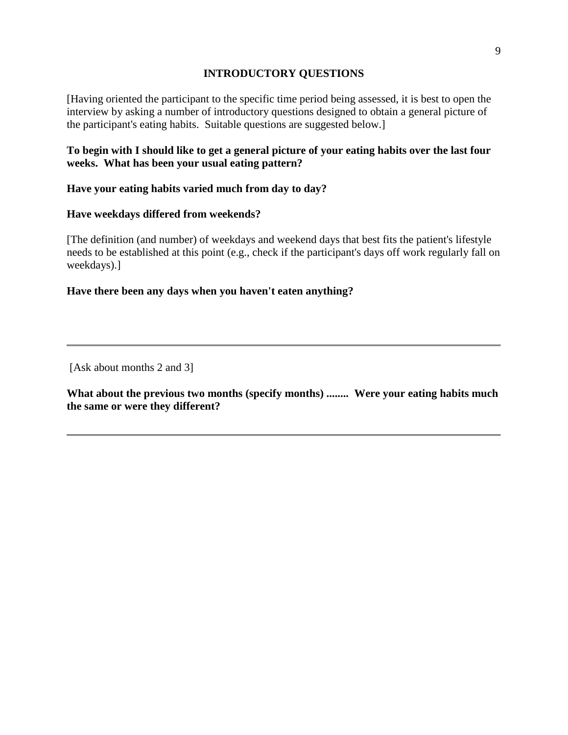## INTRODUCTORY QUESTIONS

[Having oriented the participant to the specific time period being assessed, it is best to open the interview by asking a number of introductory questions designed to obtain a general picture of the participant's eating habits. Suitable questions are suggested below.]

**To begin with I should like to get a general picture of your eating habits over the last four weeks. What has been your usual eating pattern?**

**Have your eating habits varied much from day to day?**

**Have weekdays differed from weekends?**

[The definition (and number) of weekdays and weekend days that best fits the patient's lifestyle needs to be established at this point (e.g., check if the participant's days off work regularly fall on weekdays).]

**Have there been any days when you haven't eaten anything?**

---

[Ask about months 2 and 3]

**What about the previous two months (specify months) ........ Were your eating habits much the same or were they different?**

---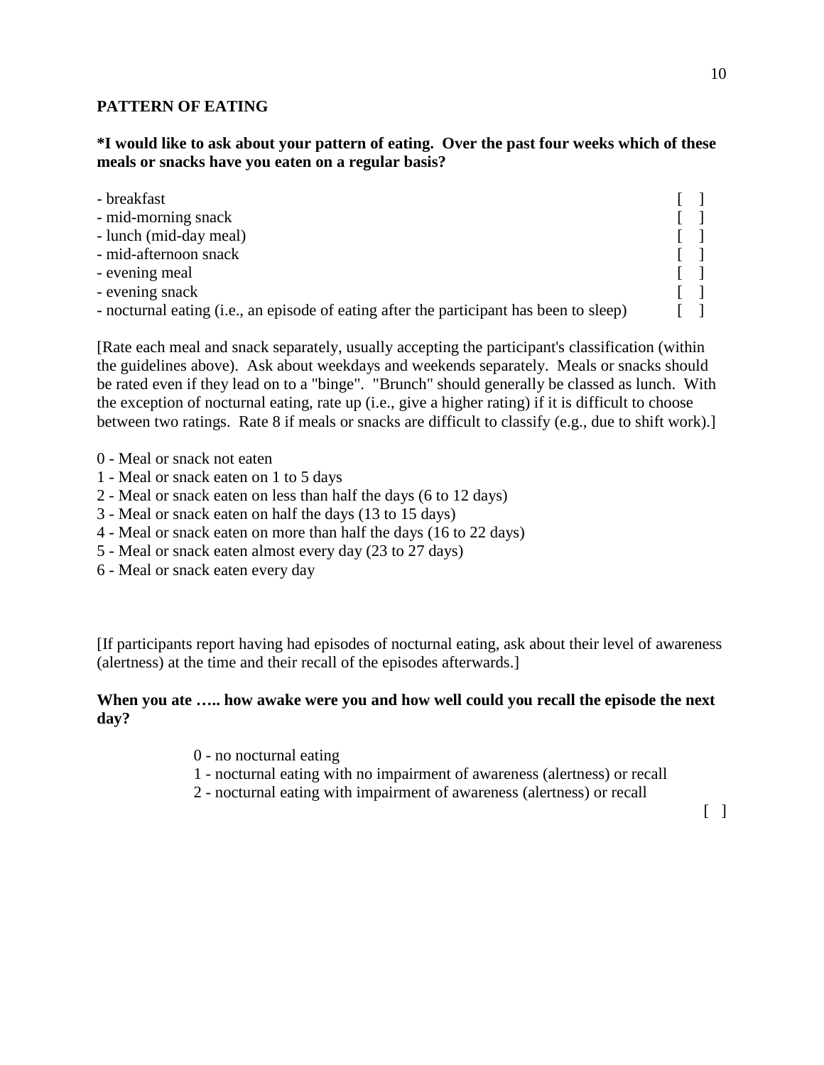## PATTERN OF EATING

**\*I would like to ask about your pattern of eating. Over the past four weeks which of these meals or snacks have you eaten on a regular basis?**

- breakfast [ ]
- mid-morning snack [ ]
- lunch (mid-day meal) [ ]
- mid-afternoon snack [ ]
- evening meal [ ]
- evening snack [ ]
- nocturnal eating (i.e., an episode of eating after the participant has been to sleep) [ ]

[Rate each meal and snack separately, usually accepting the participant's classification (within the guidelines above). Ask about weekdays and weekends separately. Meals or snacks should be rated even if they lead on to a "binge". "Brunch" should generally be classed as lunch. With the exception of nocturnal eating, rate up (i.e., give a higher rating) if it is difficult to choose between two ratings. Rate 8 if meals or snacks are difficult to classify (e.g., due to shift work).]

0 - Meal or snack not eaten
1 - Meal or snack eaten on 1 to 5 days
2 - Meal or snack eaten on less than half the days (6 to 12 days)
3 - Meal or snack eaten on half the days (13 to 15 days)
4 - Meal or snack eaten on more than half the days (16 to 22 days)
5 - Meal or snack eaten almost every day (23 to 27 days)
6 - Meal or snack eaten every day

[If participants report having had episodes of nocturnal eating, ask about their level of awareness (alertness) at the time and their recall of the episodes afterwards.]

**When you ate ….. how awake were you and how well could you recall the episode the next day?**

0 - no nocturnal eating
1 - nocturnal eating with no impairment of awareness (alertness) or recall
2 - nocturnal eating with impairment of awareness (alertness) or recall

[ ]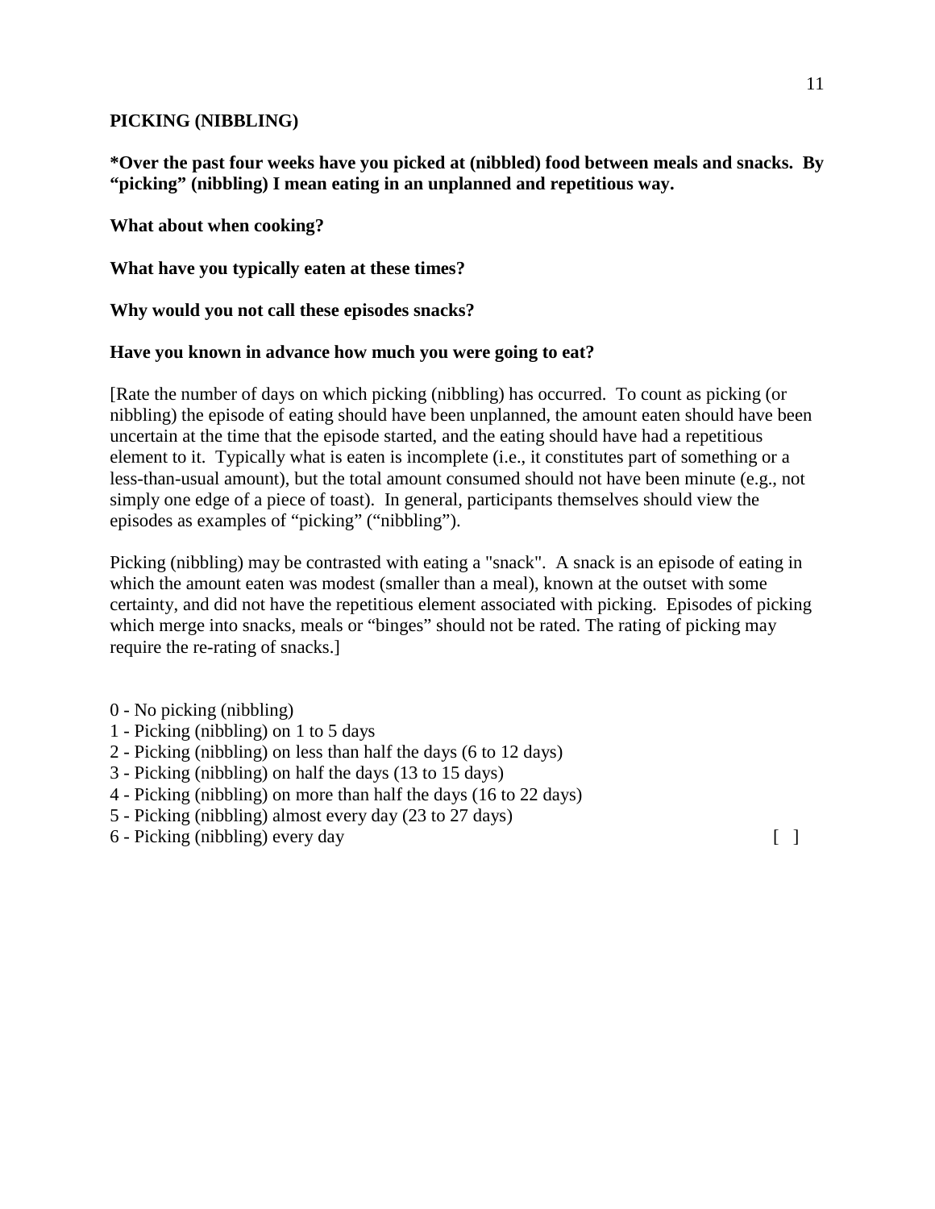**PICKING (NIBBLING)**

***Over the past four weeks have you picked at (nibbled) food between meals and snacks. By "picking" (nibbling) I mean eating in an unplanned and repetitious way.**

**What about when cooking?**

**What have you typically eaten at these times?**

**Why would you not call these episodes snacks?**

**Have you known in advance how much you were going to eat?**

[Rate the number of days on which picking (nibbling) has occurred. To count as picking (or nibbling) the episode of eating should have been unplanned, the amount eaten should have been uncertain at the time that the episode started, and the eating should have had a repetitious element to it. Typically what is eaten is incomplete (i.e., it constitutes part of something or a less-than-usual amount), but the total amount consumed should not have been minute (e.g., not simply one edge of a piece of toast). In general, participants themselves should view the episodes as examples of "picking" ("nibbling").

Picking (nibbling) may be contrasted with eating a "snack". A snack is an episode of eating in which the amount eaten was modest (smaller than a meal), known at the outset with some certainty, and did not have the repetitious element associated with picking. Episodes of picking which merge into snacks, meals or "binges" should not be rated. The rating of picking may require the re-rating of snacks.]

0 - No picking (nibbling)
1 - Picking (nibbling) on 1 to 5 days
2 - Picking (nibbling) on less than half the days (6 to 12 days)
3 - Picking (nibbling) on half the days (13 to 15 days)
4 - Picking (nibbling) on more than half the days (16 to 22 days)
5 - Picking (nibbling) almost every day (23 to 27 days)
6 - Picking (nibbling) every day [ ]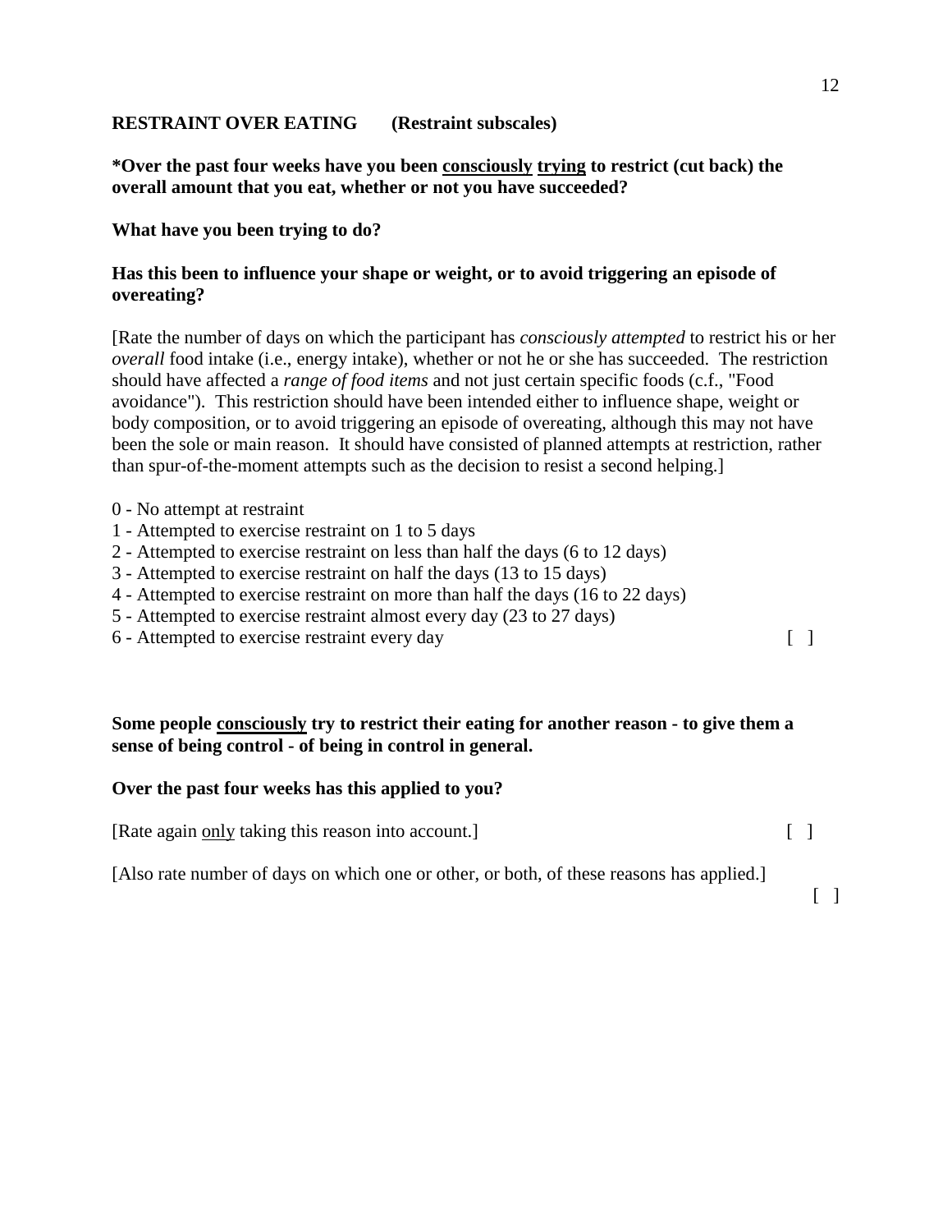**RESTRAINT OVER EATING (Restraint subscales)**

**\*Over the past four weeks have you been <u>consciously</u> <u>trying</u> to restrict (cut back) the overall amount that you eat, whether or not you have succeeded?**

**What have you been trying to do?**

**Has this been to influence your shape or weight, or to avoid triggering an episode of overeating?**

[Rate the number of days on which the participant has *consciously attempted* to restrict his or her *overall* food intake (i.e., energy intake), whether or not he or she has succeeded. The restriction should have affected a *range of food items* and not just certain specific foods (c.f., "Food avoidance"). This restriction should have been intended either to influence shape, weight or body composition, or to avoid triggering an episode of overeating, although this may not have been the sole or main reason. It should have consisted of planned attempts at restriction, rather than spur-of-the-moment attempts such as the decision to resist a second helping.]

0 - No attempt at restraint
1 - Attempted to exercise restraint on 1 to 5 days
2 - Attempted to exercise restraint on less than half the days (6 to 12 days)
3 - Attempted to exercise restraint on half the days (13 to 15 days)
4 - Attempted to exercise restraint on more than half the days (16 to 22 days)
5 - Attempted to exercise restraint almost every day (23 to 27 days)
6 - Attempted to exercise restraint every day [ ]

**Some people <u>consciously</u> try to restrict their eating for another reason - to give them a sense of being control - of being in control in general.**

**Over the past four weeks has this applied to you?**

[Rate again <u>only</u> taking this reason into account.] [ ]

[Also rate number of days on which one or other, or both, of these reasons has applied.] [ ]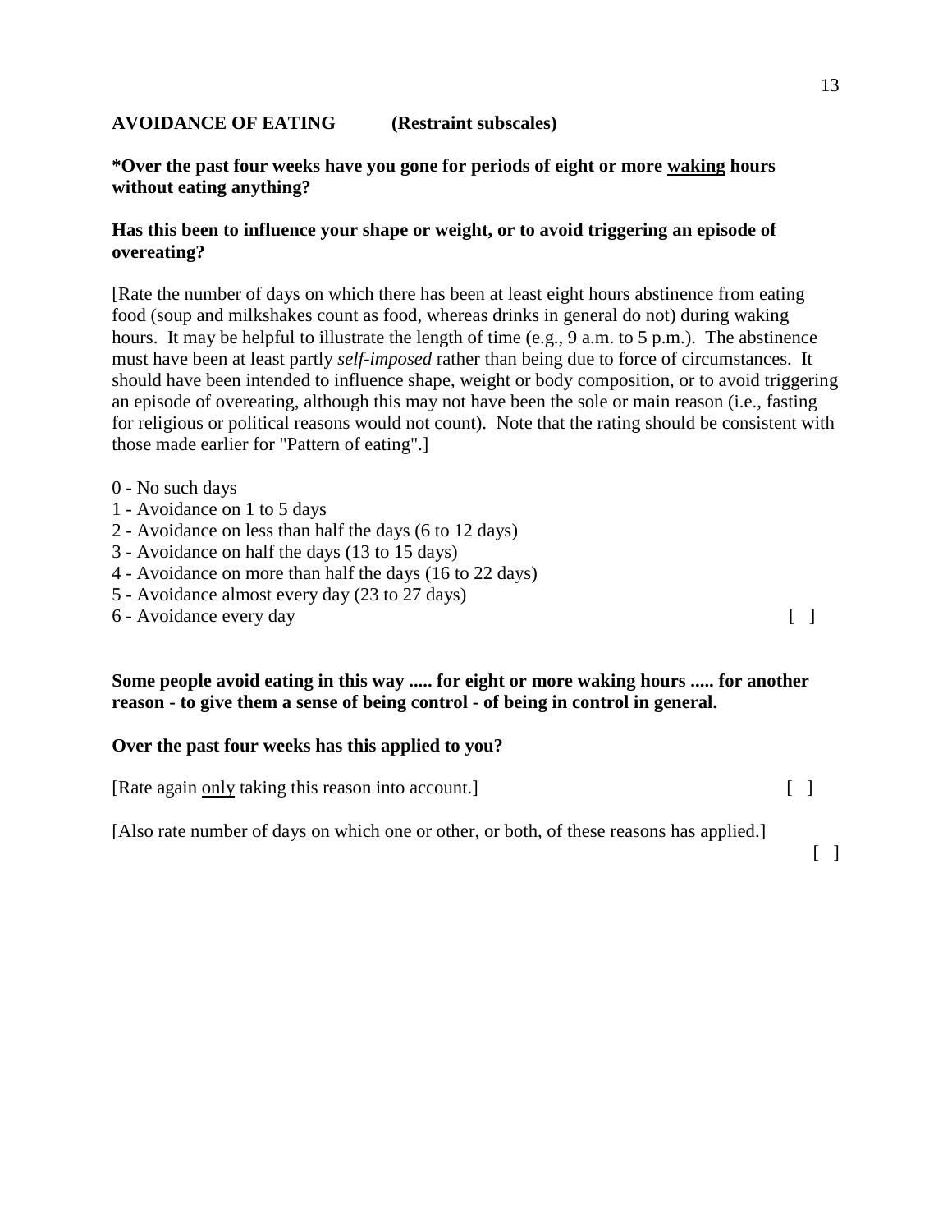**AVOIDANCE OF EATING (Restraint subscales)**

**\*Over the past four weeks have you gone for periods of eight or more <u>waking</u> hours without eating anything?**

**Has this been to influence your shape or weight, or to avoid triggering an episode of overeating?**

[Rate the number of days on which there has been at least eight hours abstinence from eating food (soup and milkshakes count as food, whereas drinks in general do not) during waking hours. It may be helpful to illustrate the length of time (e.g., 9 a.m. to 5 p.m.). The abstinence must have been at least partly *self-imposed* rather than being due to force of circumstances. It should have been intended to influence shape, weight or body composition, or to avoid triggering an episode of overeating, although this may not have been the sole or main reason (i.e., fasting for religious or political reasons would not count). Note that the rating should be consistent with those made earlier for "Pattern of eating".]

0 - No such days
1 - Avoidance on 1 to 5 days
2 - Avoidance on less than half the days (6 to 12 days)
3 - Avoidance on half the days (13 to 15 days)
4 - Avoidance on more than half the days (16 to 22 days)
5 - Avoidance almost every day (23 to 27 days)
6 - Avoidance every day [ ]

**Some people avoid eating in this way ..... for eight or more waking hours ..... for another reason - to give them a sense of being control - of being in control in general.**

**Over the past four weeks has this applied to you?**

[Rate again <u>only</u> taking this reason into account.] [ ]

[Also rate number of days on which one or other, or both, of these reasons has applied.] [ ]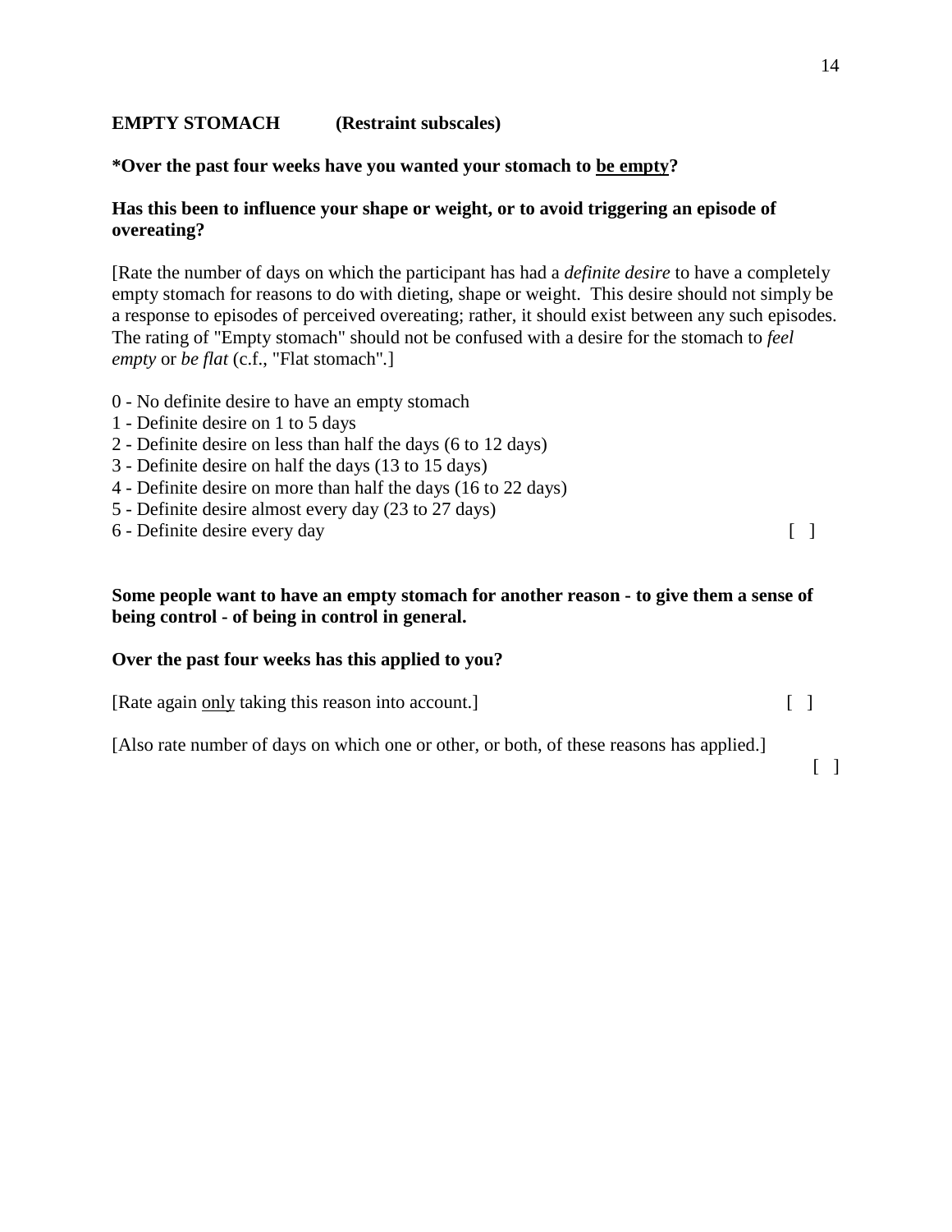**EMPTY STOMACH (Restraint subscales)**

**\*Over the past four weeks have you wanted your stomach to <u>be empty</u>?**

**Has this been to influence your shape or weight, or to avoid triggering an episode of overeating?**

[Rate the number of days on which the participant has had a *definite desire* to have a completely empty stomach for reasons to do with dieting, shape or weight. This desire should not simply be a response to episodes of perceived overeating; rather, it should exist between any such episodes. The rating of "Empty stomach" should not be confused with a desire for the stomach to *feel empty* or *be flat* (c.f., "Flat stomach".]

0 - No definite desire to have an empty stomach
1 - Definite desire on 1 to 5 days
2 - Definite desire on less than half the days (6 to 12 days)
3 - Definite desire on half the days (13 to 15 days)
4 - Definite desire on more than half the days (16 to 22 days)
5 - Definite desire almost every day (23 to 27 days)
6 - Definite desire every day [ ]

**Some people want to have an empty stomach for another reason - to give them a sense of being control - of being in control in general.**

**Over the past four weeks has this applied to you?**

[Rate again <u>only</u> taking this reason into account.] [ ]

[Also rate number of days on which one or other, or both, of these reasons has applied.] [ ]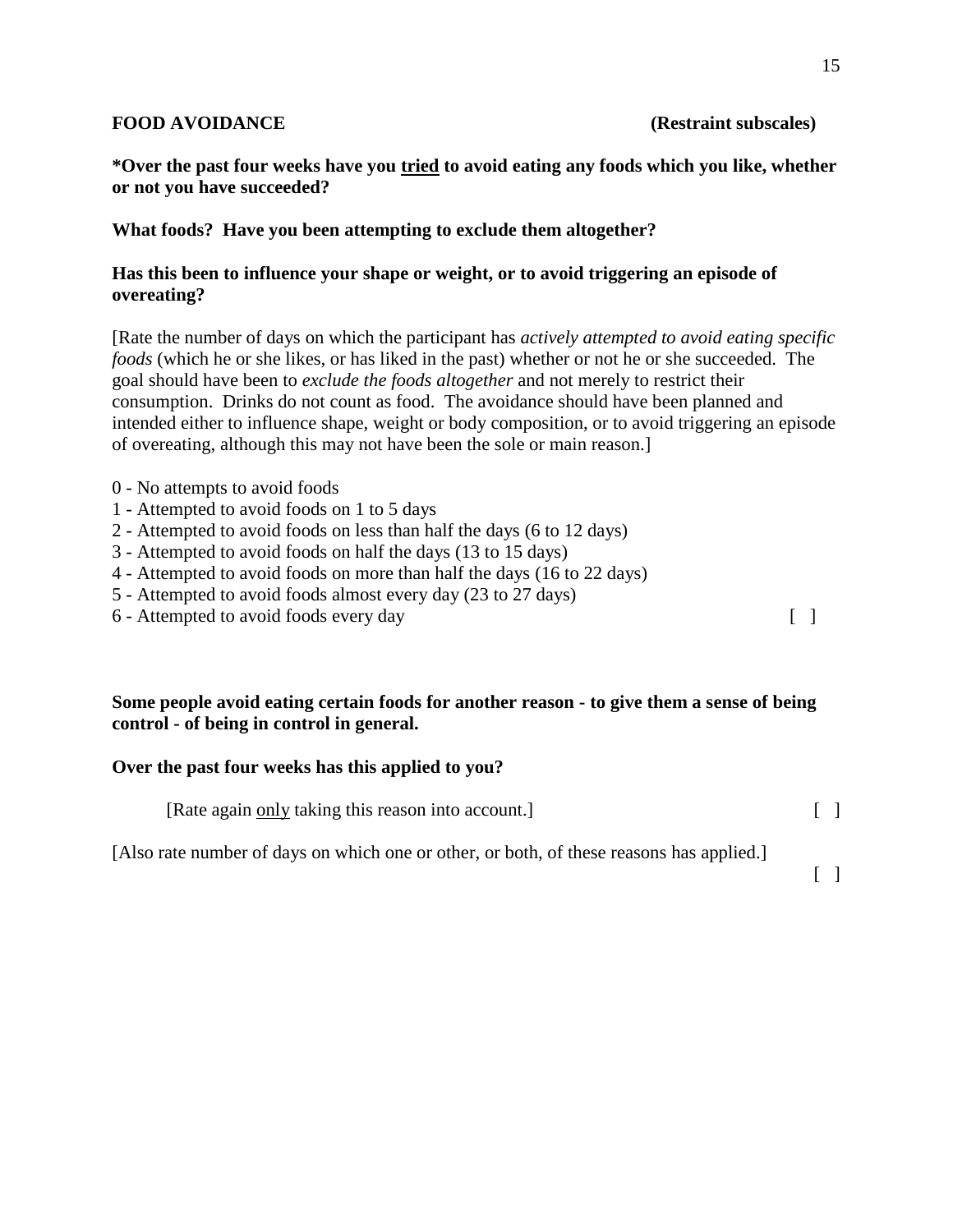**FOOD AVOIDANCE** **(Restraint subscales)**

**\*Over the past four weeks have you <u>tried</u> to avoid eating any foods which you like, whether or not you have succeeded?**

**What foods? Have you been attempting to exclude them altogether?**

**Has this been to influence your shape or weight, or to avoid triggering an episode of overeating?**

[Rate the number of days on which the participant has *actively attempted to avoid eating specific foods* (which he or she likes, or has liked in the past) whether or not he or she succeeded. The goal should have been to *exclude the foods altogether* and not merely to restrict their consumption. Drinks do not count as food. The avoidance should have been planned and intended either to influence shape, weight or body composition, or to avoid triggering an episode of overeating, although this may not have been the sole or main reason.]

0 - No attempts to avoid foods
1 - Attempted to avoid foods on 1 to 5 days
2 - Attempted to avoid foods on less than half the days (6 to 12 days)
3 - Attempted to avoid foods on half the days (13 to 15 days)
4 - Attempted to avoid foods on more than half the days (16 to 22 days)
5 - Attempted to avoid foods almost every day (23 to 27 days)
6 - Attempted to avoid foods every day [ ]

**Some people avoid eating certain foods for another reason - to give them a sense of being control - of being in control in general.**

**Over the past four weeks has this applied to you?**

[Rate again <u>only</u> taking this reason into account.] [ ]

[Also rate number of days on which one or other, or both, of these reasons has applied.] [ ]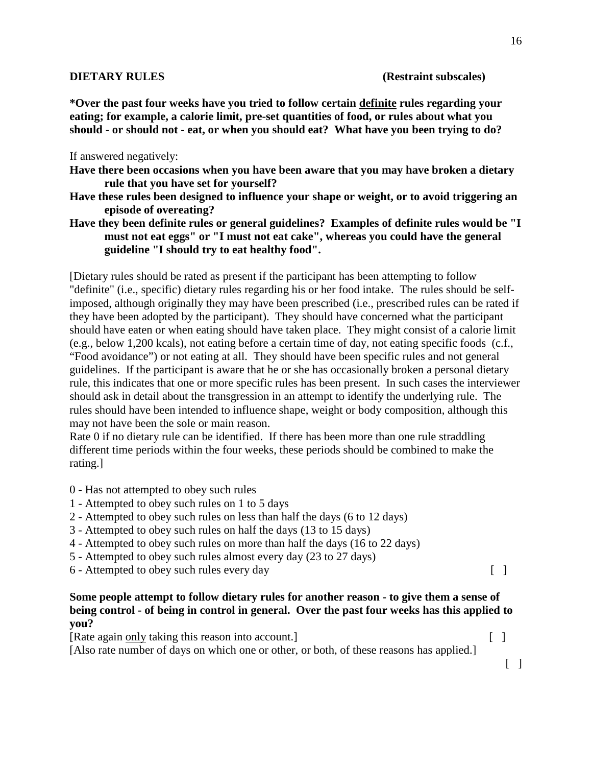**DIETARY RULES** **(Restraint subscales)**

**\*Over the past four weeks have you tried to follow certain <u>definite</u> rules regarding your eating; for example, a calorie limit, pre-set quantities of food, or rules about what you should - or should not - eat, or when you should eat? What have you been trying to do?**

If answered negatively:

**Have there been occasions when you have been aware that you may have broken a dietary rule that you have set for yourself?**

**Have these rules been designed to influence your shape or weight, or to avoid triggering an episode of overeating?**

**Have they been definite rules or general guidelines? Examples of definite rules would be "I must not eat eggs" or "I must not eat cake", whereas you could have the general guideline "I should try to eat healthy food".**

[Dietary rules should be rated as present if the participant has been attempting to follow "definite" (i.e., specific) dietary rules regarding his or her food intake. The rules should be self-imposed, although originally they may have been prescribed (i.e., prescribed rules can be rated if they have been adopted by the participant). They should have concerned what the participant should have eaten or when eating should have taken place. They might consist of a calorie limit (e.g., below 1,200 kcals), not eating before a certain time of day, not eating specific foods (c.f., "Food avoidance") or not eating at all. They should have been specific rules and not general guidelines. If the participant is aware that he or she has occasionally broken a personal dietary rule, this indicates that one or more specific rules has been present. In such cases the interviewer should ask in detail about the transgression in an attempt to identify the underlying rule. The rules should have been intended to influence shape, weight or body composition, although this may not have been the sole or main reason.
Rate 0 if no dietary rule can be identified. If there has been more than one rule straddling different time periods within the four weeks, these periods should be combined to make the rating.]

0 - Has not attempted to obey such rules
1 - Attempted to obey such rules on 1 to 5 days
2 - Attempted to obey such rules on less than half the days (6 to 12 days)
3 - Attempted to obey such rules on half the days (13 to 15 days)
4 - Attempted to obey such rules on more than half the days (16 to 22 days)
5 - Attempted to obey such rules almost every day (23 to 27 days)
6 - Attempted to obey such rules every day [ ]

**Some people attempt to follow dietary rules for another reason - to give them a sense of being control - of being in control in general. Over the past four weeks has this applied to you?**

[Rate again <u>only</u> taking this reason into account.] [ ]

[Also rate number of days on which one or other, or both, of these reasons has applied.] [ ]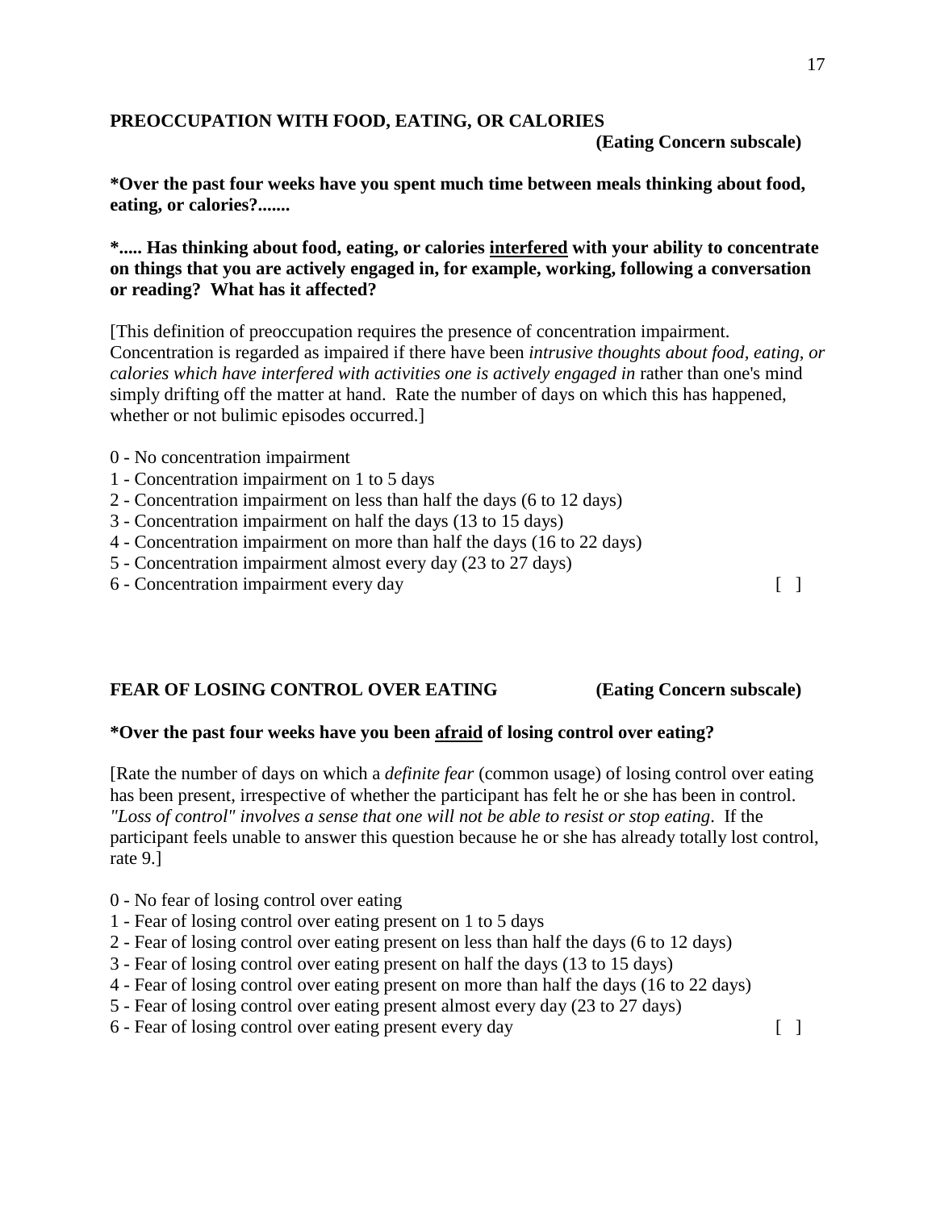**PREOCCUPATION WITH FOOD, EATING, OR CALORIES**
**(Eating Concern subscale)**

***Over the past four weeks have you spent much time between meals thinking about food, eating, or calories?.......**

***..... Has thinking about food, eating, or calories interfered with your ability to concentrate on things that you are actively engaged in, for example, working, following a conversation or reading? What has it affected?**

[This definition of preoccupation requires the presence of concentration impairment. Concentration is regarded as impaired if there have been *intrusive thoughts about food, eating, or calories which have interfered with activities one is actively engaged in* rather than one's mind simply drifting off the matter at hand. Rate the number of days on which this has happened, whether or not bulimic episodes occurred.]

0 - No concentration impairment
1 - Concentration impairment on 1 to 5 days
2 - Concentration impairment on less than half the days (6 to 12 days)
3 - Concentration impairment on half the days (13 to 15 days)
4 - Concentration impairment on more than half the days (16 to 22 days)
5 - Concentration impairment almost every day (23 to 27 days)
6 - Concentration impairment every day [ ]

**FEAR OF LOSING CONTROL OVER EATING (Eating Concern subscale)**

***Over the past four weeks have you been afraid of losing control over eating?**

[Rate the number of days on which a *definite fear* (common usage) of losing control over eating has been present, irrespective of whether the participant has felt he or she has been in control. *"Loss of control" involves a sense that one will not be able to resist or stop eating*. If the participant feels unable to answer this question because he or she has already totally lost control, rate 9.]

0 - No fear of losing control over eating
1 - Fear of losing control over eating present on 1 to 5 days
2 - Fear of losing control over eating present on less than half the days (6 to 12 days)
3 - Fear of losing control over eating present on half the days (13 to 15 days)
4 - Fear of losing control over eating present on more than half the days (16 to 22 days)
5 - Fear of losing control over eating present almost every day (23 to 27 days)
6 - Fear of losing control over eating present every day [ ]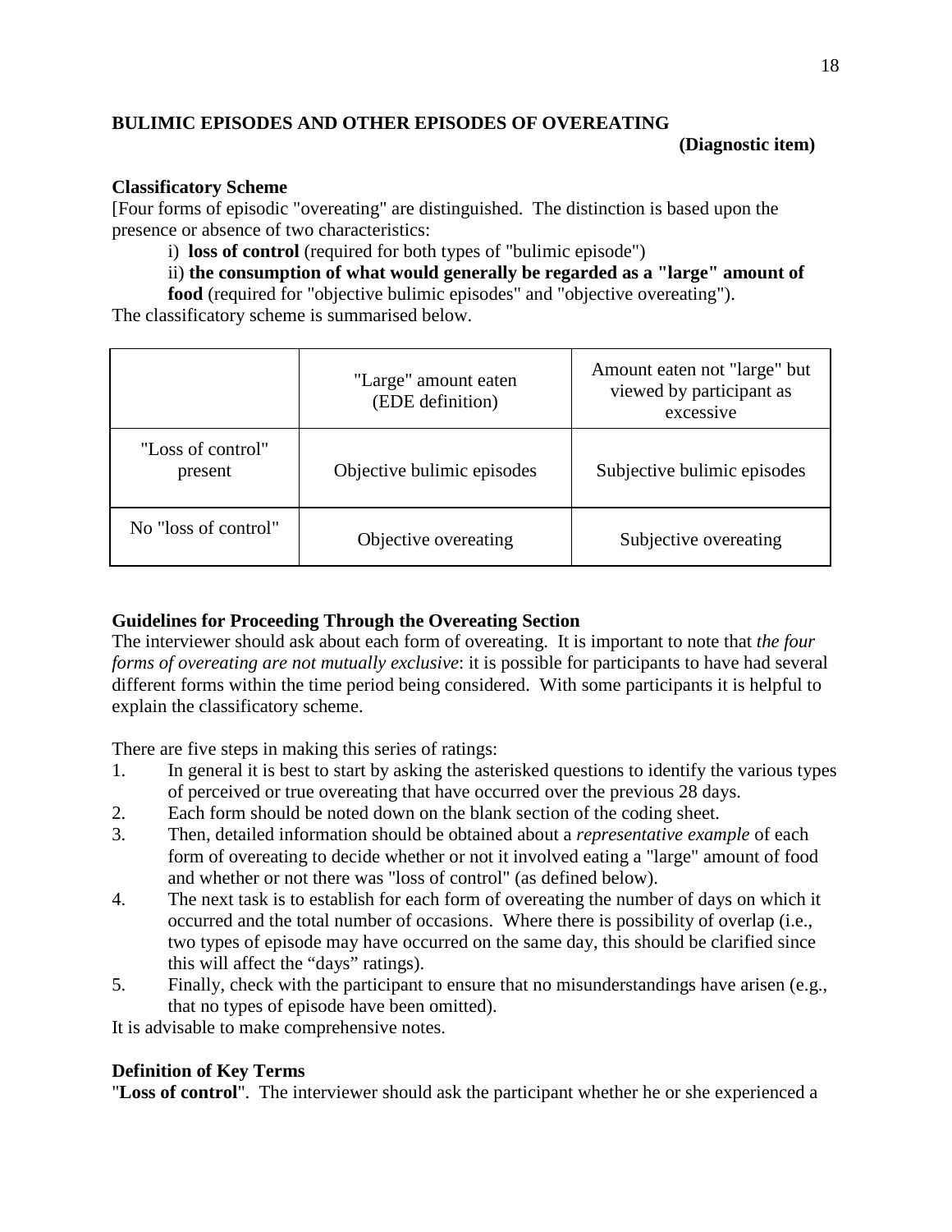## BULIMIC EPISODES AND OTHER EPISODES OF OVEREATING

**(Diagnostic item)**

**Classificatory Scheme**

[Four forms of episodic "overeating" are distinguished. The distinction is based upon the presence or absence of two characteristics:

i) **loss of control** (required for both types of "bulimic episode")

ii) **the consumption of what would generally be regarded as a "large" amount of food** (required for "objective bulimic episodes" and "objective overeating").

The classificatory scheme is summarised below.

| | "Large" amount eaten (EDE definition) | Amount eaten not "large" but viewed by participant as excessive |
|---|---|---|
| "Loss of control" present | Objective bulimic episodes | Subjective bulimic episodes |
| No "loss of control" | Objective overeating | Subjective overeating |

**Guidelines for Proceeding Through the Overeating Section**

The interviewer should ask about each form of overeating. It is important to note that *the four forms of overeating are not mutually exclusive*: it is possible for participants to have had several different forms within the time period being considered. With some participants it is helpful to explain the classificatory scheme.

There are five steps in making this series of ratings:

1. In general it is best to start by asking the asterisked questions to identify the various types of perceived or true overeating that have occurred over the previous 28 days.
2. Each form should be noted down on the blank section of the coding sheet.
3. Then, detailed information should be obtained about a *representative example* of each form of overeating to decide whether or not it involved eating a "large" amount of food and whether or not there was "loss of control" (as defined below).
4. The next task is to establish for each form of overeating the number of days on which it occurred and the total number of occasions. Where there is possibility of overlap (i.e., two types of episode may have occurred on the same day, this should be clarified since this will affect the "days" ratings).
5. Finally, check with the participant to ensure that no misunderstandings have arisen (e.g., that no types of episode have been omitted).

It is advisable to make comprehensive notes.

**Definition of Key Terms**

"**Loss of control**". The interviewer should ask the participant whether he or she experienced a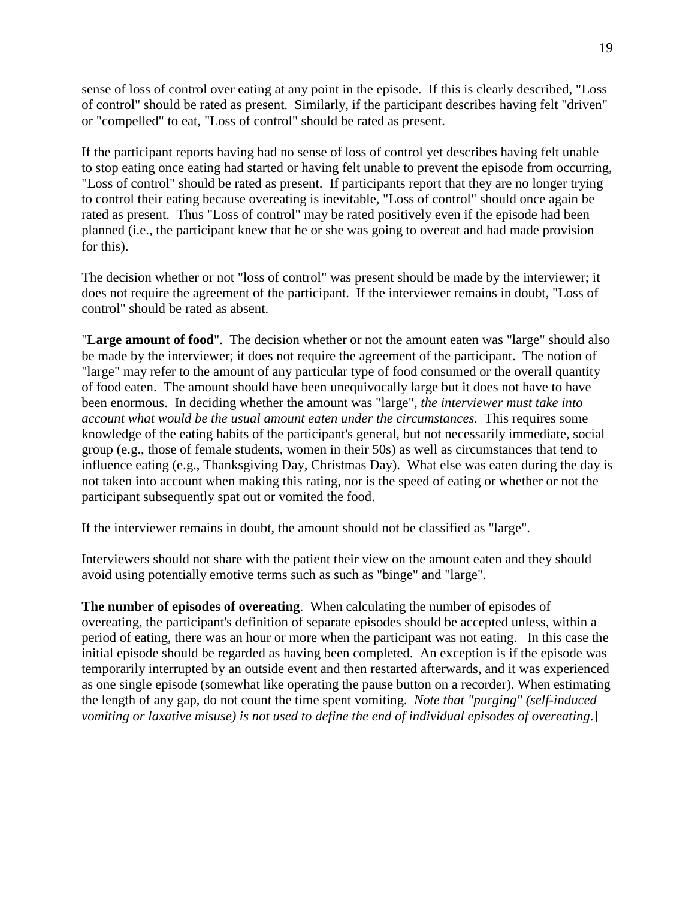sense of loss of control over eating at any point in the episode. If this is clearly described, "Loss of control" should be rated as present. Similarly, if the participant describes having felt "driven" or "compelled" to eat, "Loss of control" should be rated as present.

If the participant reports having had no sense of loss of control yet describes having felt unable to stop eating once eating had started or having felt unable to prevent the episode from occurring, "Loss of control" should be rated as present. If participants report that they are no longer trying to control their eating because overeating is inevitable, "Loss of control" should once again be rated as present. Thus "Loss of control" may be rated positively even if the episode had been planned (i.e., the participant knew that he or she was going to overeat and had made provision for this).

The decision whether or not "loss of control" was present should be made by the interviewer; it does not require the agreement of the participant. If the interviewer remains in doubt, "Loss of control" should be rated as absent.

"**Large amount of food**". The decision whether or not the amount eaten was "large" should also be made by the interviewer; it does not require the agreement of the participant. The notion of "large" may refer to the amount of any particular type of food consumed or the overall quantity of food eaten. The amount should have been unequivocally large but it does not have to have been enormous. In deciding whether the amount was "large", *the interviewer must take into account what would be the usual amount eaten under the circumstances.* This requires some knowledge of the eating habits of the participant's general, but not necessarily immediate, social group (e.g., those of female students, women in their 50s) as well as circumstances that tend to influence eating (e.g., Thanksgiving Day, Christmas Day). What else was eaten during the day is not taken into account when making this rating, nor is the speed of eating or whether or not the participant subsequently spat out or vomited the food.

If the interviewer remains in doubt, the amount should not be classified as "large".

Interviewers should not share with the patient their view on the amount eaten and they should avoid using potentially emotive terms such as such as "binge" and "large".

**The number of episodes of overeating**. When calculating the number of episodes of overeating, the participant's definition of separate episodes should be accepted unless, within a period of eating, there was an hour or more when the participant was not eating. In this case the initial episode should be regarded as having been completed. An exception is if the episode was temporarily interrupted by an outside event and then restarted afterwards, and it was experienced as one single episode (somewhat like operating the pause button on a recorder). When estimating the length of any gap, do not count the time spent vomiting. *Note that "purging" (self-induced vomiting or laxative misuse) is not used to define the end of individual episodes of overeating*.]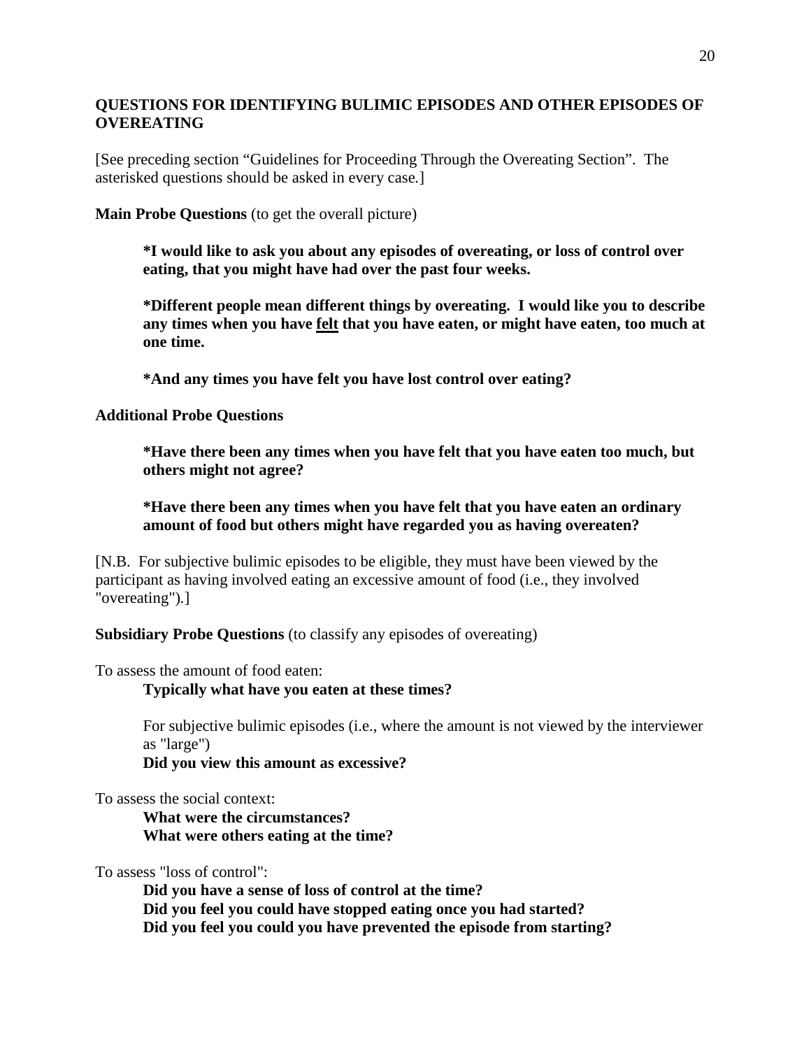## QUESTIONS FOR IDENTIFYING BULIMIC EPISODES AND OTHER EPISODES OF OVEREATING

[See preceding section "Guidelines for Proceeding Through the Overeating Section". The asterisked questions should be asked in every case.]

**Main Probe Questions** (to get the overall picture)

> **\*I would like to ask you about any episodes of overeating, or loss of control over eating, that you might have had over the past four weeks.**
>
> **\*Different people mean different things by overeating. I would like you to describe any times when you have <u>felt</u> that you have eaten, or might have eaten, too much at one time.**
>
> **\*And any times you have felt you have lost control over eating?**

**Additional Probe Questions**

> **\*Have there been any times when you have felt that you have eaten too much, but others might not agree?**
>
> **\*Have there been any times when you have felt that you have eaten an ordinary amount of food but others might have regarded you as having overeaten?**

[N.B. For subjective bulimic episodes to be eligible, they must have been viewed by the participant as having involved eating an excessive amount of food (i.e., they involved "overeating").]

**Subsidiary Probe Questions** (to classify any episodes of overeating)

To assess the amount of food eaten:

> **Typically what have you eaten at these times?**
>
> For subjective bulimic episodes (i.e., where the amount is not viewed by the interviewer as "large")
> **Did you view this amount as excessive?**

To assess the social context:

> **What were the circumstances?**
> **What were others eating at the time?**

To assess "loss of control":

> **Did you have a sense of loss of control at the time?**
> **Did you feel you could have stopped eating once you had started?**
> **Did you feel you could you have prevented the episode from starting?**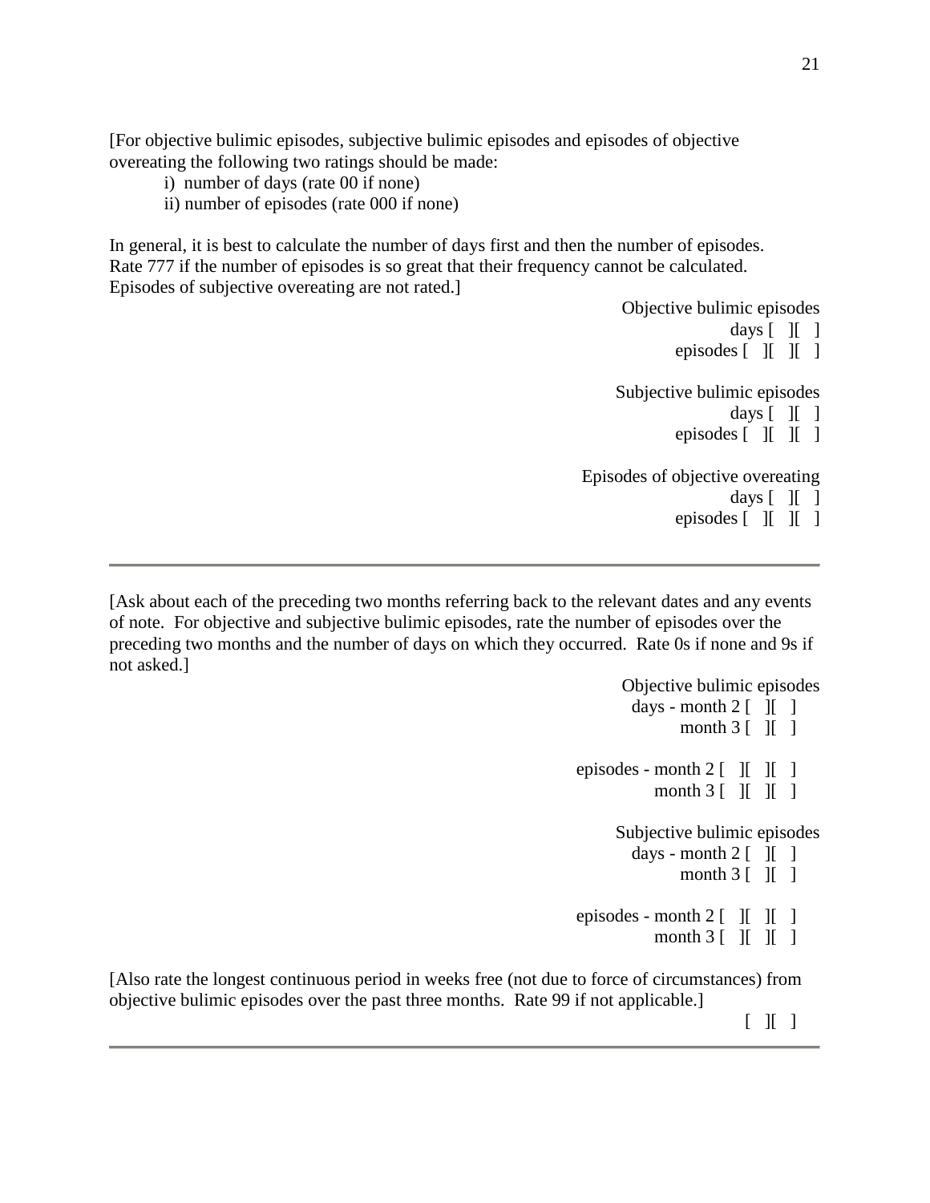[For objective bulimic episodes, subjective bulimic episodes and episodes of objective overeating the following two ratings should be made:

i) number of days (rate 00 if none)
ii) number of episodes (rate 000 if none)

In general, it is best to calculate the number of days first and then the number of episodes. Rate 777 if the number of episodes is so great that their frequency cannot be calculated. Episodes of subjective overeating are not rated.]

Objective bulimic episodes
days [ ][ ]
episodes [ ][ ][ ]

Subjective bulimic episodes
days [ ][ ]
episodes [ ][ ][ ]

Episodes of objective overeating
days [ ][ ]
episodes [ ][ ][ ]

---

[Ask about each of the preceding two months referring back to the relevant dates and any events of note. For objective and subjective bulimic episodes, rate the number of episodes over the preceding two months and the number of days on which they occurred. Rate 0s if none and 9s if not asked.]

Objective bulimic episodes
days - month 2 [ ][ ]
month 3 [ ][ ]

episodes - month 2 [ ][ ][ ]
month 3 [ ][ ][ ]

Subjective bulimic episodes
days - month 2 [ ][ ]
month 3 [ ][ ]

episodes - month 2 [ ][ ][ ]
month 3 [ ][ ][ ]

[Also rate the longest continuous period in weeks free (not due to force of circumstances) from objective bulimic episodes over the past three months. Rate 99 if not applicable.]

[ ][ ]

---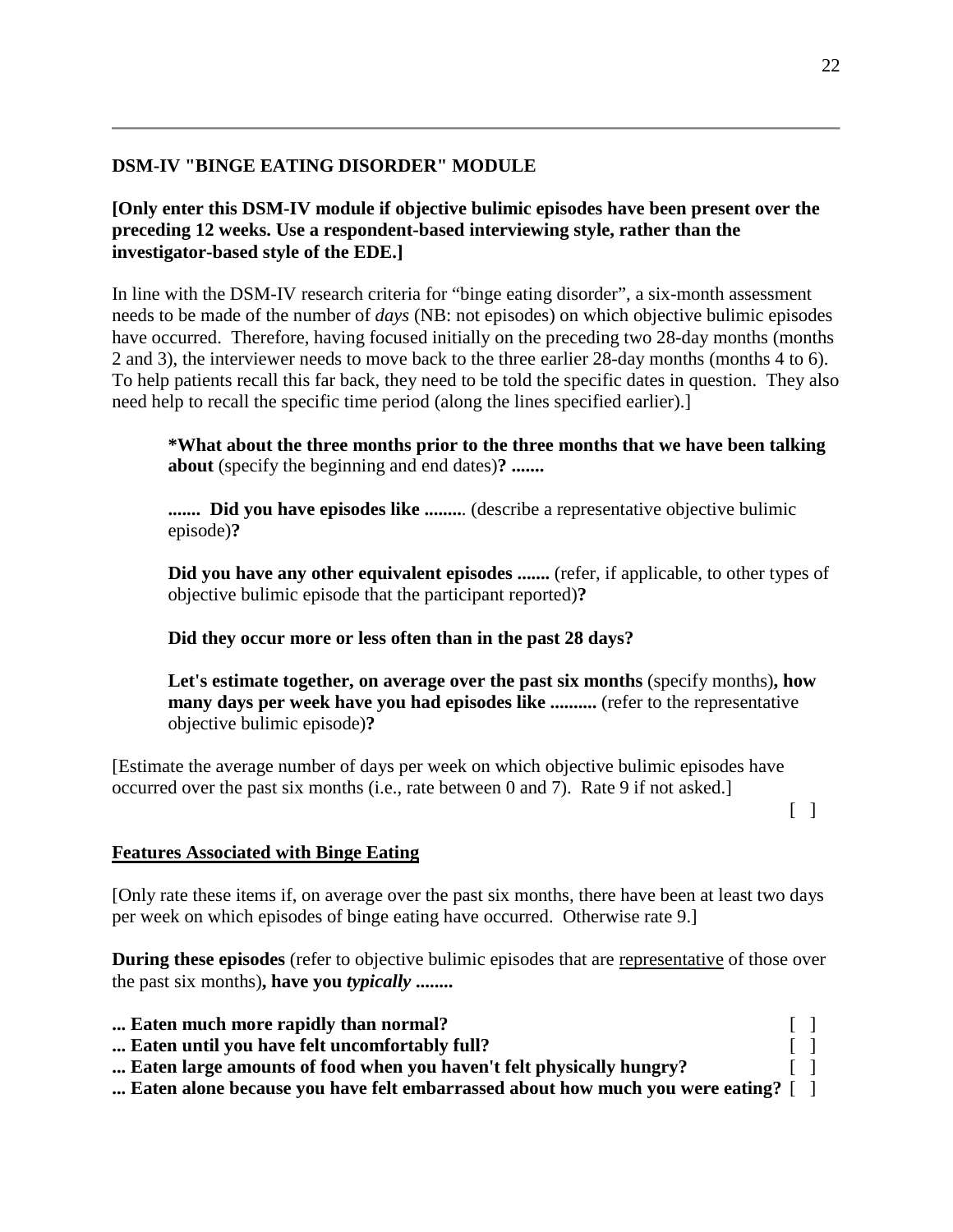**DSM-IV "BINGE EATING DISORDER" MODULE**

**[Only enter this DSM-IV module if objective bulimic episodes have been present over the preceding 12 weeks. Use a respondent-based interviewing style, rather than the investigator-based style of the EDE.]**

In line with the DSM-IV research criteria for "binge eating disorder", a six-month assessment needs to be made of the number of *days* (NB: not episodes) on which objective bulimic episodes have occurred. Therefore, having focused initially on the preceding two 28-day months (months 2 and 3), the interviewer needs to move back to the three earlier 28-day months (months 4 to 6). To help patients recall this far back, they need to be told the specific dates in question. They also need help to recall the specific time period (along the lines specified earlier).]

> **\*What about the three months prior to the three months that we have been talking about** (specify the beginning and end dates)**? .......**
>
> **....... Did you have episodes like ........** (describe a representative objective bulimic episode)**?**
>
> **Did you have any other equivalent episodes .......** (refer, if applicable, to other types of objective bulimic episode that the participant reported)**?**
>
> **Did they occur more or less often than in the past 28 days?**
>
> **Let's estimate together, on average over the past six months** (specify months)**, how many days per week have you had episodes like ..........** (refer to the representative objective bulimic episode)**?**

[Estimate the average number of days per week on which objective bulimic episodes have occurred over the past six months (i.e., rate between 0 and 7). Rate 9 if not asked.]

[ ]

**Features Associated with Binge Eating**

[Only rate these items if, on average over the past six months, there have been at least two days per week on which episodes of binge eating have occurred. Otherwise rate 9.]

**During these episodes** (refer to objective bulimic episodes that are representative of those over the past six months)**, have you *typically* ........**

**... Eaten much more rapidly than normal?** [ ]
**... Eaten until you have felt uncomfortably full?** [ ]
**... Eaten large amounts of food when you haven't felt physically hungry?** [ ]
**... Eaten alone because you have felt embarrassed about how much you were eating?** [ ]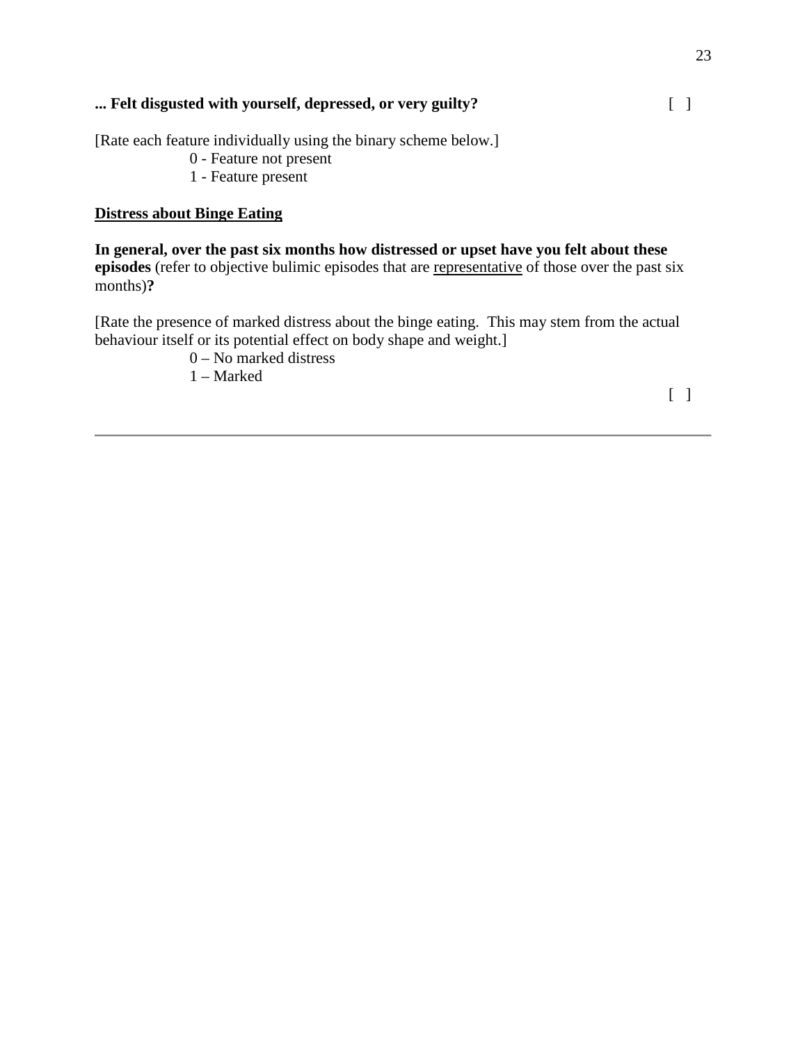**... Felt disgusted with yourself, depressed, or very guilty?** [ ]

[Rate each feature individually using the binary scheme below.]

0 - Feature not present
1 - Feature present

**<u>Distress about Binge Eating</u>**

**In general, over the past six months how distressed or upset have you felt about these episodes** (refer to objective bulimic episodes that are <u>representative</u> of those over the past six months)**?**

[Rate the presence of marked distress about the binge eating. This may stem from the actual behaviour itself or its potential effect on body shape and weight.]

0 – No marked distress
1 – Marked

[ ]

---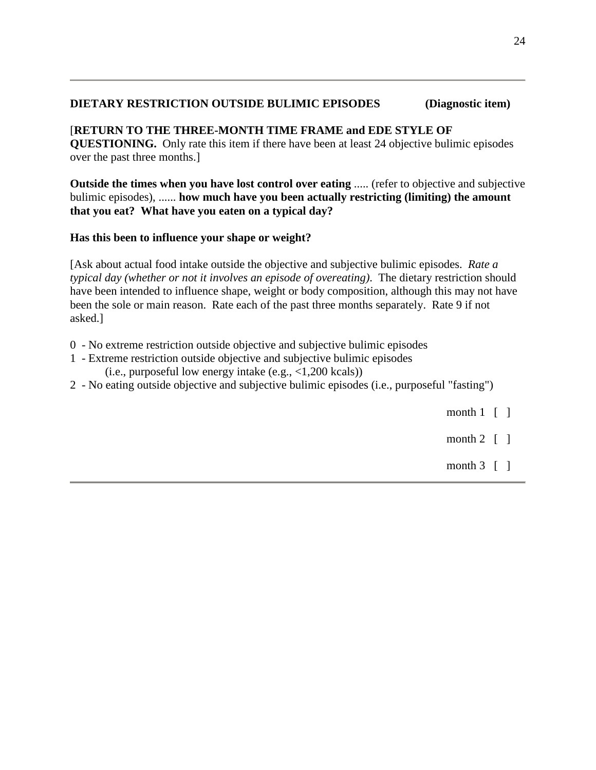---

**DIETARY RESTRICTION OUTSIDE BULIMIC EPISODES (Diagnostic item)**

[**RETURN TO THE THREE-MONTH TIME FRAME and EDE STYLE OF QUESTIONING.** Only rate this item if there have been at least 24 objective bulimic episodes over the past three months.]

**Outside the times when you have lost control over eating** ..... (refer to objective and subjective bulimic episodes), ...... **how much have you been actually restricting (limiting) the amount that you eat? What have you eaten on a typical day?**

**Has this been to influence your shape or weight?**

[Ask about actual food intake outside the objective and subjective bulimic episodes. *Rate a typical day (whether or not it involves an episode of overeating).* The dietary restriction should have been intended to influence shape, weight or body composition, although this may not have been the sole or main reason. Rate each of the past three months separately. Rate 9 if not asked.]

0 - No extreme restriction outside objective and subjective bulimic episodes
1 - Extreme restriction outside objective and subjective bulimic episodes
    (i.e., purposeful low energy intake (e.g., <1,200 kcals))
2 - No eating outside objective and subjective bulimic episodes (i.e., purposeful "fasting")

month 1 [ ]

month 2 [ ]

month 3 [ ]

---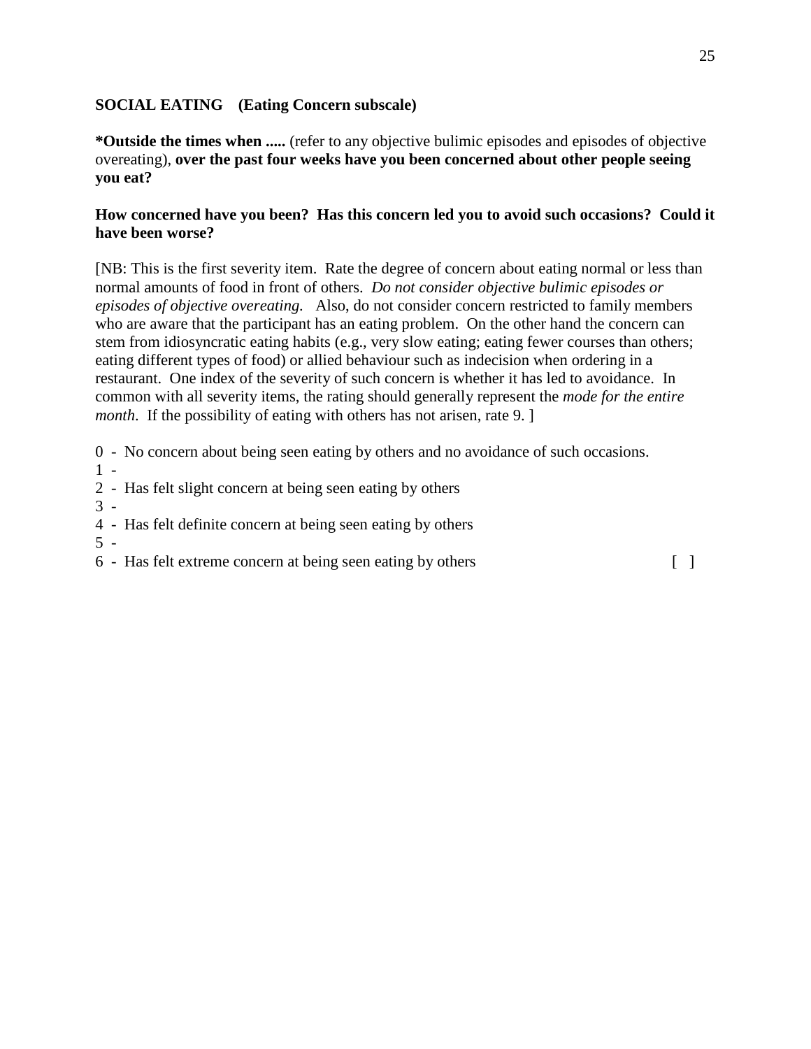**SOCIAL EATING    (Eating Concern subscale)**

***Outside the times when .....** (refer to any objective bulimic episodes and episodes of objective overeating), **over the past four weeks have you been concerned about other people seeing you eat?**

**How concerned have you been?  Has this concern led you to avoid such occasions?  Could it have been worse?**

[NB: This is the first severity item.  Rate the degree of concern about eating normal or less than normal amounts of food in front of others.  *Do not consider objective bulimic episodes or episodes of objective overeating.*   Also, do not consider concern restricted to family members who are aware that the participant has an eating problem.  On the other hand the concern can stem from idiosyncratic eating habits (e.g., very slow eating; eating fewer courses than others; eating different types of food) or allied behaviour such as indecision when ordering in a restaurant.  One index of the severity of such concern is whether it has led to avoidance.  In common with all severity items, the rating should generally represent the *mode for the entire month*.  If the possibility of eating with others has not arisen, rate 9. ]

0  -  No concern about being seen eating by others and no avoidance of such occasions.
1  -
2  -  Has felt slight concern at being seen eating by others
3  -
4  -  Has felt definite concern at being seen eating by others
5  -
6  -  Has felt extreme concern at being seen eating by others                    [   ]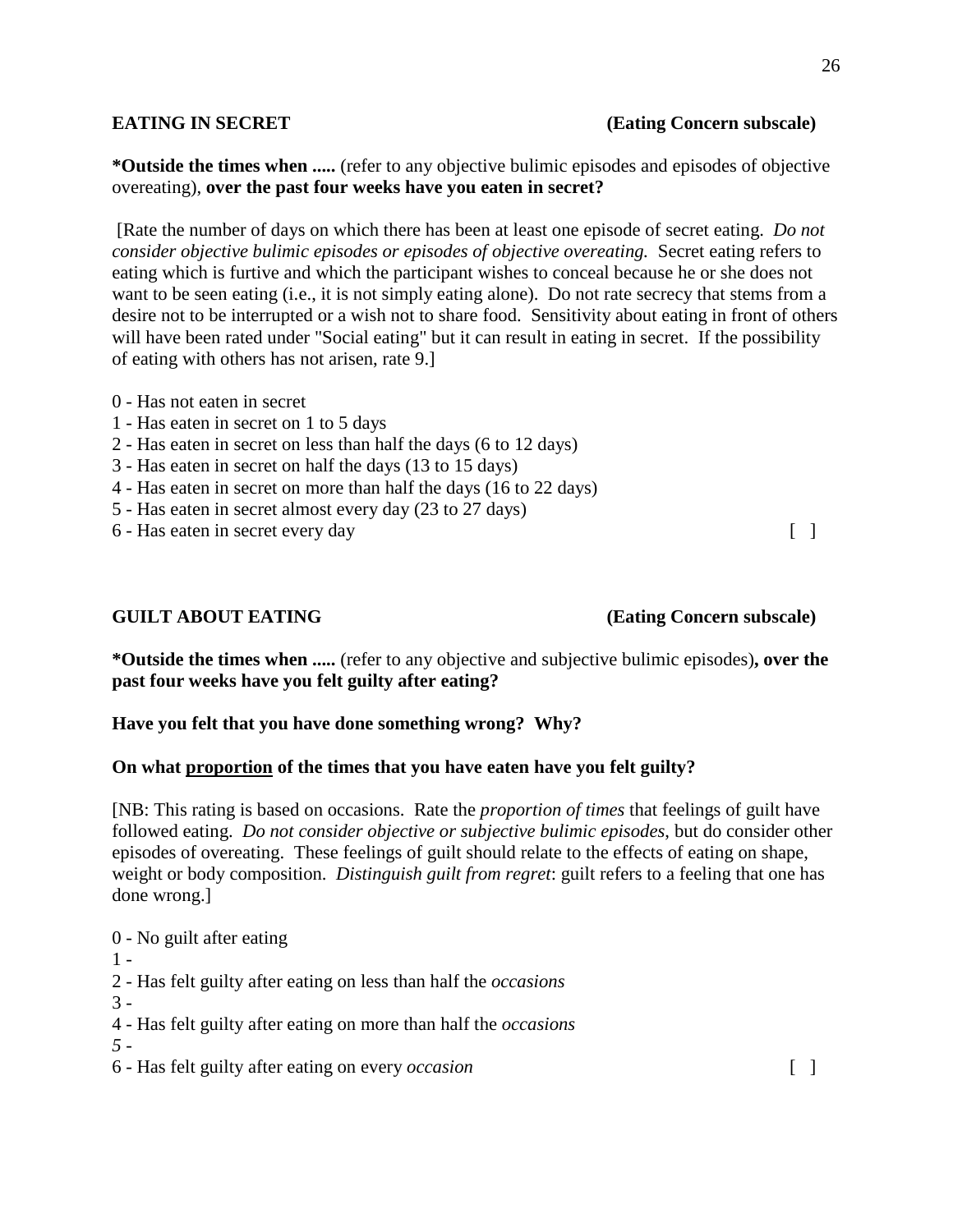**EATING IN SECRET (Eating Concern subscale)**

***Outside the times when .....** (refer to any objective bulimic episodes and episodes of objective overeating), **over the past four weeks have you eaten in secret?**

[Rate the number of days on which there has been at least one episode of secret eating. *Do not consider objective bulimic episodes or episodes of objective overeating.* Secret eating refers to eating which is furtive and which the participant wishes to conceal because he or she does not want to be seen eating (i.e., it is not simply eating alone). Do not rate secrecy that stems from a desire not to be interrupted or a wish not to share food. Sensitivity about eating in front of others will have been rated under "Social eating" but it can result in eating in secret. If the possibility of eating with others has not arisen, rate 9.]

0 - Has not eaten in secret
1 - Has eaten in secret on 1 to 5 days
2 - Has eaten in secret on less than half the days (6 to 12 days)
3 - Has eaten in secret on half the days (13 to 15 days)
4 - Has eaten in secret on more than half the days (16 to 22 days)
5 - Has eaten in secret almost every day (23 to 27 days)
6 - Has eaten in secret every day [ ]

**GUILT ABOUT EATING (Eating Concern subscale)**

***Outside the times when .....** (refer to any objective and subjective bulimic episodes)**, over the past four weeks have you felt guilty after eating?**

**Have you felt that you have done something wrong? Why?**

**On what <u>proportion</u> of the times that you have eaten have you felt guilty?**

[NB: This rating is based on occasions. Rate the *proportion of times* that feelings of guilt have followed eating. *Do not consider objective or subjective bulimic episodes,* but do consider other episodes of overeating. These feelings of guilt should relate to the effects of eating on shape, weight or body composition. *Distinguish guilt from regret*: guilt refers to a feeling that one has done wrong.]

0 - No guilt after eating
1 -
2 - Has felt guilty after eating on less than half the *occasions*
3 -
4 - Has felt guilty after eating on more than half the *occasions*
*5* -
6 - Has felt guilty after eating on every *occasion* [ ]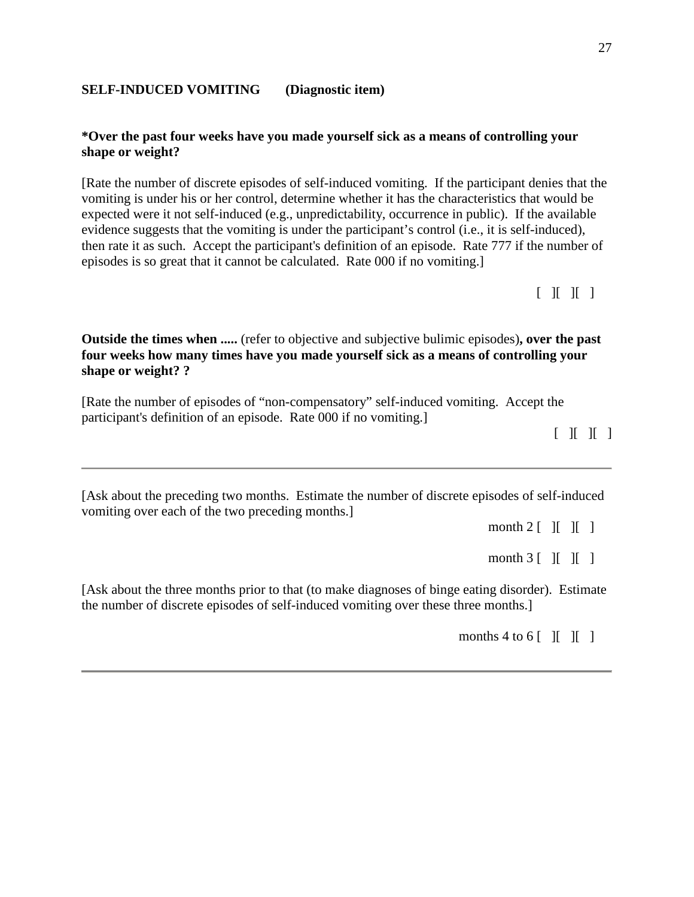**SELF-INDUCED VOMITING (Diagnostic item)**

***Over the past four weeks have you made yourself sick as a means of controlling your shape or weight?**

[Rate the number of discrete episodes of self-induced vomiting. If the participant denies that the vomiting is under his or her control, determine whether it has the characteristics that would be expected were it not self-induced (e.g., unpredictability, occurrence in public). If the available evidence suggests that the vomiting is under the participant's control (i.e., it is self-induced), then rate it as such. Accept the participant's definition of an episode. Rate 777 if the number of episodes is so great that it cannot be calculated. Rate 000 if no vomiting.]

[ ][ ][ ]

**Outside the times when .....** (refer to objective and subjective bulimic episodes)**, over the past four weeks how many times have you made yourself sick as a means of controlling your shape or weight? ?**

[Rate the number of episodes of "non-compensatory" self-induced vomiting. Accept the participant's definition of an episode. Rate 000 if no vomiting.]

[ ][ ][ ]

---

[Ask about the preceding two months. Estimate the number of discrete episodes of self-induced vomiting over each of the two preceding months.]

month 2 [ ][ ][ ]

month 3 [ ][ ][ ]

[Ask about the three months prior to that (to make diagnoses of binge eating disorder). Estimate the number of discrete episodes of self-induced vomiting over these three months.]

months 4 to 6 [ ][ ][ ]

---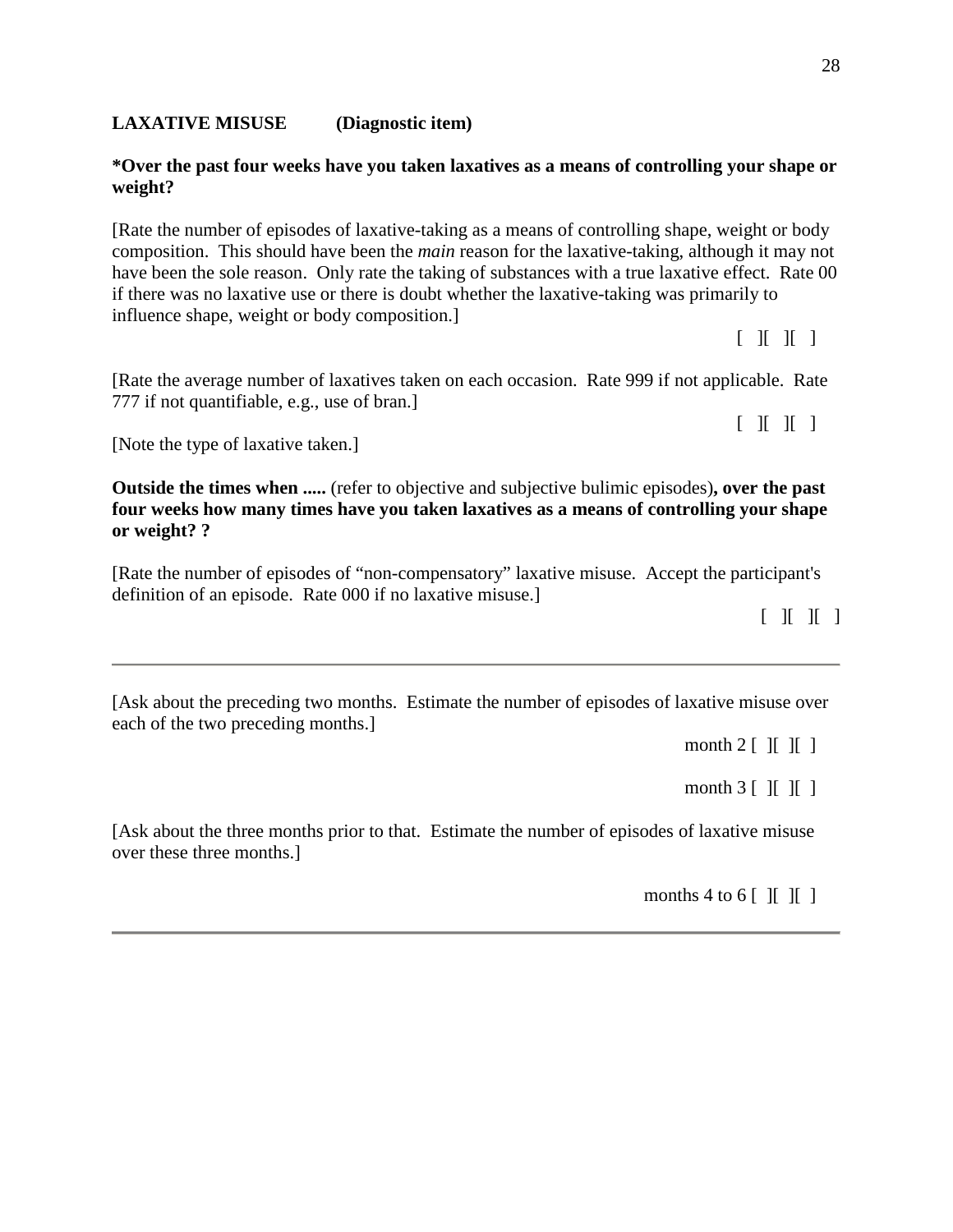**LAXATIVE MISUSE (Diagnostic item)**

***Over the past four weeks have you taken laxatives as a means of controlling your shape or weight?**

[Rate the number of episodes of laxative-taking as a means of controlling shape, weight or body composition. This should have been the *main* reason for the laxative-taking, although it may not have been the sole reason. Only rate the taking of substances with a true laxative effect. Rate 00 if there was no laxative use or there is doubt whether the laxative-taking was primarily to influence shape, weight or body composition.]

[ ][ ][ ]

[Rate the average number of laxatives taken on each occasion. Rate 999 if not applicable. Rate 777 if not quantifiable, e.g., use of bran.]

[ ][ ][ ]

[Note the type of laxative taken.]

**Outside the times when .....** (refer to objective and subjective bulimic episodes)**, over the past four weeks how many times have you taken laxatives as a means of controlling your shape or weight? ?**

[Rate the number of episodes of "non-compensatory" laxative misuse. Accept the participant's definition of an episode. Rate 000 if no laxative misuse.]

[ ][ ][ ]

---

[Ask about the preceding two months. Estimate the number of episodes of laxative misuse over each of the two preceding months.]

month 2 [ ][ ][ ]

month 3 [ ][ ][ ]

[Ask about the three months prior to that. Estimate the number of episodes of laxative misuse over these three months.]

months 4 to 6 [ ][ ][ ]

---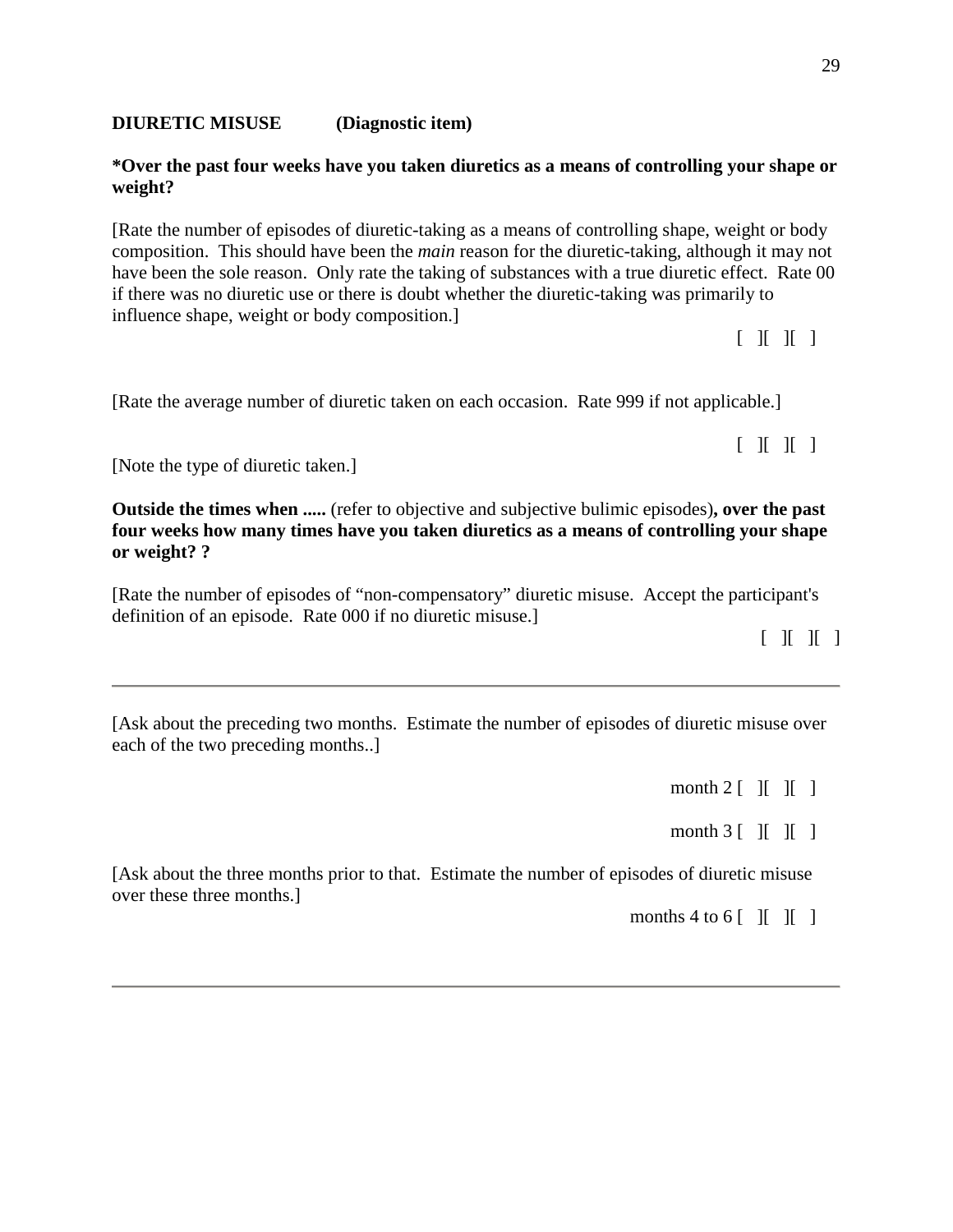**DIURETIC MISUSE (Diagnostic item)**

***Over the past four weeks have you taken diuretics as a means of controlling your shape or weight?**

[Rate the number of episodes of diuretic-taking as a means of controlling shape, weight or body composition. This should have been the *main* reason for the diuretic-taking, although it may not have been the sole reason. Only rate the taking of substances with a true diuretic effect. Rate 00 if there was no diuretic use or there is doubt whether the diuretic-taking was primarily to influence shape, weight or body composition.]

[ ][ ][ ]

[Rate the average number of diuretic taken on each occasion. Rate 999 if not applicable.]

[ ][ ][ ]

[Note the type of diuretic taken.]

**Outside the times when .....** (refer to objective and subjective bulimic episodes)**, over the past four weeks how many times have you taken diuretics as a means of controlling your shape or weight? ?**

[Rate the number of episodes of "non-compensatory" diuretic misuse. Accept the participant's definition of an episode. Rate 000 if no diuretic misuse.]

[ ][ ][ ]

---

[Ask about the preceding two months. Estimate the number of episodes of diuretic misuse over each of the two preceding months..]

month 2 [ ][ ][ ]

month 3 [ ][ ][ ]

[Ask about the three months prior to that. Estimate the number of episodes of diuretic misuse over these three months.]

months 4 to 6 [ ][ ][ ]

---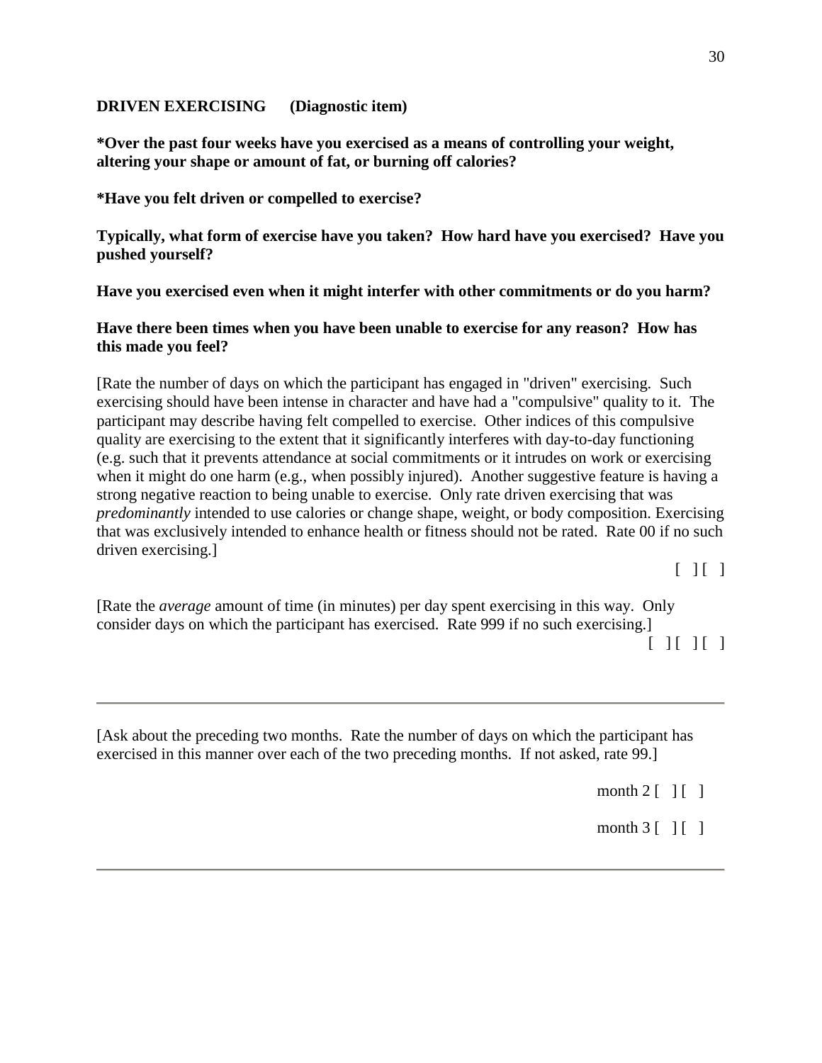**DRIVEN EXERCISING (Diagnostic item)**

**\*Over the past four weeks have you exercised as a means of controlling your weight, altering your shape or amount of fat, or burning off calories?**

**\*Have you felt driven or compelled to exercise?**

**Typically, what form of exercise have you taken? How hard have you exercised? Have you pushed yourself?**

**Have you exercised even when it might interfer with other commitments or do you harm?**

**Have there been times when you have been unable to exercise for any reason? How has this made you feel?**

[Rate the number of days on which the participant has engaged in "driven" exercising. Such exercising should have been intense in character and have had a "compulsive" quality to it. The participant may describe having felt compelled to exercise. Other indices of this compulsive quality are exercising to the extent that it significantly interferes with day-to-day functioning (e.g. such that it prevents attendance at social commitments or it intrudes on work or exercising when it might do one harm (e.g., when possibly injured). Another suggestive feature is having a strong negative reaction to being unable to exercise. Only rate driven exercising that was *predominantly* intended to use calories or change shape, weight, or body composition. Exercising that was exclusively intended to enhance health or fitness should not be rated. Rate 00 if no such driven exercising.]

[ ] [ ]

[Rate the *average* amount of time (in minutes) per day spent exercising in this way. Only consider days on which the participant has exercised. Rate 999 if no such exercising.]

[ ] [ ] [ ]

---

[Ask about the preceding two months. Rate the number of days on which the participant has exercised in this manner over each of the two preceding months. If not asked, rate 99.]

month 2 [ ] [ ]

month 3 [ ] [ ]

---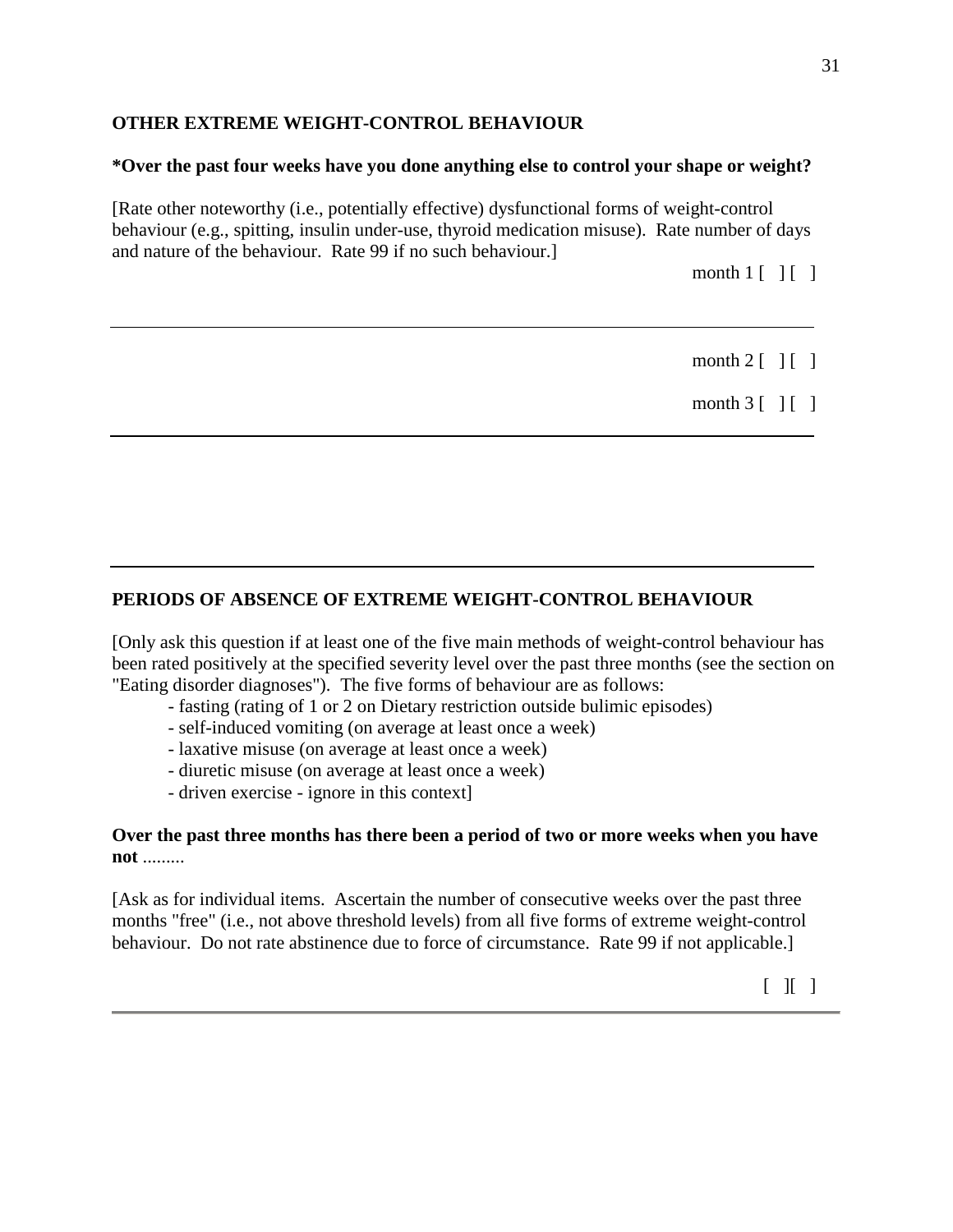**OTHER EXTREME WEIGHT-CONTROL BEHAVIOUR**

**\*Over the past four weeks have you done anything else to control your shape or weight?**

[Rate other noteworthy (i.e., potentially effective) dysfunctional forms of weight-control behaviour (e.g., spitting, insulin under-use, thyroid medication misuse). Rate number of days and nature of the behaviour. Rate 99 if no such behaviour.]

month 1 [ ] [ ]

---

month 2 [ ] [ ]

month 3 [ ] [ ]

---

---

**PERIODS OF ABSENCE OF EXTREME WEIGHT-CONTROL BEHAVIOUR**

[Only ask this question if at least one of the five main methods of weight-control behaviour has been rated positively at the specified severity level over the past three months (see the section on "Eating disorder diagnoses"). The five forms of behaviour are as follows:

- fasting (rating of 1 or 2 on Dietary restriction outside bulimic episodes)
- self-induced vomiting (on average at least once a week)
- laxative misuse (on average at least once a week)
- diuretic misuse (on average at least once a week)
- driven exercise - ignore in this context]

**Over the past three months has there been a period of two or more weeks when you have not** .........

[Ask as for individual items. Ascertain the number of consecutive weeks over the past three months "free" (i.e., not above threshold levels) from all five forms of extreme weight-control behaviour. Do not rate abstinence due to force of circumstance. Rate 99 if not applicable.]

[ ][ ]

---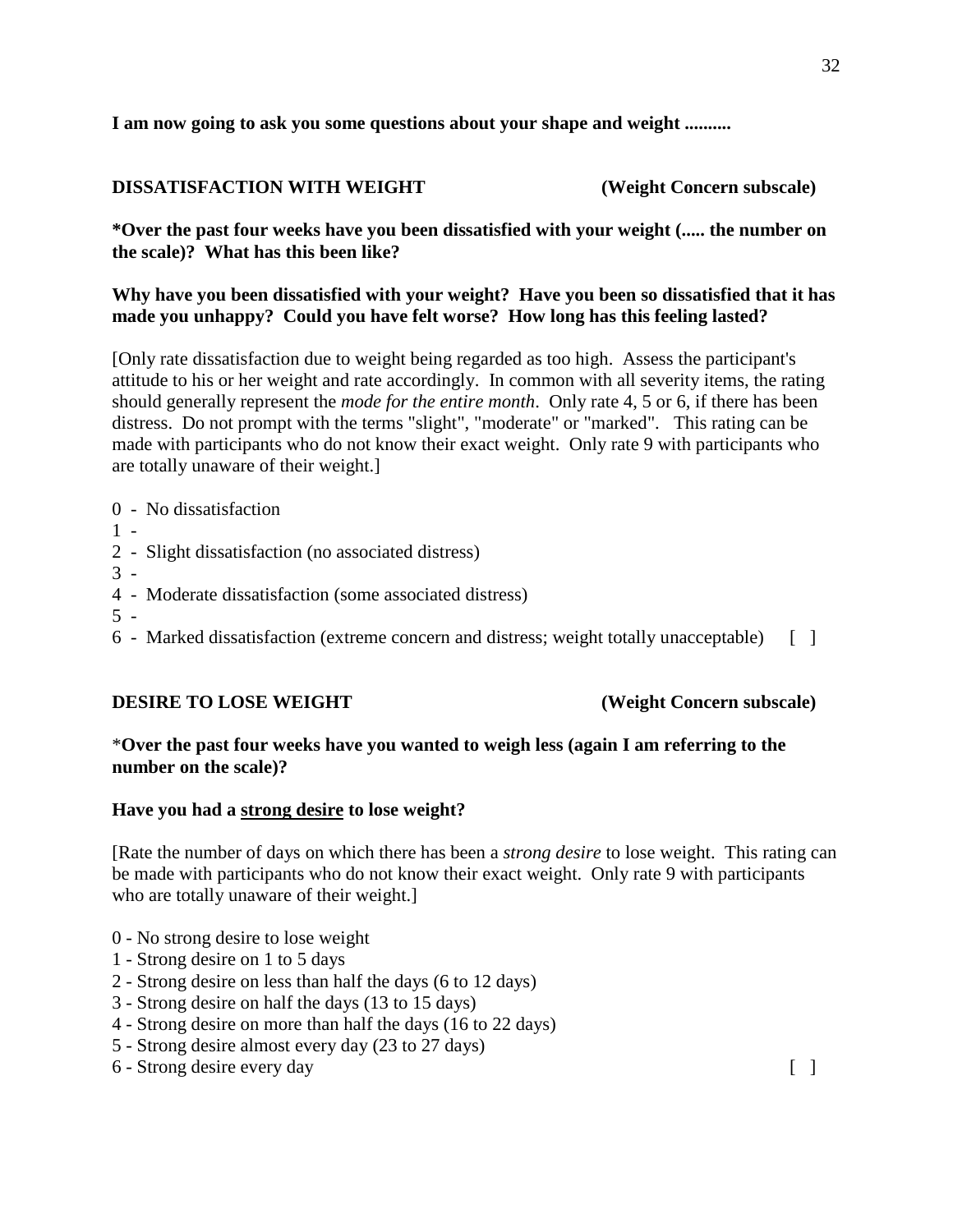**I am now going to ask you some questions about your shape and weight ..........**

**DISSATISFACTION WITH WEIGHT (Weight Concern subscale)**

**\*Over the past four weeks have you been dissatisfied with your weight (..... the number on the scale)? What has this been like?**

**Why have you been dissatisfied with your weight? Have you been so dissatisfied that it has made you unhappy? Could you have felt worse? How long has this feeling lasted?**

[Only rate dissatisfaction due to weight being regarded as too high. Assess the participant's attitude to his or her weight and rate accordingly. In common with all severity items, the rating should generally represent the *mode for the entire month*. Only rate 4, 5 or 6, if there has been distress. Do not prompt with the terms "slight", "moderate" or "marked". This rating can be made with participants who do not know their exact weight. Only rate 9 with participants who are totally unaware of their weight.]

0 - No dissatisfaction
1 -
2 - Slight dissatisfaction (no associated distress)
3 -
4 - Moderate dissatisfaction (some associated distress)
5 -
6 - Marked dissatisfaction (extreme concern and distress; weight totally unacceptable) [ ]

**DESIRE TO LOSE WEIGHT (Weight Concern subscale)**

\***Over the past four weeks have you wanted to weigh less (again I am referring to the number on the scale)?**

**Have you had a <u>strong desire</u> to lose weight?**

[Rate the number of days on which there has been a *strong desire* to lose weight. This rating can be made with participants who do not know their exact weight. Only rate 9 with participants who are totally unaware of their weight.]

0 - No strong desire to lose weight
1 - Strong desire on 1 to 5 days
2 - Strong desire on less than half the days (6 to 12 days)
3 - Strong desire on half the days (13 to 15 days)
4 - Strong desire on more than half the days (16 to 22 days)
5 - Strong desire almost every day (23 to 27 days)
6 - Strong desire every day [ ]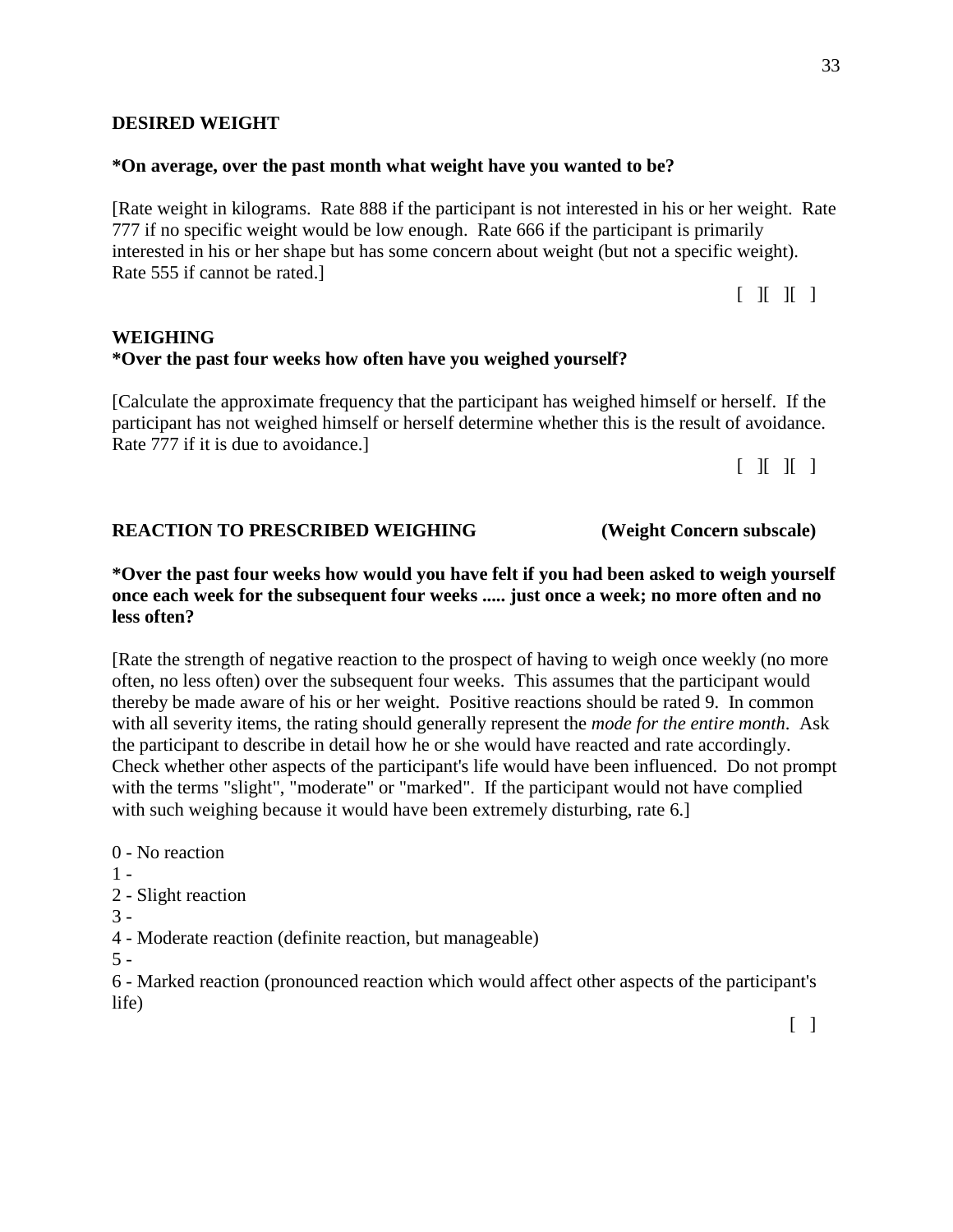**DESIRED WEIGHT**

**\*On average, over the past month what weight have you wanted to be?**

[Rate weight in kilograms. Rate 888 if the participant is not interested in his or her weight. Rate 777 if no specific weight would be low enough. Rate 666 if the participant is primarily interested in his or her shape but has some concern about weight (but not a specific weight). Rate 555 if cannot be rated.]

[ ][ ][ ]

**WEIGHING**

**\*Over the past four weeks how often have you weighed yourself?**

[Calculate the approximate frequency that the participant has weighed himself or herself. If the participant has not weighed himself or herself determine whether this is the result of avoidance. Rate 777 if it is due to avoidance.]

[ ][ ][ ]

**REACTION TO PRESCRIBED WEIGHING (Weight Concern subscale)**

**\*Over the past four weeks how would you have felt if you had been asked to weigh yourself once each week for the subsequent four weeks ..... just once a week; no more often and no less often?**

[Rate the strength of negative reaction to the prospect of having to weigh once weekly (no more often, no less often) over the subsequent four weeks. This assumes that the participant would thereby be made aware of his or her weight. Positive reactions should be rated 9. In common with all severity items, the rating should generally represent the *mode for the entire month*. Ask the participant to describe in detail how he or she would have reacted and rate accordingly. Check whether other aspects of the participant's life would have been influenced. Do not prompt with the terms "slight", "moderate" or "marked". If the participant would not have complied with such weighing because it would have been extremely disturbing, rate 6.]

0 - No reaction
1 -
2 - Slight reaction
3 -
4 - Moderate reaction (definite reaction, but manageable)
5 -
6 - Marked reaction (pronounced reaction which would affect other aspects of the participant's life)

[ ]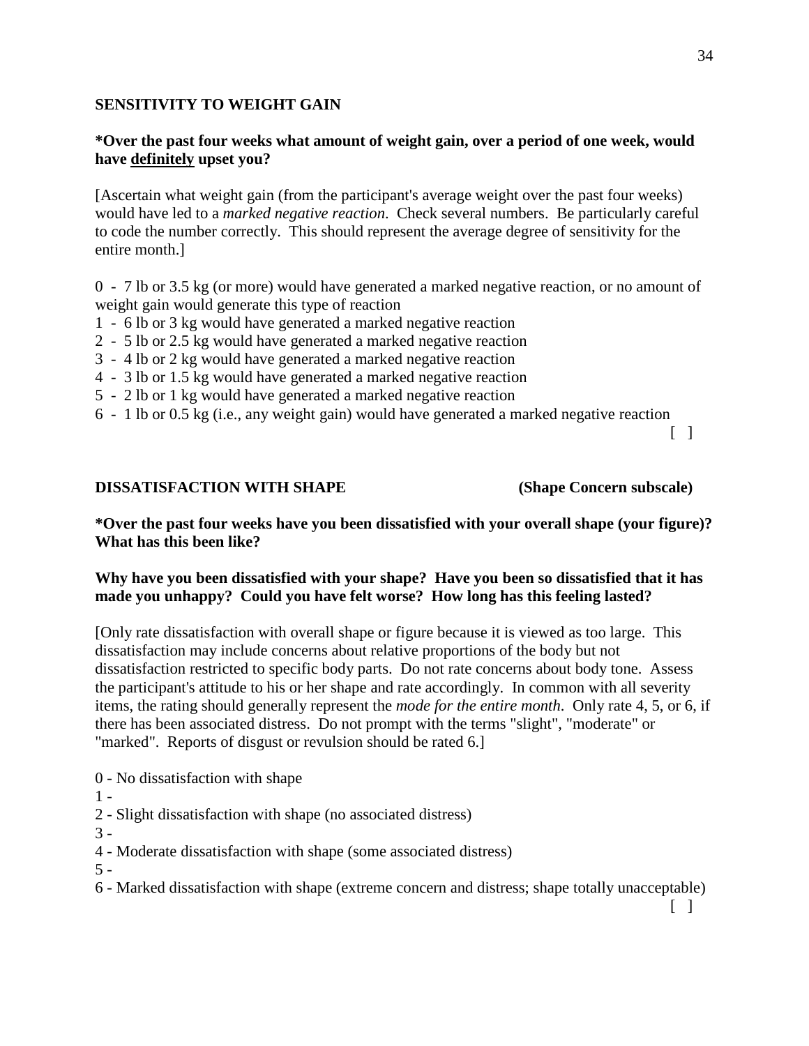## SENSITIVITY TO WEIGHT GAIN

**\*Over the past four weeks what amount of weight gain, over a period of one week, would have <u>definitely</u> upset you?**

[Ascertain what weight gain (from the participant's average weight over the past four weeks) would have led to a *marked negative reaction*. Check several numbers. Be particularly careful to code the number correctly. This should represent the average degree of sensitivity for the entire month.]

0 - 7 lb or 3.5 kg (or more) would have generated a marked negative reaction, or no amount of weight gain would generate this type of reaction
1 - 6 lb or 3 kg would have generated a marked negative reaction
2 - 5 lb or 2.5 kg would have generated a marked negative reaction
3 - 4 lb or 2 kg would have generated a marked negative reaction
4 - 3 lb or 1.5 kg would have generated a marked negative reaction
5 - 2 lb or 1 kg would have generated a marked negative reaction
6 - 1 lb or 0.5 kg (i.e., any weight gain) would have generated a marked negative reaction

[ ]

## DISSATISFACTION WITH SHAPE (Shape Concern subscale)

**\*Over the past four weeks have you been dissatisfied with your overall shape (your figure)? What has this been like?**

**Why have you been dissatisfied with your shape? Have you been so dissatisfied that it has made you unhappy? Could you have felt worse? How long has this feeling lasted?**

[Only rate dissatisfaction with overall shape or figure because it is viewed as too large. This dissatisfaction may include concerns about relative proportions of the body but not dissatisfaction restricted to specific body parts. Do not rate concerns about body tone. Assess the participant's attitude to his or her shape and rate accordingly. In common with all severity items, the rating should generally represent the *mode for the entire month*. Only rate 4, 5, or 6, if there has been associated distress. Do not prompt with the terms "slight", "moderate" or "marked". Reports of disgust or revulsion should be rated 6.]

0 - No dissatisfaction with shape
1 -
2 - Slight dissatisfaction with shape (no associated distress)
3 -
4 - Moderate dissatisfaction with shape (some associated distress)
5 -
6 - Marked dissatisfaction with shape (extreme concern and distress; shape totally unacceptable)

[ ]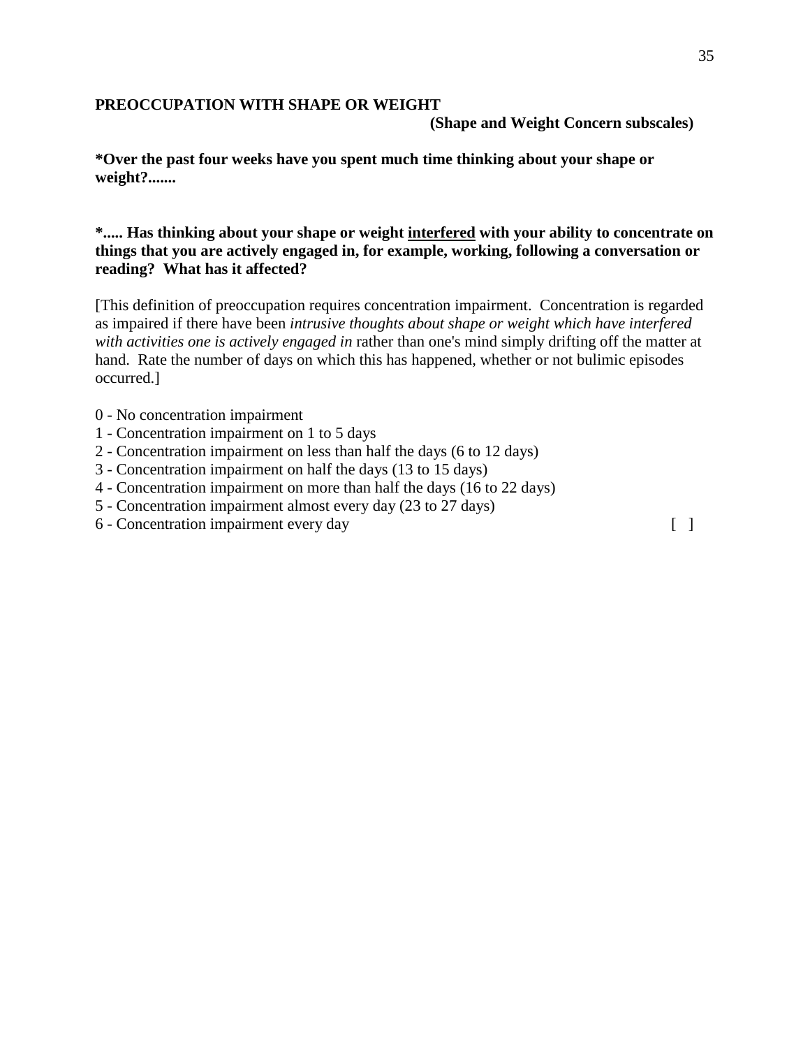**PREOCCUPATION WITH SHAPE OR WEIGHT**

**(Shape and Weight Concern subscales)**

***Over the past four weeks have you spent much time thinking about your shape or weight?.......**

***..... Has thinking about your shape or weight <u>interfered</u> with your ability to concentrate on things that you are actively engaged in, for example, working, following a conversation or reading? What has it affected?**

[This definition of preoccupation requires concentration impairment. Concentration is regarded as impaired if there have been *intrusive thoughts about shape or weight which have interfered with activities one is actively engaged in* rather than one's mind simply drifting off the matter at hand. Rate the number of days on which this has happened, whether or not bulimic episodes occurred.]

0 - No concentration impairment
1 - Concentration impairment on 1 to 5 days
2 - Concentration impairment on less than half the days (6 to 12 days)
3 - Concentration impairment on half the days (13 to 15 days)
4 - Concentration impairment on more than half the days (16 to 22 days)
5 - Concentration impairment almost every day (23 to 27 days)
6 - Concentration impairment every day [ ]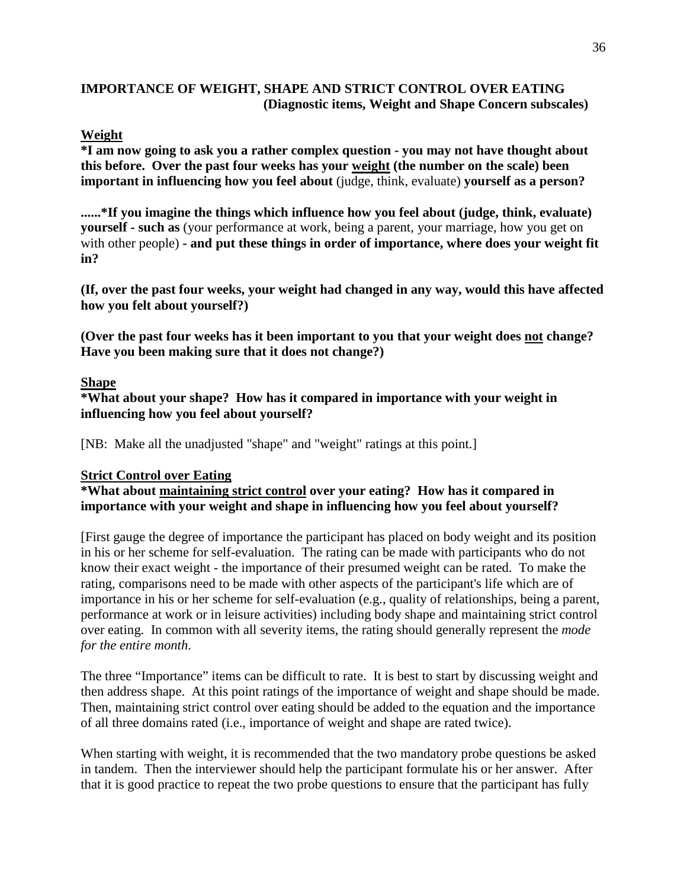**IMPORTANCE OF WEIGHT, SHAPE AND STRICT CONTROL OVER EATING**
**(Diagnostic items, Weight and Shape Concern subscales)**

**Weight**

**\*I am now going to ask you a rather complex question - you may not have thought about this before. Over the past four weeks has your <u>weight</u> (the number on the scale) been important in influencing how you feel about** (judge, think, evaluate) **yourself as a person?**

**......\*If you imagine the things which influence how you feel about (judge, think, evaluate) yourself - such as** (your performance at work, being a parent, your marriage, how you get on with other people) **- and put these things in order of importance, where does your weight fit in?**

**(If, over the past four weeks, your weight had changed in any way, would this have affected how you felt about yourself?)**

**(Over the past four weeks has it been important to you that your weight does <u>not</u> change? Have you been making sure that it does not change?)**

**Shape**

**\*What about your shape? How has it compared in importance with your weight in influencing how you feel about yourself?**

[NB: Make all the unadjusted "shape" and "weight" ratings at this point.]

**Strict Control over Eating**

**\*What about <u>maintaining strict control</u> over your eating? How has it compared in importance with your weight and shape in influencing how you feel about yourself?**

[First gauge the degree of importance the participant has placed on body weight and its position in his or her scheme for self-evaluation. The rating can be made with participants who do not know their exact weight - the importance of their presumed weight can be rated. To make the rating, comparisons need to be made with other aspects of the participant's life which are of importance in his or her scheme for self-evaluation (e.g., quality of relationships, being a parent, performance at work or in leisure activities) including body shape and maintaining strict control over eating. In common with all severity items, the rating should generally represent the *mode for the entire month*.

The three "Importance" items can be difficult to rate. It is best to start by discussing weight and then address shape. At this point ratings of the importance of weight and shape should be made. Then, maintaining strict control over eating should be added to the equation and the importance of all three domains rated (i.e., importance of weight and shape are rated twice).

When starting with weight, it is recommended that the two mandatory probe questions be asked in tandem. Then the interviewer should help the participant formulate his or her answer. After that it is good practice to repeat the two probe questions to ensure that the participant has fully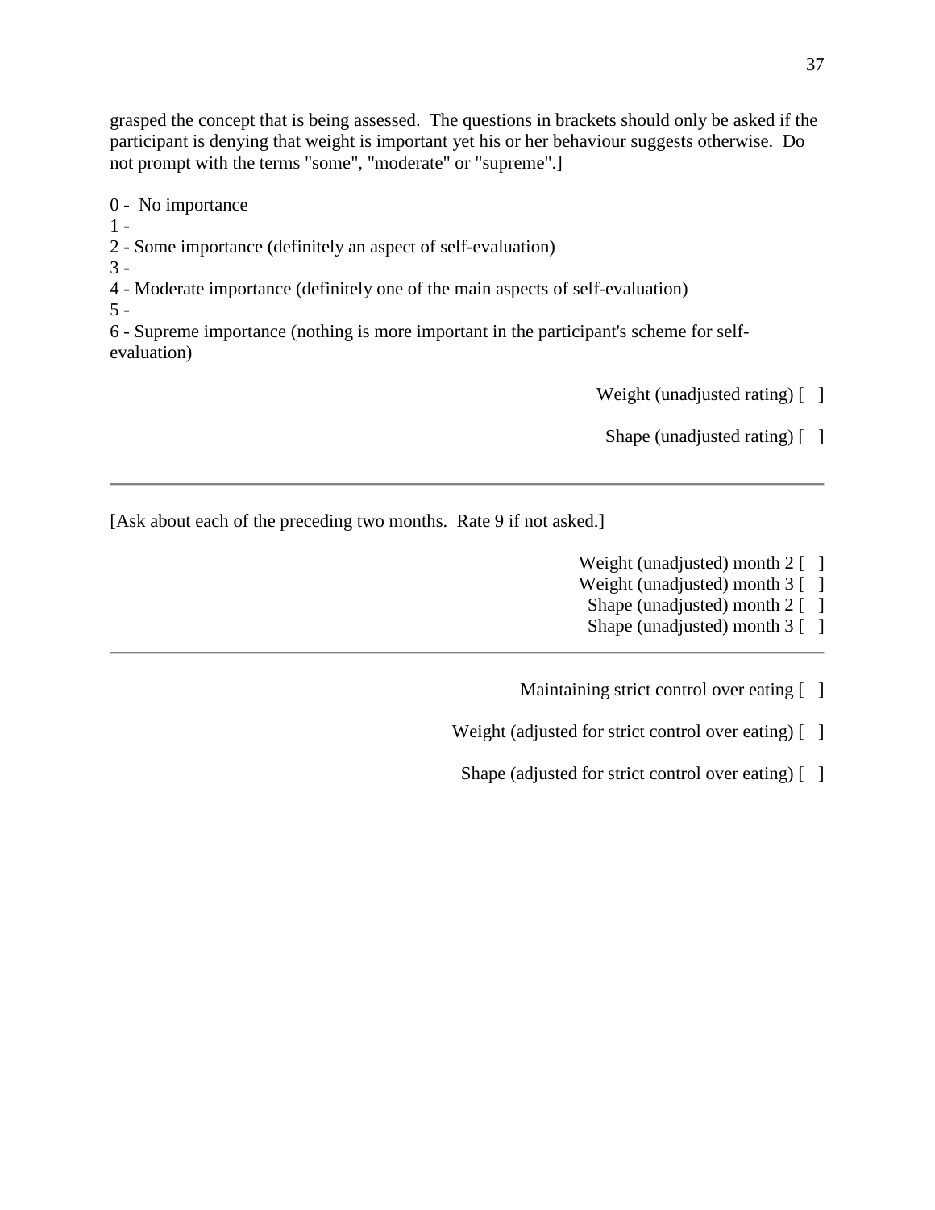grasped the concept that is being assessed. The questions in brackets should only be asked if the participant is denying that weight is important yet his or her behaviour suggests otherwise. Do not prompt with the terms "some", "moderate" or "supreme".]

0 - No importance
1 -
2 - Some importance (definitely an aspect of self-evaluation)
3 -
4 - Moderate importance (definitely one of the main aspects of self-evaluation)
5 -
6 - Supreme importance (nothing is more important in the participant's scheme for self-evaluation)

Weight (unadjusted rating) [ ]

Shape (unadjusted rating) [ ]

---

[Ask about each of the preceding two months. Rate 9 if not asked.]

Weight (unadjusted) month 2 [ ]
Weight (unadjusted) month 3 [ ]
Shape (unadjusted) month 2 [ ]
Shape (unadjusted) month 3 [ ]

---

Maintaining strict control over eating [ ]

Weight (adjusted for strict control over eating) [ ]

Shape (adjusted for strict control over eating) [ ]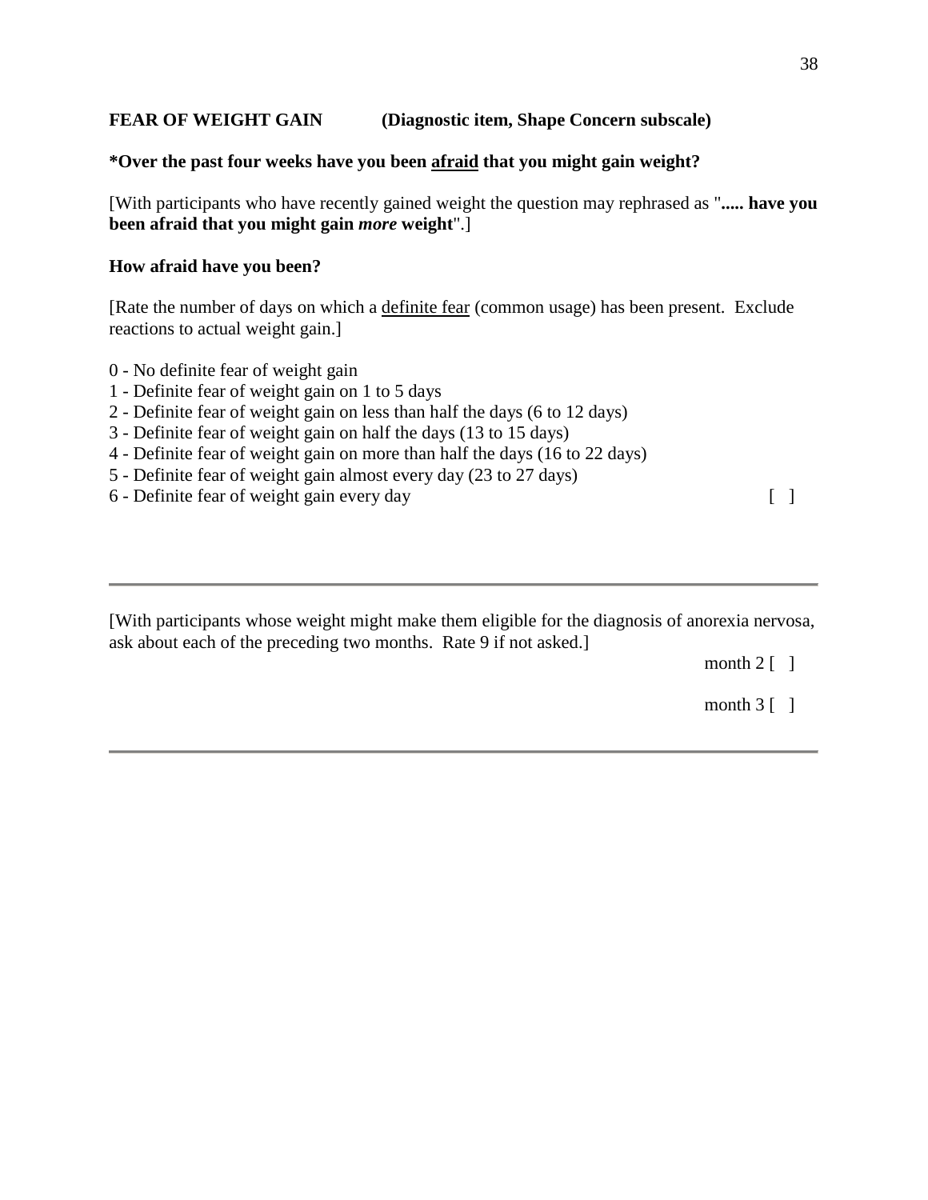**FEAR OF WEIGHT GAIN (Diagnostic item, Shape Concern subscale)**

**\*Over the past four weeks have you been <u>afraid</u> that you might gain weight?**

[With participants who have recently gained weight the question may rephrased as "**..... have you been afraid that you might gain *more* weight**".]

**How afraid have you been?**

[Rate the number of days on which a <u>definite fear</u> (common usage) has been present. Exclude reactions to actual weight gain.]

0 - No definite fear of weight gain
1 - Definite fear of weight gain on 1 to 5 days
2 - Definite fear of weight gain on less than half the days (6 to 12 days)
3 - Definite fear of weight gain on half the days (13 to 15 days)
4 - Definite fear of weight gain on more than half the days (16 to 22 days)
5 - Definite fear of weight gain almost every day (23 to 27 days)
6 - Definite fear of weight gain every day [ ]

---

[With participants whose weight might make them eligible for the diagnosis of anorexia nervosa, ask about each of the preceding two months. Rate 9 if not asked.]

month 2 [ ]

month 3 [ ]

---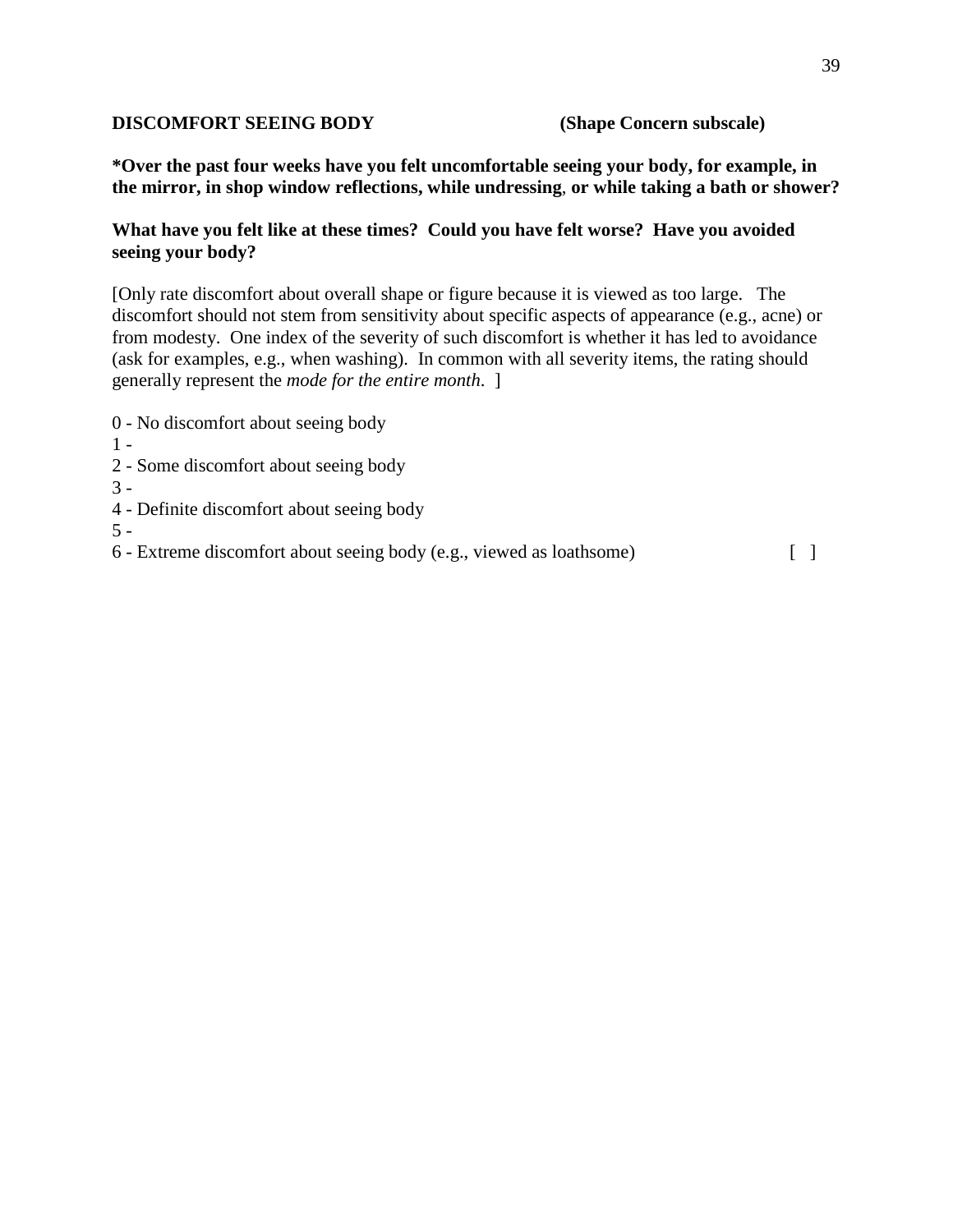**DISCOMFORT SEEING BODY** **(Shape Concern subscale)**

**\*Over the past four weeks have you felt uncomfortable seeing your body, for example, in the mirror, in shop window reflections, while undressing, or while taking a bath or shower?**

**What have you felt like at these times? Could you have felt worse? Have you avoided seeing your body?**

[Only rate discomfort about overall shape or figure because it is viewed as too large. The discomfort should not stem from sensitivity about specific aspects of appearance (e.g., acne) or from modesty. One index of the severity of such discomfort is whether it has led to avoidance (ask for examples, e.g., when washing). In common with all severity items, the rating should generally represent the *mode for the entire month*. ]

0 - No discomfort about seeing body
1 -
2 - Some discomfort about seeing body
3 -
4 - Definite discomfort about seeing body
5 -
6 - Extreme discomfort about seeing body (e.g., viewed as loathsome) [ ]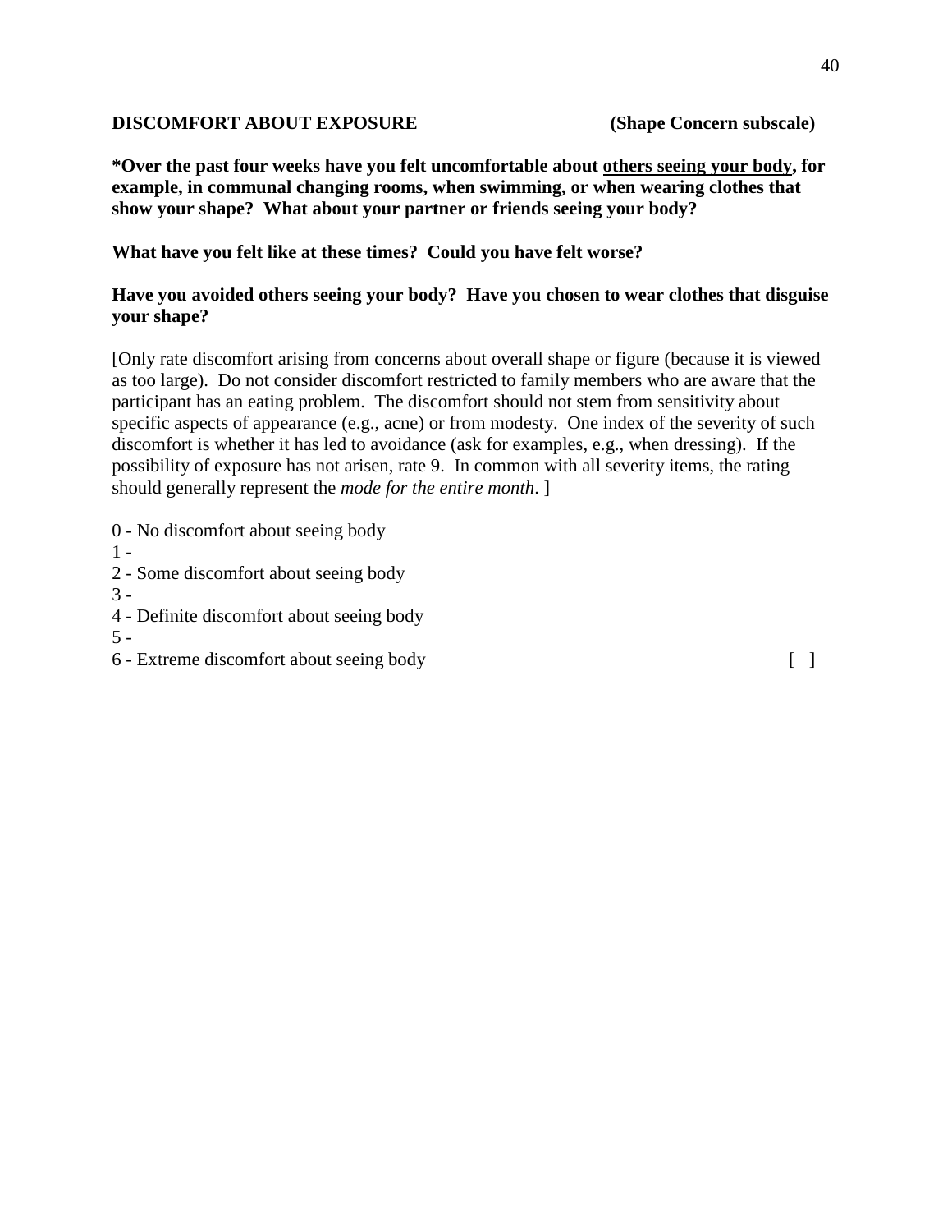**DISCOMFORT ABOUT EXPOSURE** **(Shape Concern subscale)**

**\*Over the past four weeks have you felt uncomfortable about <u>others seeing your body</u>, for example, in communal changing rooms, when swimming, or when wearing clothes that show your shape? What about your partner or friends seeing your body?**

**What have you felt like at these times? Could you have felt worse?**

**Have you avoided others seeing your body? Have you chosen to wear clothes that disguise your shape?**

[Only rate discomfort arising from concerns about overall shape or figure (because it is viewed as too large). Do not consider discomfort restricted to family members who are aware that the participant has an eating problem. The discomfort should not stem from sensitivity about specific aspects of appearance (e.g., acne) or from modesty. One index of the severity of such discomfort is whether it has led to avoidance (ask for examples, e.g., when dressing). If the possibility of exposure has not arisen, rate 9. In common with all severity items, the rating should generally represent the *mode for the entire month*. ]

0 - No discomfort about seeing body
1 -
2 - Some discomfort about seeing body
3 -
4 - Definite discomfort about seeing body
5 -
6 - Extreme discomfort about seeing body [ ]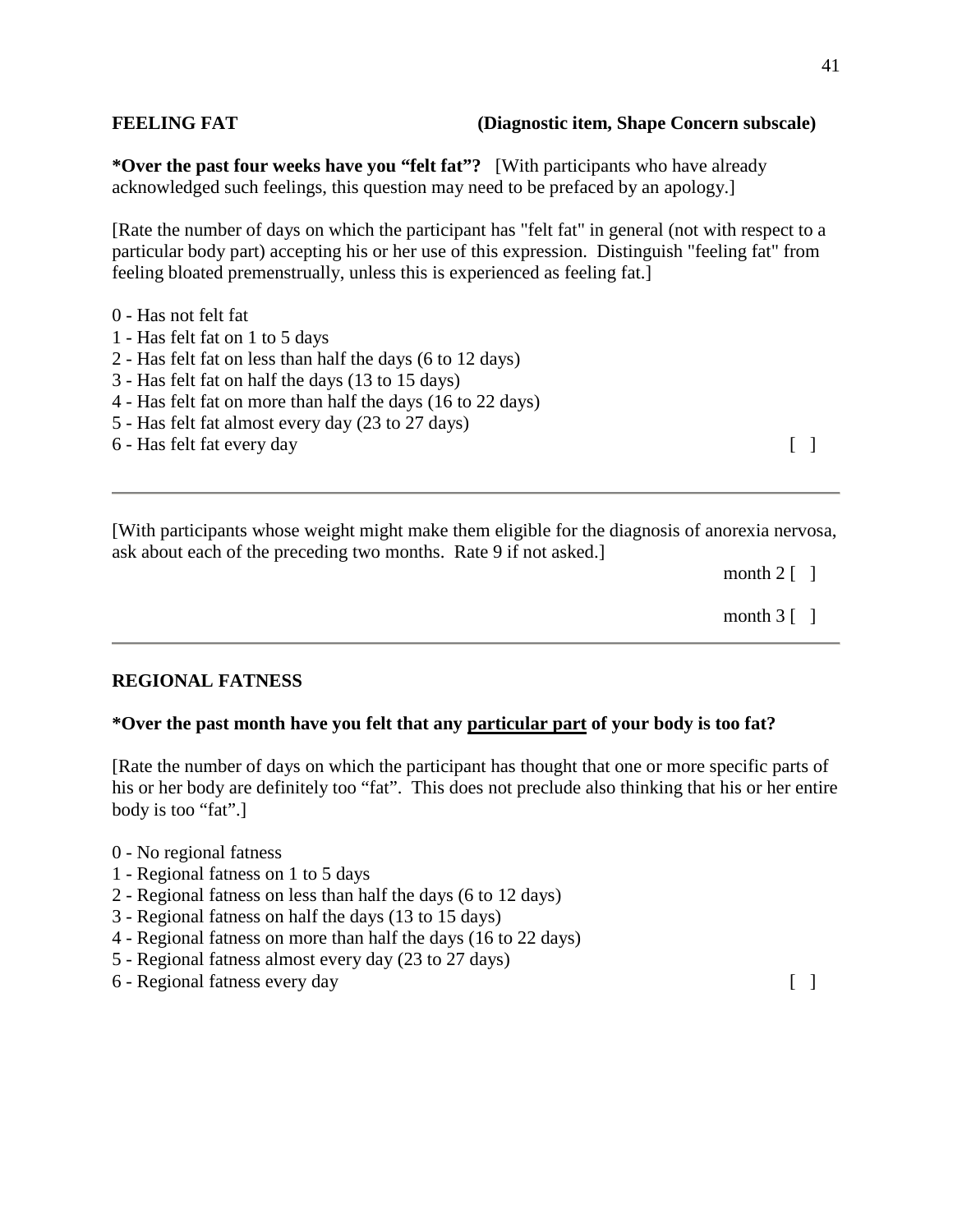**FEELING FAT** **(Diagnostic item, Shape Concern subscale)**

***Over the past four weeks have you "felt fat"?** [With participants who have already acknowledged such feelings, this question may need to be prefaced by an apology.]

[Rate the number of days on which the participant has "felt fat" in general (not with respect to a particular body part) accepting his or her use of this expression. Distinguish "feeling fat" from feeling bloated premenstrually, unless this is experienced as feeling fat.]

0 - Has not felt fat
1 - Has felt fat on 1 to 5 days
2 - Has felt fat on less than half the days (6 to 12 days)
3 - Has felt fat on half the days (13 to 15 days)
4 - Has felt fat on more than half the days (16 to 22 days)
5 - Has felt fat almost every day (23 to 27 days)
6 - Has felt fat every day [ ]

---

[With participants whose weight might make them eligible for the diagnosis of anorexia nervosa, ask about each of the preceding two months. Rate 9 if not asked.]

month 2 [ ]

month 3 [ ]

---

**REGIONAL FATNESS**

***Over the past month have you felt that any <u>particular part</u> of your body is too fat?**

[Rate the number of days on which the participant has thought that one or more specific parts of his or her body are definitely too "fat". This does not preclude also thinking that his or her entire body is too "fat".]

0 - No regional fatness
1 - Regional fatness on 1 to 5 days
2 - Regional fatness on less than half the days (6 to 12 days)
3 - Regional fatness on half the days (13 to 15 days)
4 - Regional fatness on more than half the days (16 to 22 days)
5 - Regional fatness almost every day (23 to 27 days)
6 - Regional fatness every day [ ]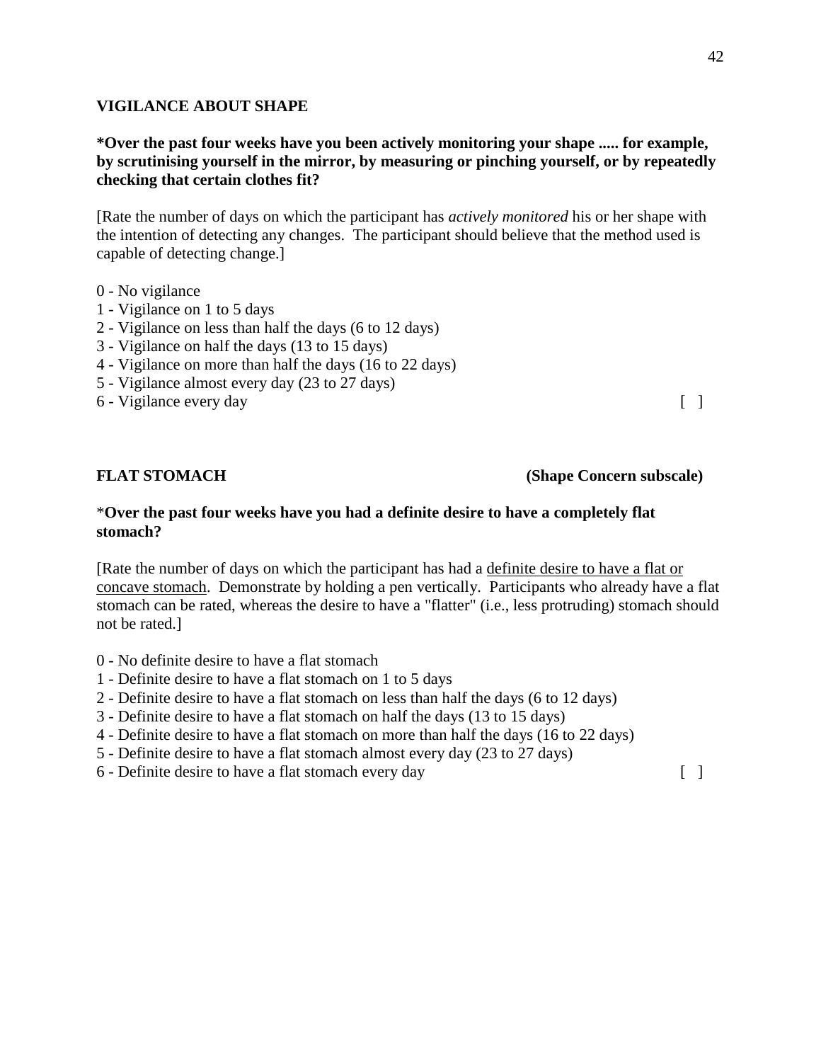**VIGILANCE ABOUT SHAPE**

**\*Over the past four weeks have you been actively monitoring your shape ..... for example, by scrutinising yourself in the mirror, by measuring or pinching yourself, or by repeatedly checking that certain clothes fit?**

[Rate the number of days on which the participant has *actively monitored* his or her shape with the intention of detecting any changes. The participant should believe that the method used is capable of detecting change.]

0 - No vigilance
1 - Vigilance on 1 to 5 days
2 - Vigilance on less than half the days (6 to 12 days)
3 - Vigilance on half the days (13 to 15 days)
4 - Vigilance on more than half the days (16 to 22 days)
5 - Vigilance almost every day (23 to 27 days)
6 - Vigilance every day [ ]

**FLAT STOMACH** **(Shape Concern subscale)**

\***Over the past four weeks have you had a definite desire to have a completely flat stomach?**

[Rate the number of days on which the participant has had a <u>definite desire to have a flat or concave stomach</u>. Demonstrate by holding a pen vertically. Participants who already have a flat stomach can be rated, whereas the desire to have a "flatter" (i.e., less protruding) stomach should not be rated.]

0 - No definite desire to have a flat stomach
1 - Definite desire to have a flat stomach on 1 to 5 days
2 - Definite desire to have a flat stomach on less than half the days (6 to 12 days)
3 - Definite desire to have a flat stomach on half the days (13 to 15 days)
4 - Definite desire to have a flat stomach on more than half the days (16 to 22 days)
5 - Definite desire to have a flat stomach almost every day (23 to 27 days)
6 - Definite desire to have a flat stomach every day [ ]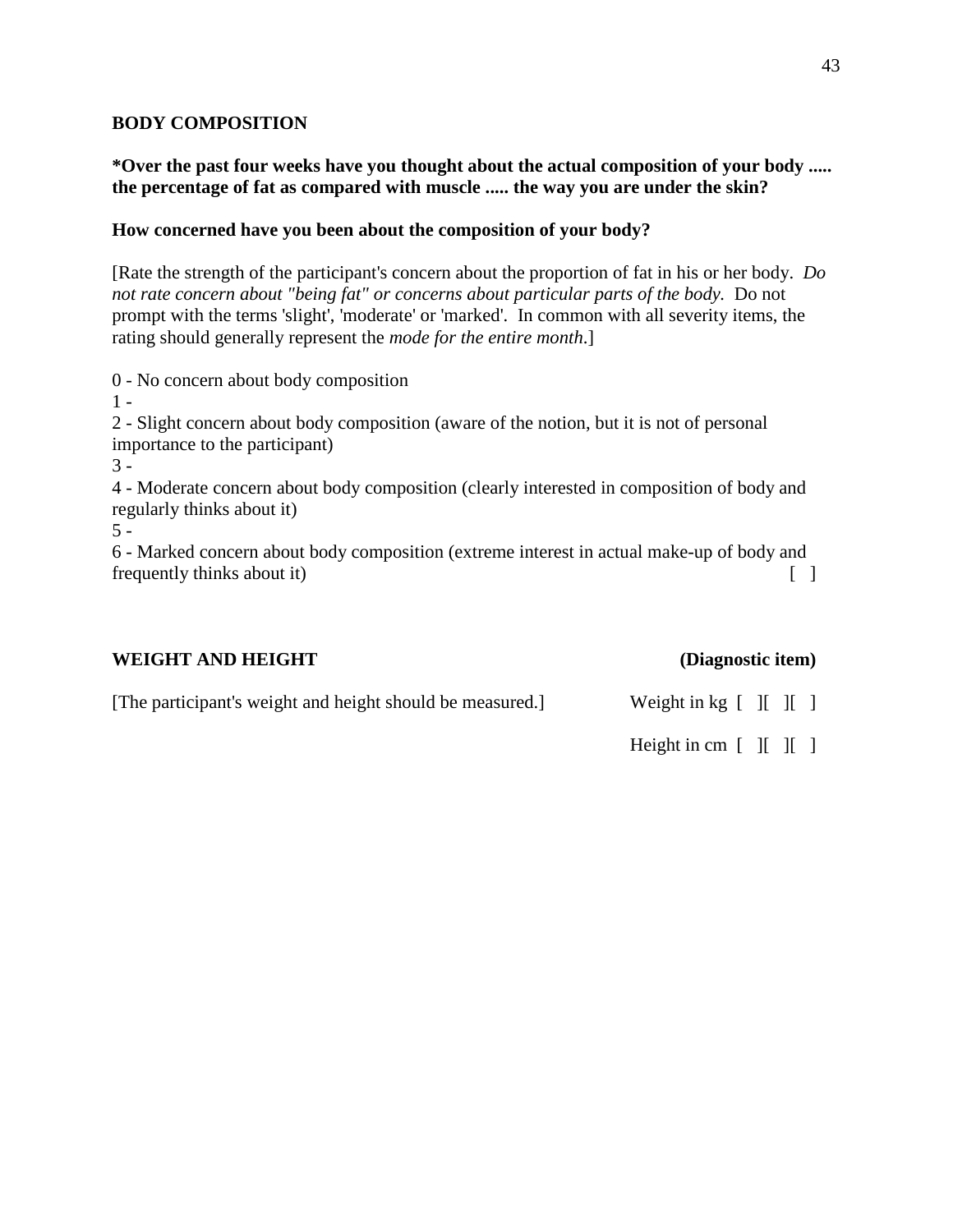## BODY COMPOSITION

**\*Over the past four weeks have you thought about the actual composition of your body ..... the percentage of fat as compared with muscle ..... the way you are under the skin?**

**How concerned have you been about the composition of your body?**

[Rate the strength of the participant's concern about the proportion of fat in his or her body. *Do not rate concern about "being fat" or concerns about particular parts of the body.* Do not prompt with the terms 'slight', 'moderate' or 'marked'. In common with all severity items, the rating should generally represent the *mode for the entire month*.]

0 - No concern about body composition
1 -
2 - Slight concern about body composition (aware of the notion, but it is not of personal importance to the participant)
3 -
4 - Moderate concern about body composition (clearly interested in composition of body and regularly thinks about it)
5 -
6 - Marked concern about body composition (extreme interest in actual make-up of body and frequently thinks about it) [ ]

## WEIGHT AND HEIGHT (Diagnostic item)

[The participant's weight and height should be measured.]

Weight in kg [ ][ ][ ]

Height in cm [ ][ ][ ]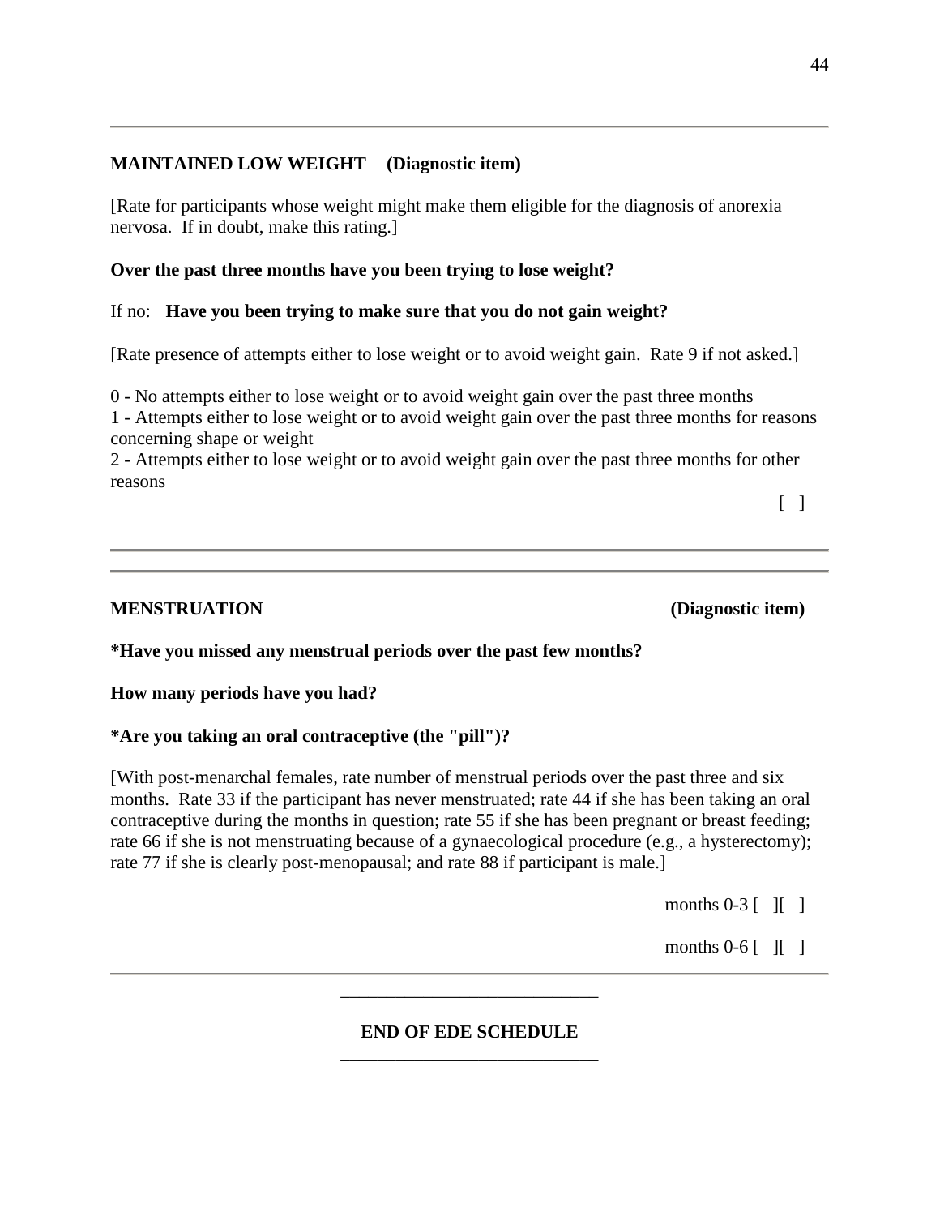---

**MAINTAINED LOW WEIGHT (Diagnostic item)**

[Rate for participants whose weight might make them eligible for the diagnosis of anorexia nervosa. If in doubt, make this rating.]

**Over the past three months have you been trying to lose weight?**

If no: **Have you been trying to make sure that you do not gain weight?**

[Rate presence of attempts either to lose weight or to avoid weight gain. Rate 9 if not asked.]

0 - No attempts either to lose weight or to avoid weight gain over the past three months
1 - Attempts either to lose weight or to avoid weight gain over the past three months for reasons concerning shape or weight
2 - Attempts either to lose weight or to avoid weight gain over the past three months for other reasons

[ ]

---

---

**MENSTRUATION (Diagnostic item)**

**\*Have you missed any menstrual periods over the past few months?**

**How many periods have you had?**

**\*Are you taking an oral contraceptive (the "pill")?**

[With post-menarchal females, rate number of menstrual periods over the past three and six months. Rate 33 if the participant has never menstruated; rate 44 if she has been taking an oral contraceptive during the months in question; rate 55 if she has been pregnant or breast feeding; rate 66 if she is not menstruating because of a gynaecological procedure (e.g., a hysterectomy); rate 77 if she is clearly post-menopausal; and rate 88 if participant is male.]

months 0-3 [ ][ ]

months 0-6 [ ][ ]

---

**END OF EDE SCHEDULE**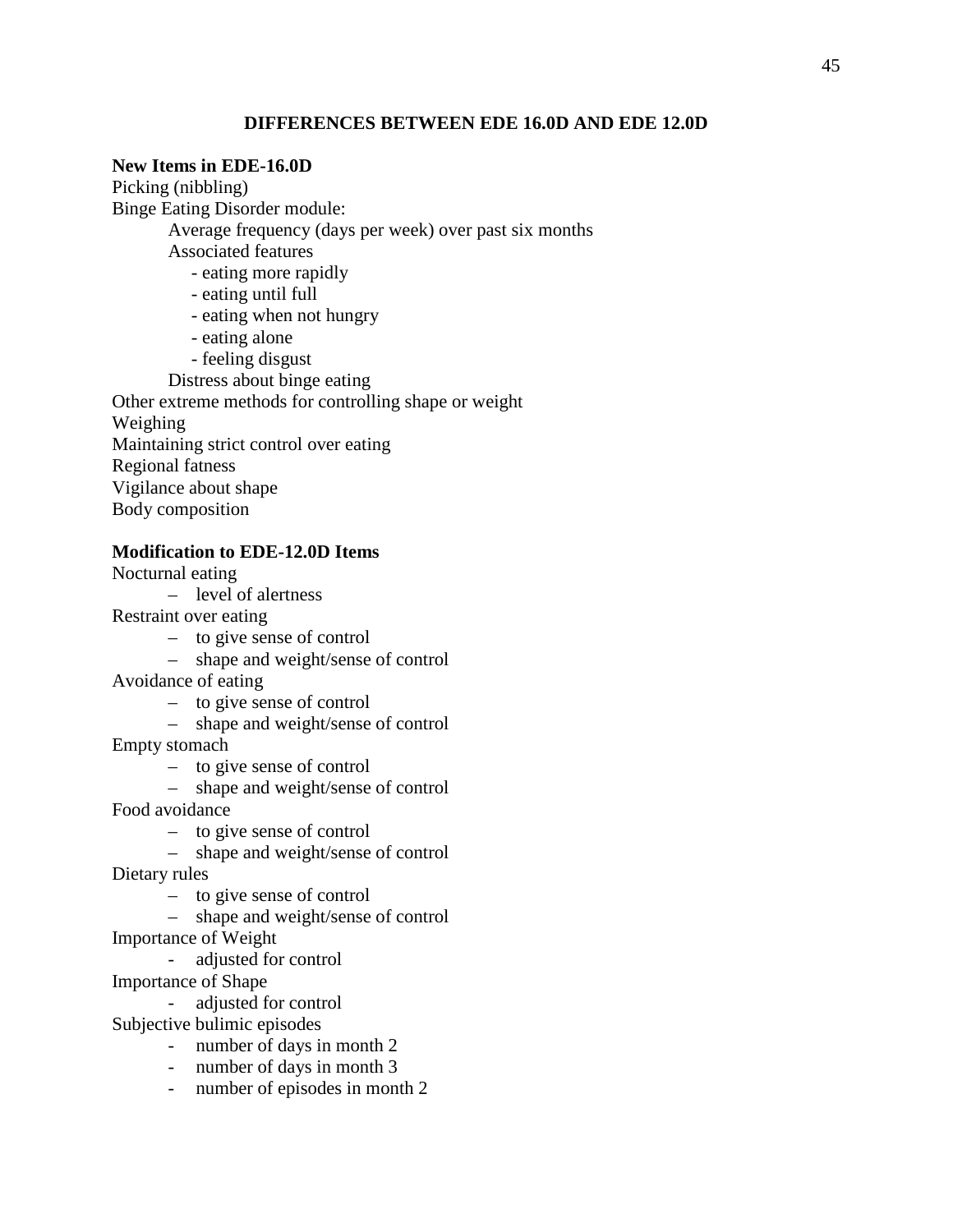## DIFFERENCES BETWEEN EDE 16.0D AND EDE 12.0D

**New Items in EDE-16.0D**

Picking (nibbling)

Binge Eating Disorder module:

- Average frequency (days per week) over past six months
- Associated features
  - eating more rapidly
  - eating until full
  - eating when not hungry
  - eating alone
  - feeling disgust
- Distress about binge eating

Other extreme methods for controlling shape or weight

Weighing

Maintaining strict control over eating

Regional fatness

Vigilance about shape

Body composition

**Modification to EDE-12.0D Items**

Nocturnal eating

- level of alertness

Restraint over eating

- to give sense of control
- shape and weight/sense of control

Avoidance of eating

- to give sense of control
- shape and weight/sense of control

Empty stomach

- to give sense of control
- shape and weight/sense of control

Food avoidance

- to give sense of control
- shape and weight/sense of control

Dietary rules

- to give sense of control
- shape and weight/sense of control

Importance of Weight

- adjusted for control

Importance of Shape

- adjusted for control

Subjective bulimic episodes

- number of days in month 2
- number of days in month 3
- number of episodes in month 2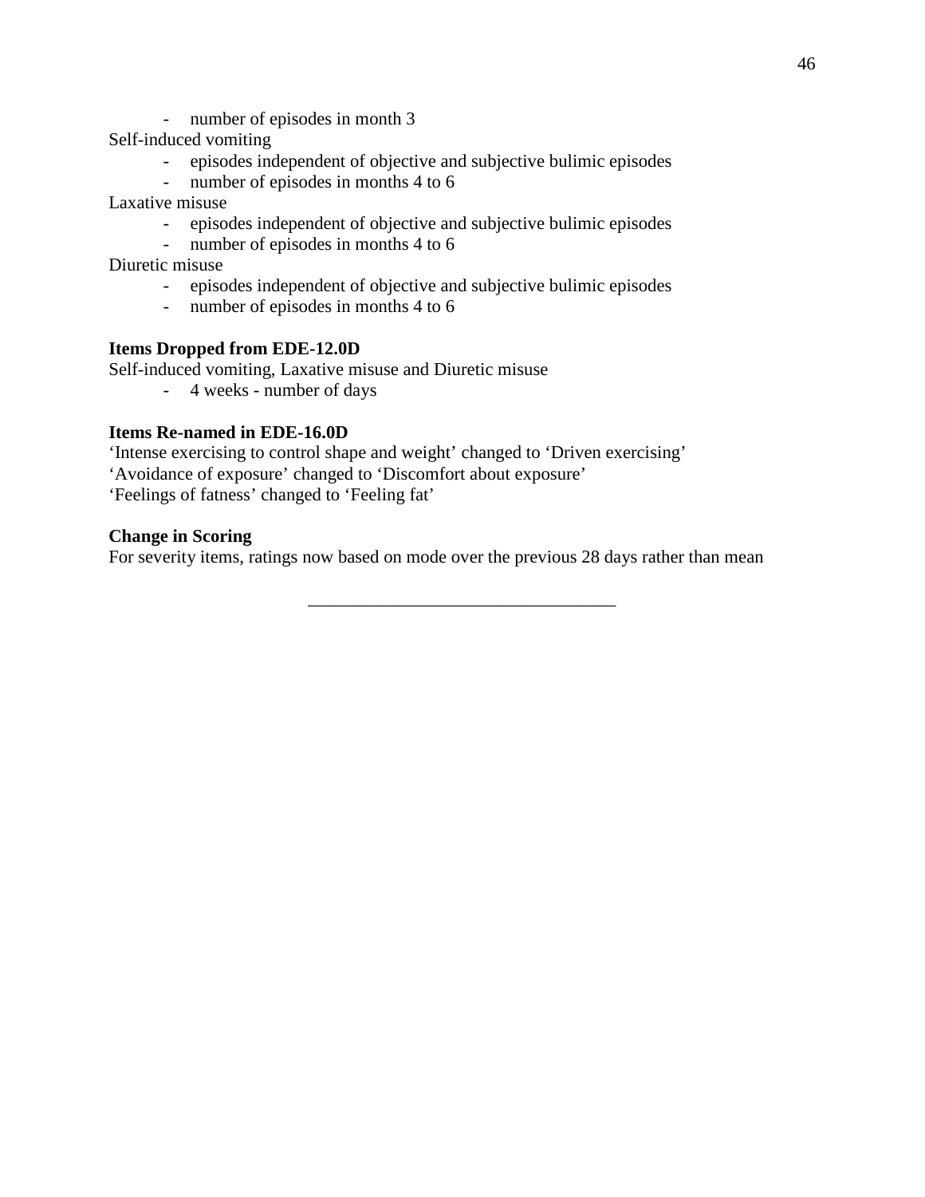- number of episodes in month 3

Self-induced vomiting

- episodes independent of objective and subjective bulimic episodes
- number of episodes in months 4 to 6

Laxative misuse

- episodes independent of objective and subjective bulimic episodes
- number of episodes in months 4 to 6

Diuretic misuse

- episodes independent of objective and subjective bulimic episodes
- number of episodes in months 4 to 6

**Items Dropped from EDE-12.0D**

Self-induced vomiting, Laxative misuse and Diuretic misuse

- 4 weeks - number of days

**Items Re-named in EDE-16.0D**

'Intense exercising to control shape and weight' changed to 'Driven exercising'
'Avoidance of exposure' changed to 'Discomfort about exposure'
'Feelings of fatness' changed to 'Feeling fat'

**Change in Scoring**

For severity items, ratings now based on mode over the previous 28 days rather than mean

---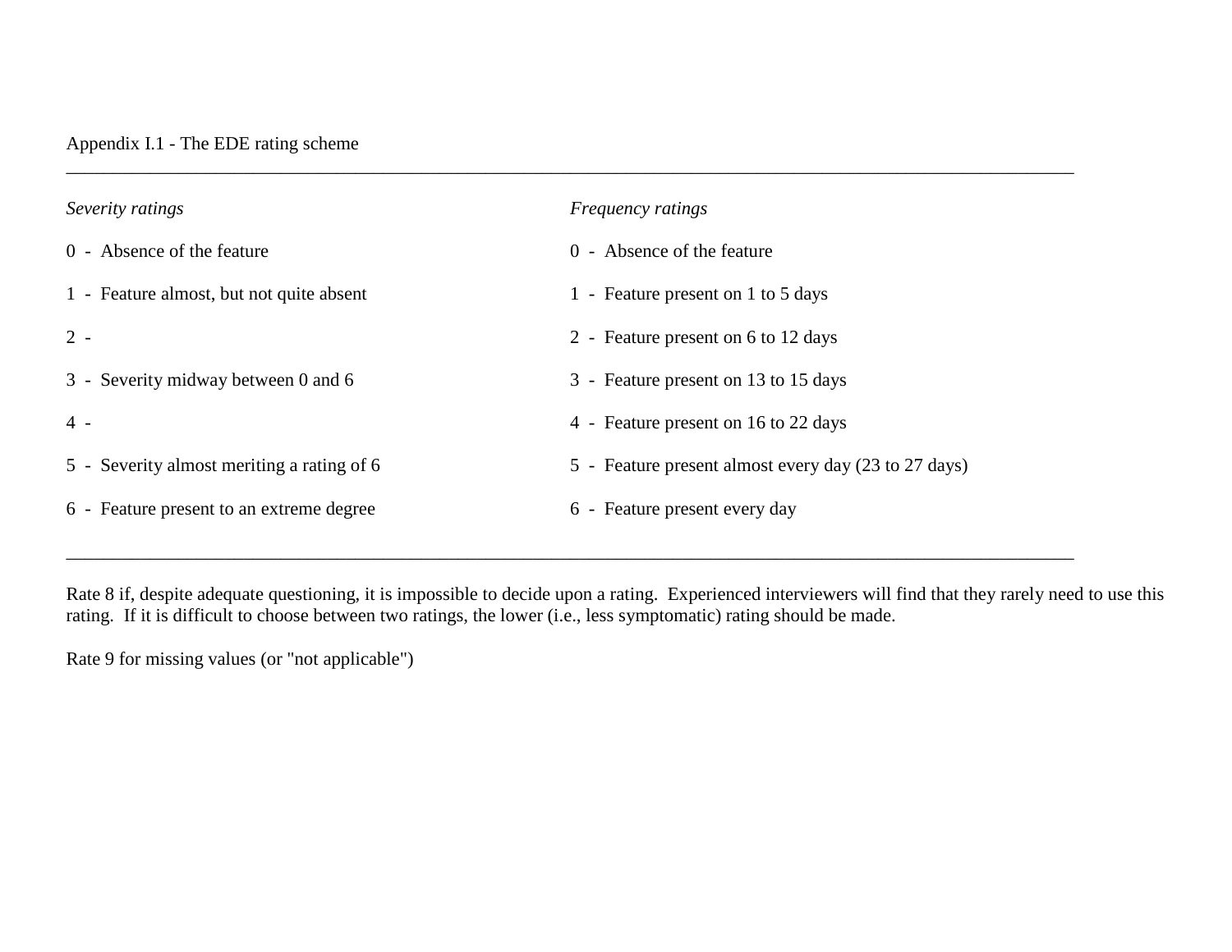Appendix I.1 - The EDE rating scheme

| *Severity ratings* | *Frequency ratings* |
| --- | --- |
| 0 - Absence of the feature | 0 - Absence of the feature |
| 1 - Feature almost, but not quite absent | 1 - Feature present on 1 to 5 days |
| 2 - | 2 - Feature present on 6 to 12 days |
| 3 - Severity midway between 0 and 6 | 3 - Feature present on 13 to 15 days |
| 4 - | 4 - Feature present on 16 to 22 days |
| 5 - Severity almost meriting a rating of 6 | 5 - Feature present almost every day (23 to 27 days) |
| 6 - Feature present to an extreme degree | 6 - Feature present every day |

Rate 8 if, despite adequate questioning, it is impossible to decide upon a rating. Experienced interviewers will find that they rarely need to use this rating. If it is difficult to choose between two ratings, the lower (i.e., less symptomatic) rating should be made.

Rate 9 for missing values (or "not applicable")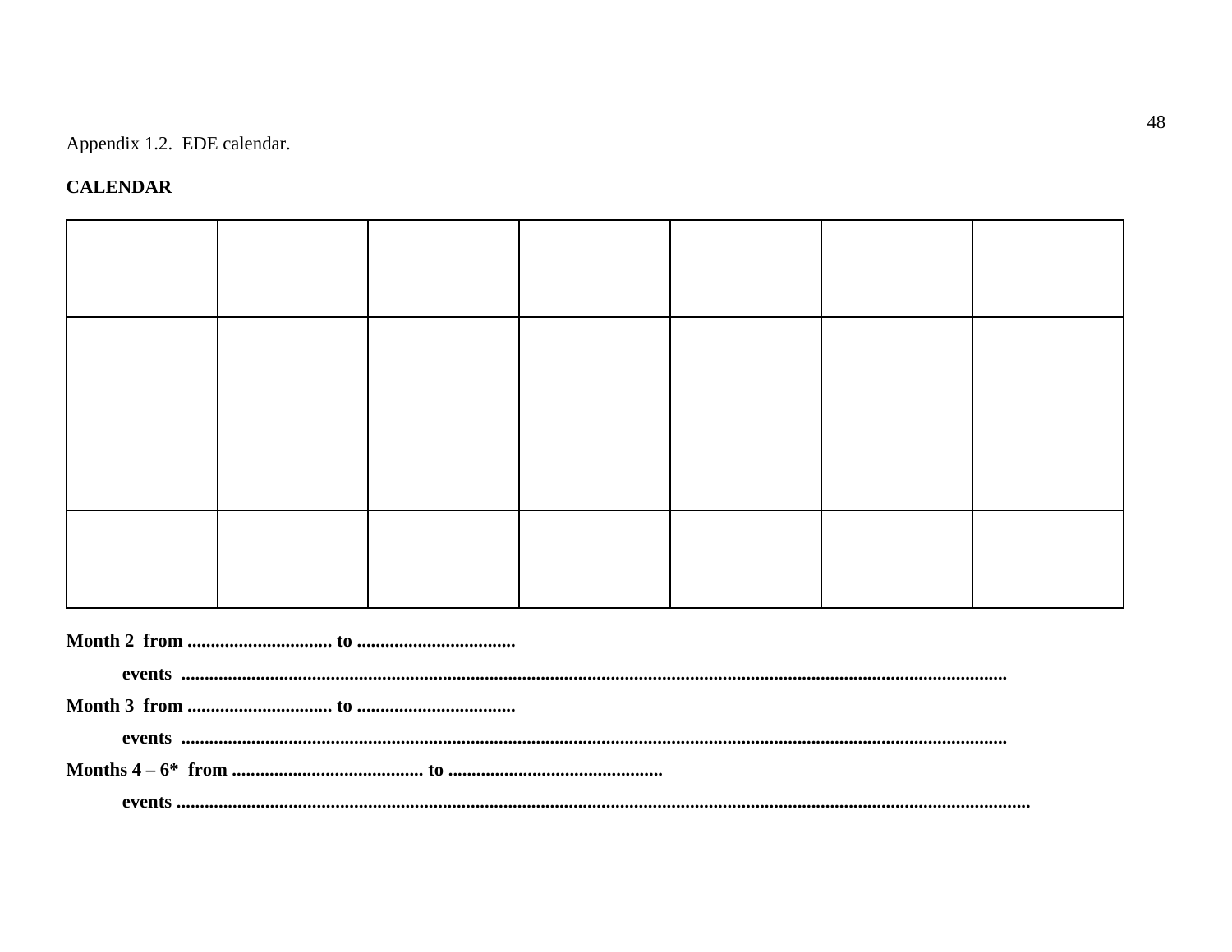Appendix 1.2. EDE calendar.

**CALENDAR**

| | | | | | | |
|---|---|---|---|---|---|---|
| | | | | | | |
| | | | | | | |
| | | | | | | |

**Month 2 from ............................... to ..................................**

**events .........................................................................................................................................................................**

**Month 3 from ............................... to ..................................**

**events .........................................................................................................................................................................**

**Months 4 – 6* from ......................................... to .............................................**

**events ...........................................................................................................................................................................**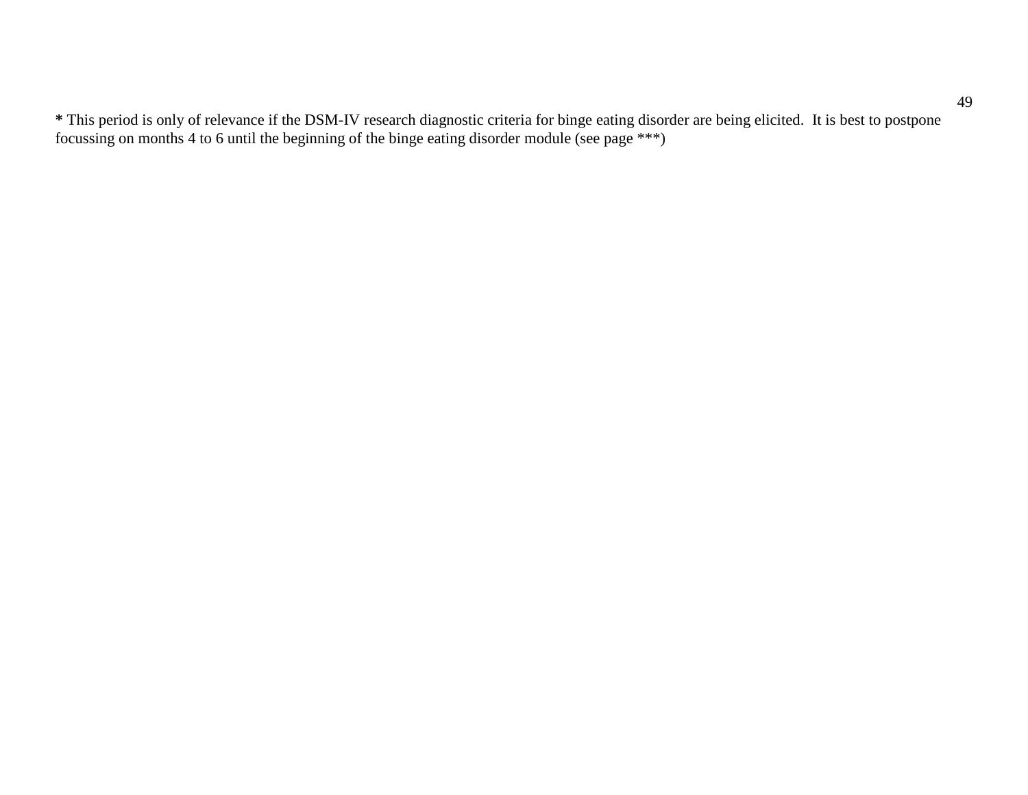**\*** This period is only of relevance if the DSM-IV research diagnostic criteria for binge eating disorder are being elicited.  It is best to postpone focussing on months 4 to 6 until the beginning of the binge eating disorder module (see page ***)